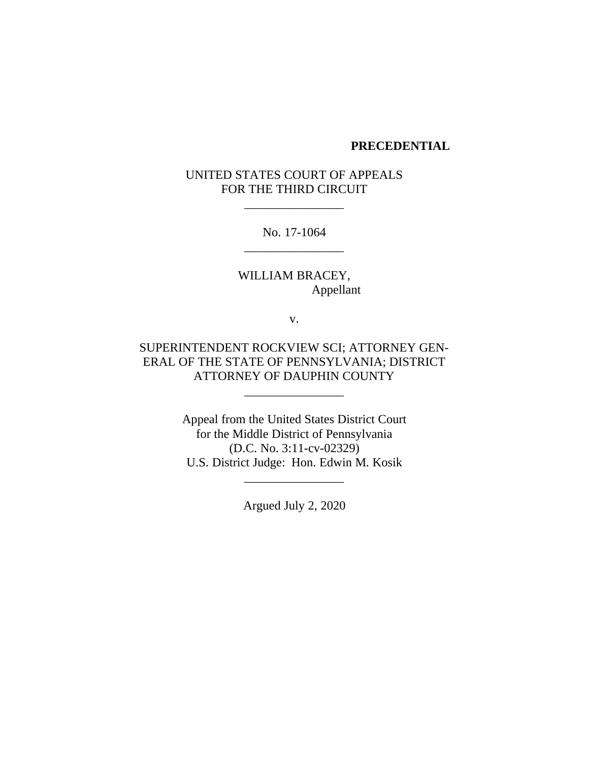**PRECEDENTIAL**

UNITED STATES COURT OF APPEALS
FOR THE THIRD CIRCUIT

\_\_\_\_\_\_\_\_\_\_\_\_\_\_\_\_

No. 17-1064

\_\_\_\_\_\_\_\_\_\_\_\_\_\_\_\_

WILLIAM BRACEY,
Appellant

v.

SUPERINTENDENT ROCKVIEW SCI; ATTORNEY GENERAL OF THE STATE OF PENNSYLVANIA; DISTRICT ATTORNEY OF DAUPHIN COUNTY

\_\_\_\_\_\_\_\_\_\_\_\_\_\_\_\_

Appeal from the United States District Court
for the Middle District of Pennsylvania
(D.C. No. 3:11-cv-02329)
U.S. District Judge: Hon. Edwin M. Kosik

\_\_\_\_\_\_\_\_\_\_\_\_\_\_\_\_

Argued July 2, 2020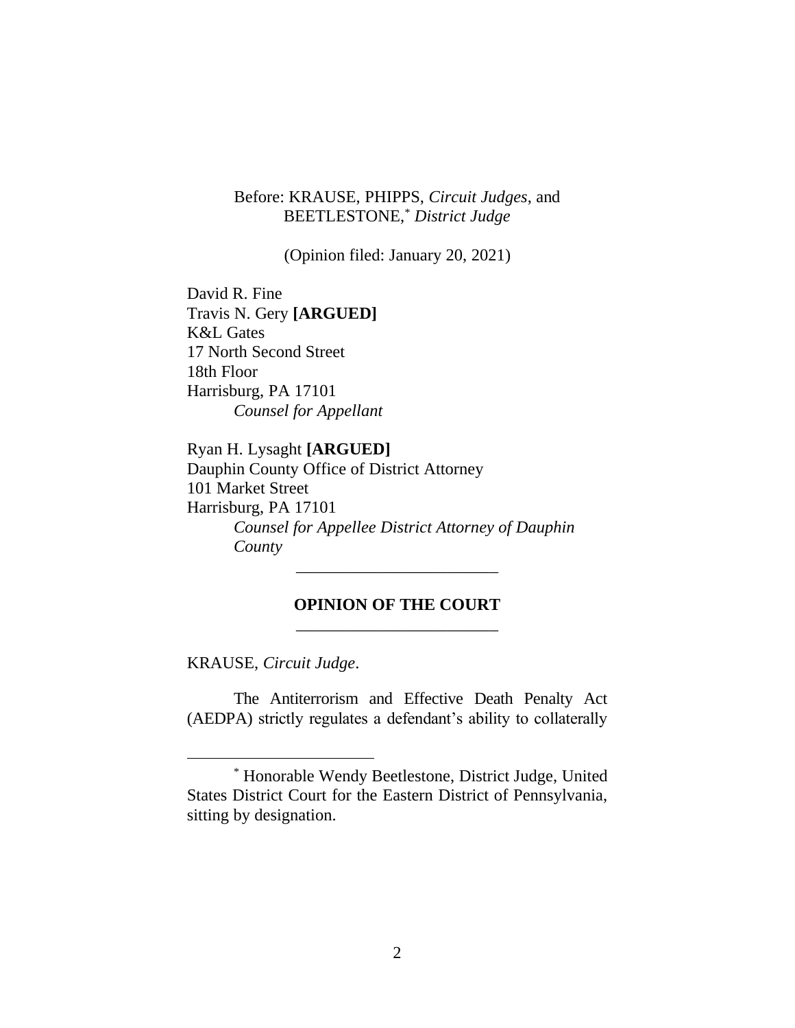Before: KRAUSE, PHIPPS, *Circuit Judges*, and BEETLESTONE,[*] *District Judge*

(Opinion filed: January 20, 2021)

David R. Fine
Travis N. Gery **[ARGUED]**
K&L Gates
17 North Second Street
18th Floor
Harrisburg, PA 17101
*Counsel for Appellant*

Ryan H. Lysaght **[ARGUED]**
Dauphin County Office of District Attorney
101 Market Street
Harrisburg, PA 17101
*Counsel for Appellee District Attorney of Dauphin County*

---

**OPINION OF THE COURT**

---

KRAUSE, *Circuit Judge*.

The Antiterrorism and Effective Death Penalty Act (AEDPA) strictly regulates a defendant's ability to collaterally

---

[*] Honorable Wendy Beetlestone, District Judge, United States District Court for the Eastern District of Pennsylvania, sitting by designation.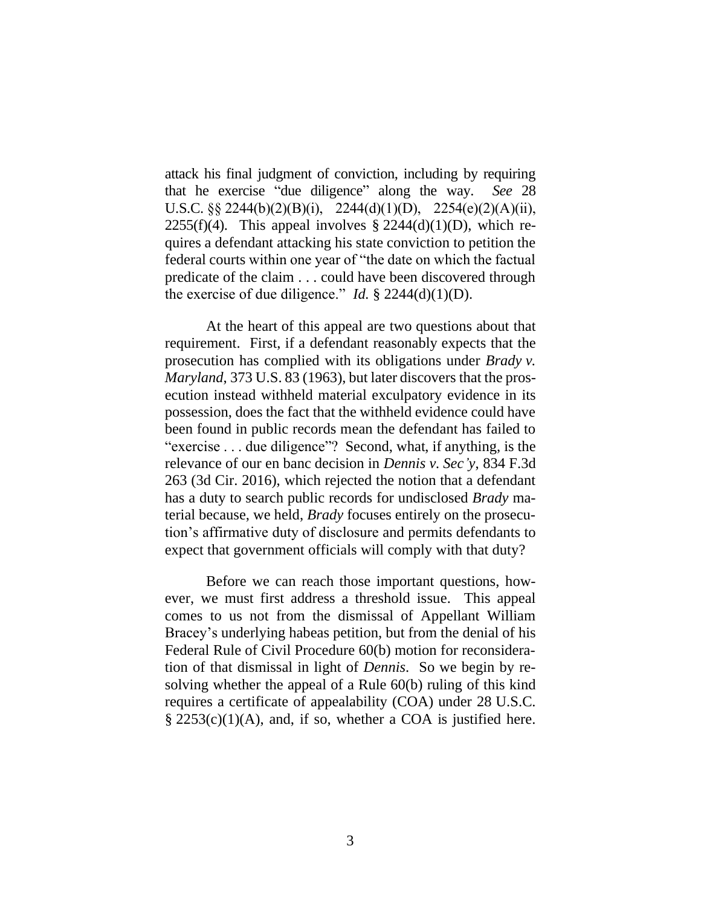attack his final judgment of conviction, including by requiring that he exercise "due diligence" along the way. *See* 28 U.S.C. §§ 2244(b)(2)(B)(i), 2244(d)(1)(D), 2254(e)(2)(A)(ii), 2255(f)(4). This appeal involves § 2244(d)(1)(D), which requires a defendant attacking his state conviction to petition the federal courts within one year of "the date on which the factual predicate of the claim . . . could have been discovered through the exercise of due diligence." *Id.* § 2244(d)(1)(D).

At the heart of this appeal are two questions about that requirement. First, if a defendant reasonably expects that the prosecution has complied with its obligations under *Brady v. Maryland*, 373 U.S. 83 (1963), but later discovers that the prosecution instead withheld material exculpatory evidence in its possession, does the fact that the withheld evidence could have been found in public records mean the defendant has failed to "exercise . . . due diligence"? Second, what, if anything, is the relevance of our en banc decision in *Dennis v. Sec'y*, 834 F.3d 263 (3d Cir. 2016), which rejected the notion that a defendant has a duty to search public records for undisclosed *Brady* material because, we held, *Brady* focuses entirely on the prosecution's affirmative duty of disclosure and permits defendants to expect that government officials will comply with that duty?

Before we can reach those important questions, however, we must first address a threshold issue. This appeal comes to us not from the dismissal of Appellant William Bracey's underlying habeas petition, but from the denial of his Federal Rule of Civil Procedure 60(b) motion for reconsideration of that dismissal in light of *Dennis*. So we begin by resolving whether the appeal of a Rule 60(b) ruling of this kind requires a certificate of appealability (COA) under 28 U.S.C. § 2253(c)(1)(A), and, if so, whether a COA is justified here.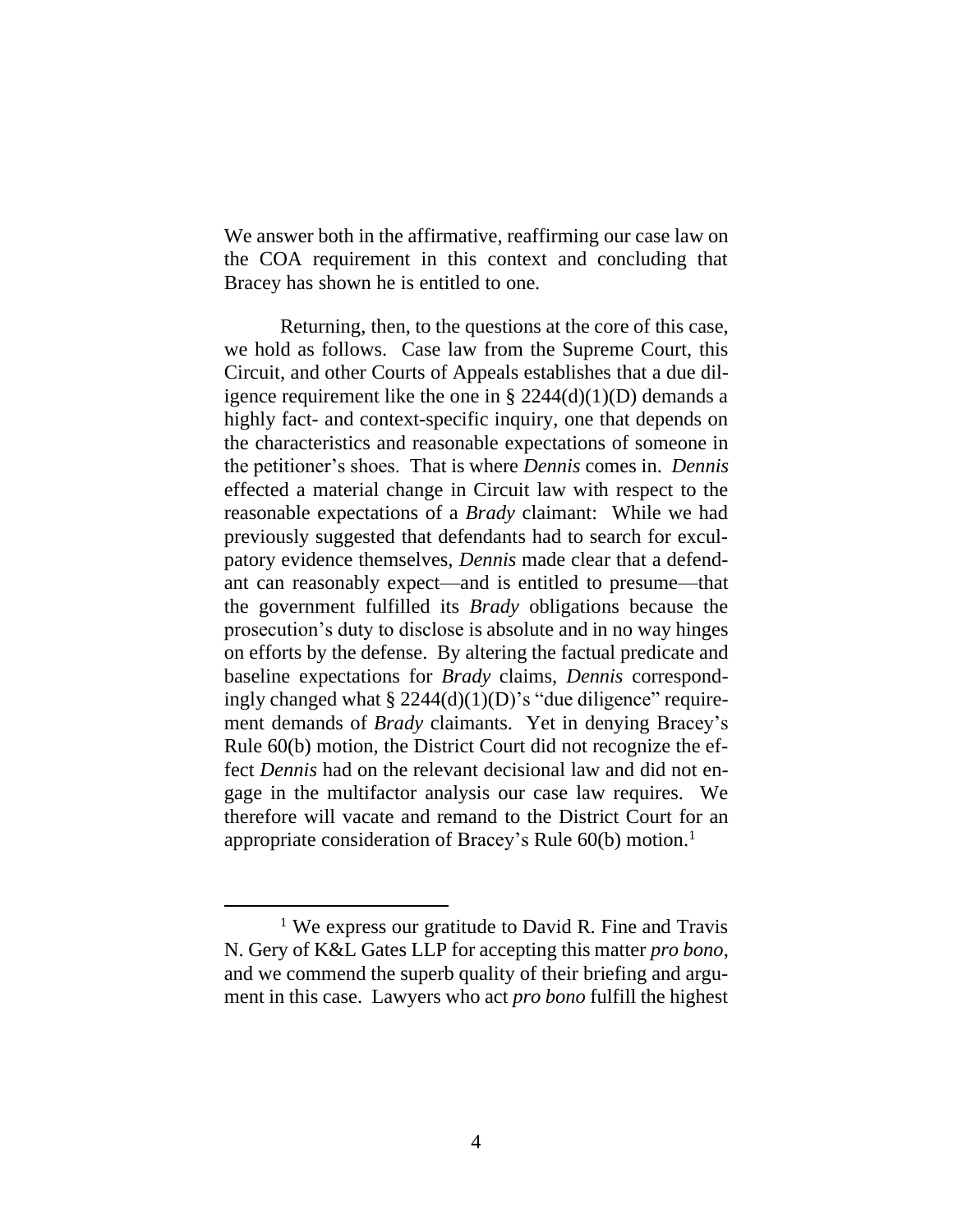We answer both in the affirmative, reaffirming our case law on the COA requirement in this context and concluding that Bracey has shown he is entitled to one.

Returning, then, to the questions at the core of this case, we hold as follows. Case law from the Supreme Court, this Circuit, and other Courts of Appeals establishes that a due diligence requirement like the one in § 2244(d)(1)(D) demands a highly fact- and context-specific inquiry, one that depends on the characteristics and reasonable expectations of someone in the petitioner's shoes. That is where *Dennis* comes in. *Dennis* effected a material change in Circuit law with respect to the reasonable expectations of a *Brady* claimant: While we had previously suggested that defendants had to search for exculpatory evidence themselves, *Dennis* made clear that a defendant can reasonably expect—and is entitled to presume—that the government fulfilled its *Brady* obligations because the prosecution's duty to disclose is absolute and in no way hinges on efforts by the defense. By altering the factual predicate and baseline expectations for *Brady* claims, *Dennis* correspondingly changed what § 2244(d)(1)(D)'s "due diligence" requirement demands of *Brady* claimants. Yet in denying Bracey's Rule 60(b) motion, the District Court did not recognize the effect *Dennis* had on the relevant decisional law and did not engage in the multifactor analysis our case law requires. We therefore will vacate and remand to the District Court for an appropriate consideration of Bracey's Rule 60(b) motion.[1]

---

[1] We express our gratitude to David R. Fine and Travis N. Gery of K&L Gates LLP for accepting this matter *pro bono*, and we commend the superb quality of their briefing and argument in this case. Lawyers who act *pro bono* fulfill the highest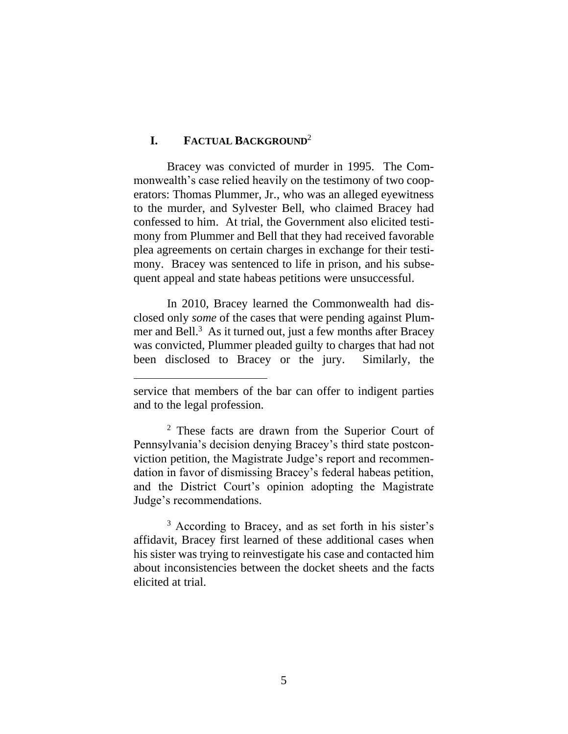## I. FACTUAL BACKGROUND[2]

Bracey was convicted of murder in 1995. The Commonwealth's case relied heavily on the testimony of two cooperators: Thomas Plummer, Jr., who was an alleged eyewitness to the murder, and Sylvester Bell, who claimed Bracey had confessed to him. At trial, the Government also elicited testimony from Plummer and Bell that they had received favorable plea agreements on certain charges in exchange for their testimony. Bracey was sentenced to life in prison, and his subsequent appeal and state habeas petitions were unsuccessful.

In 2010, Bracey learned the Commonwealth had disclosed only *some* of the cases that were pending against Plummer and Bell.[3] As it turned out, just a few months after Bracey was convicted, Plummer pleaded guilty to charges that had not been disclosed to Bracey or the jury. Similarly, the

---

service that members of the bar can offer to indigent parties and to the legal profession.

[2] These facts are drawn from the Superior Court of Pennsylvania's decision denying Bracey's third state postconviction petition, the Magistrate Judge's report and recommendation in favor of dismissing Bracey's federal habeas petition, and the District Court's opinion adopting the Magistrate Judge's recommendations.

[3] According to Bracey, and as set forth in his sister's affidavit, Bracey first learned of these additional cases when his sister was trying to reinvestigate his case and contacted him about inconsistencies between the docket sheets and the facts elicited at trial.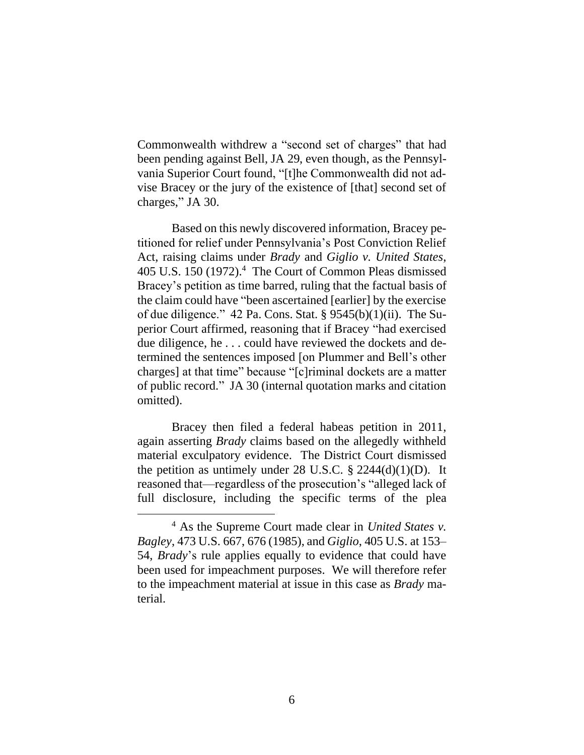Commonwealth withdrew a "second set of charges" that had been pending against Bell, JA 29, even though, as the Pennsylvania Superior Court found, "[t]he Commonwealth did not advise Bracey or the jury of the existence of [that] second set of charges," JA 30.

Based on this newly discovered information, Bracey petitioned for relief under Pennsylvania's Post Conviction Relief Act, raising claims under *Brady* and *Giglio v. United States*, 405 U.S. 150 (1972).[4] The Court of Common Pleas dismissed Bracey's petition as time barred, ruling that the factual basis of the claim could have "been ascertained [earlier] by the exercise of due diligence." 42 Pa. Cons. Stat. § 9545(b)(1)(ii). The Superior Court affirmed, reasoning that if Bracey "had exercised due diligence, he . . . could have reviewed the dockets and determined the sentences imposed [on Plummer and Bell's other charges] at that time" because "[c]riminal dockets are a matter of public record." JA 30 (internal quotation marks and citation omitted).

Bracey then filed a federal habeas petition in 2011, again asserting *Brady* claims based on the allegedly withheld material exculpatory evidence. The District Court dismissed the petition as untimely under 28 U.S.C. § 2244(d)(1)(D). It reasoned that—regardless of the prosecution's "alleged lack of full disclosure, including the specific terms of the plea

[4] As the Supreme Court made clear in *United States v. Bagley*, 473 U.S. 667, 676 (1985), and *Giglio*, 405 U.S. at 153–54, *Brady*'s rule applies equally to evidence that could have been used for impeachment purposes. We will therefore refer to the impeachment material at issue in this case as *Brady* material.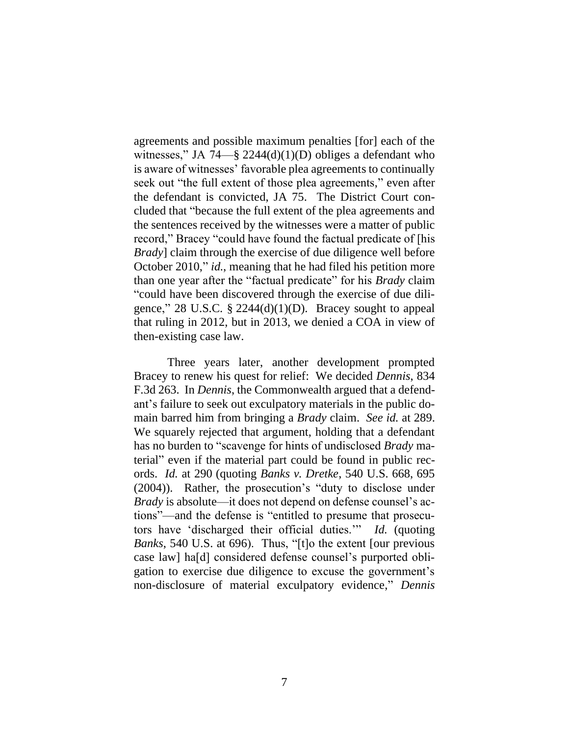agreements and possible maximum penalties [for] each of the witnesses," JA 74—§ 2244(d)(1)(D) obliges a defendant who is aware of witnesses' favorable plea agreements to continually seek out "the full extent of those plea agreements," even after the defendant is convicted, JA 75. The District Court concluded that "because the full extent of the plea agreements and the sentences received by the witnesses were a matter of public record," Bracey "could have found the factual predicate of [his *Brady*] claim through the exercise of due diligence well before October 2010," *id.*, meaning that he had filed his petition more than one year after the "factual predicate" for his *Brady* claim "could have been discovered through the exercise of due diligence," 28 U.S.C. § 2244(d)(1)(D). Bracey sought to appeal that ruling in 2012, but in 2013, we denied a COA in view of then-existing case law.

Three years later, another development prompted Bracey to renew his quest for relief: We decided *Dennis*, 834 F.3d 263. In *Dennis*, the Commonwealth argued that a defendant's failure to seek out exculpatory materials in the public domain barred him from bringing a *Brady* claim. *See id.* at 289. We squarely rejected that argument, holding that a defendant has no burden to "scavenge for hints of undisclosed *Brady* material" even if the material part could be found in public records. *Id.* at 290 (quoting *Banks v. Dretke*, 540 U.S. 668, 695 (2004)). Rather, the prosecution's "duty to disclose under *Brady* is absolute—it does not depend on defense counsel's actions"—and the defense is "entitled to presume that prosecutors have 'discharged their official duties.'" *Id.* (quoting *Banks*, 540 U.S. at 696). Thus, "[t]o the extent [our previous case law] ha[d] considered defense counsel's purported obligation to exercise due diligence to excuse the government's non-disclosure of material exculpatory evidence," *Dennis*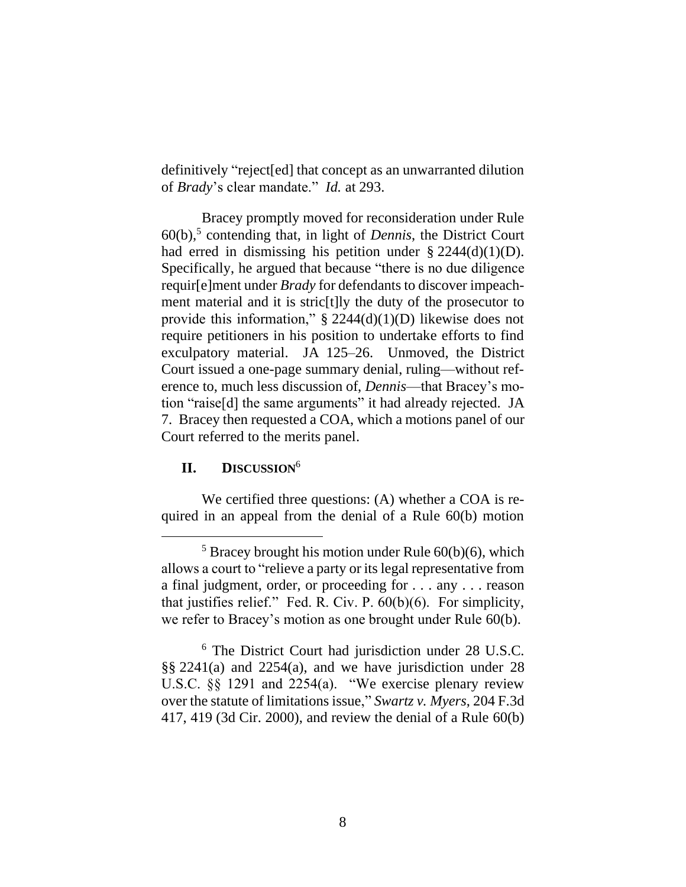definitively "reject[ed] that concept as an unwarranted dilution of *Brady*'s clear mandate." *Id.* at 293.

Bracey promptly moved for reconsideration under Rule 60(b),[5] contending that, in light of *Dennis*, the District Court had erred in dismissing his petition under § 2244(d)(1)(D). Specifically, he argued that because "there is no due diligence requir[e]ment under *Brady* for defendants to discover impeachment material and it is stric[t]ly the duty of the prosecutor to provide this information," § 2244(d)(1)(D) likewise does not require petitioners in his position to undertake efforts to find exculpatory material. JA 125–26. Unmoved, the District Court issued a one-page summary denial, ruling—without reference to, much less discussion of, *Dennis*—that Bracey's motion "raise[d] the same arguments" it had already rejected. JA 7. Bracey then requested a COA, which a motions panel of our Court referred to the merits panel.

## II. Discussion[6]

We certified three questions: (A) whether a COA is required in an appeal from the denial of a Rule 60(b) motion

---

[5] Bracey brought his motion under Rule 60(b)(6), which allows a court to "relieve a party or its legal representative from a final judgment, order, or proceeding for . . . any . . . reason that justifies relief." Fed. R. Civ. P. 60(b)(6). For simplicity, we refer to Bracey's motion as one brought under Rule 60(b).

[6] The District Court had jurisdiction under 28 U.S.C. §§ 2241(a) and 2254(a), and we have jurisdiction under 28 U.S.C. §§ 1291 and 2254(a). "We exercise plenary review over the statute of limitations issue," *Swartz v. Myers*, 204 F.3d 417, 419 (3d Cir. 2000), and review the denial of a Rule 60(b)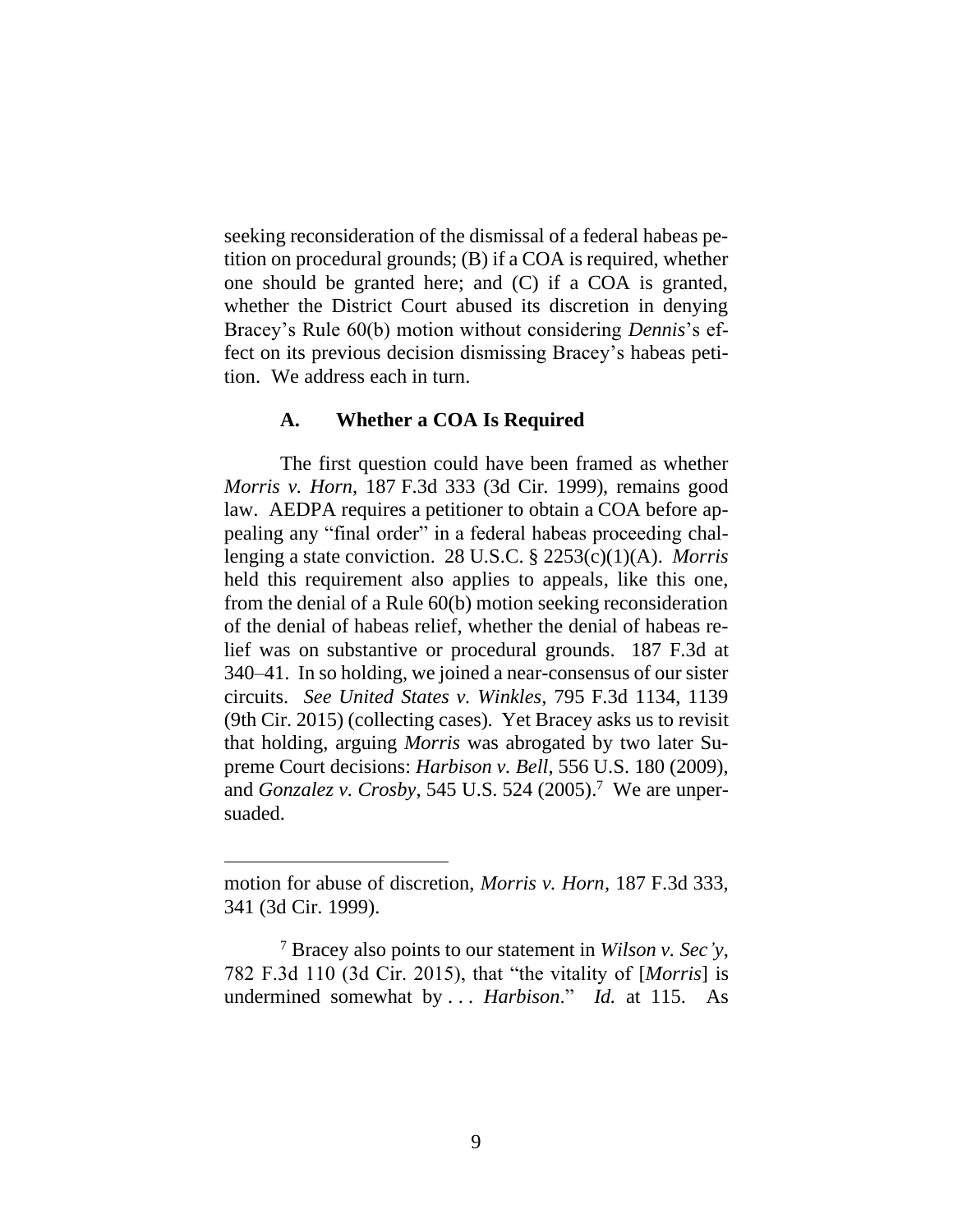seeking reconsideration of the dismissal of a federal habeas petition on procedural grounds; (B) if a COA is required, whether one should be granted here; and (C) if a COA is granted, whether the District Court abused its discretion in denying Bracey's Rule 60(b) motion without considering *Dennis*'s effect on its previous decision dismissing Bracey's habeas petition. We address each in turn.

### A. Whether a COA Is Required

The first question could have been framed as whether *Morris v. Horn*, 187 F.3d 333 (3d Cir. 1999), remains good law. AEDPA requires a petitioner to obtain a COA before appealing any "final order" in a federal habeas proceeding challenging a state conviction. 28 U.S.C. § 2253(c)(1)(A). *Morris* held this requirement also applies to appeals, like this one, from the denial of a Rule 60(b) motion seeking reconsideration of the denial of habeas relief, whether the denial of habeas relief was on substantive or procedural grounds. 187 F.3d at 340–41. In so holding, we joined a near-consensus of our sister circuits. *See United States v. Winkles*, 795 F.3d 1134, 1139 (9th Cir. 2015) (collecting cases). Yet Bracey asks us to revisit that holding, arguing *Morris* was abrogated by two later Supreme Court decisions: *Harbison v. Bell*, 556 U.S. 180 (2009), and *Gonzalez v. Crosby*, 545 U.S. 524 (2005).[7] We are unpersuaded.

---

motion for abuse of discretion, *Morris v. Horn*, 187 F.3d 333, 341 (3d Cir. 1999).

[7] Bracey also points to our statement in *Wilson v. Sec'y*, 782 F.3d 110 (3d Cir. 2015), that "the vitality of [*Morris*] is undermined somewhat by . . . *Harbison*." *Id.* at 115. As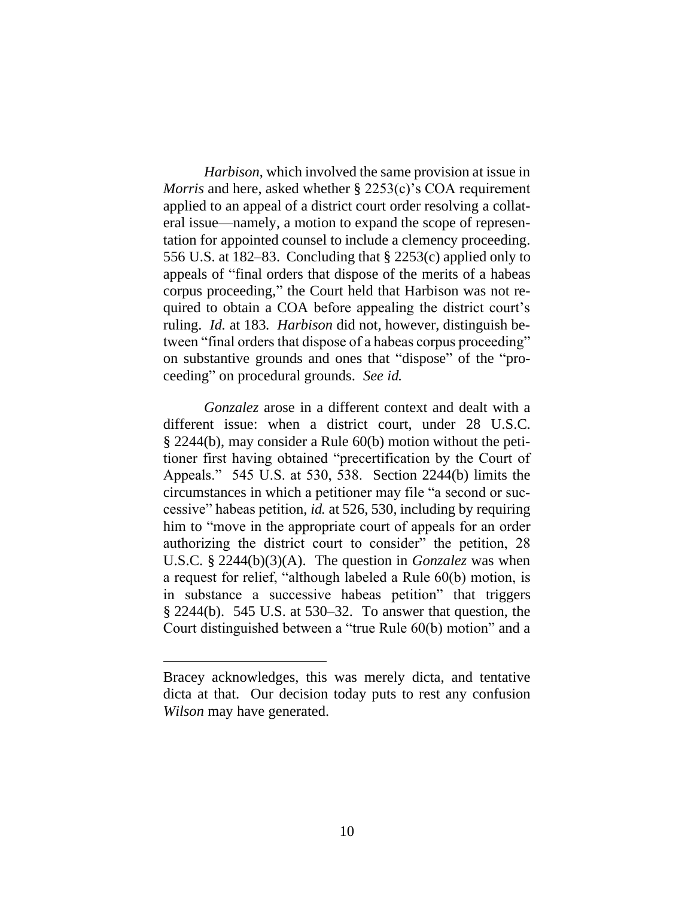*Harbison*, which involved the same provision at issue in *Morris* and here, asked whether § 2253(c)'s COA requirement applied to an appeal of a district court order resolving a collateral issue—namely, a motion to expand the scope of representation for appointed counsel to include a clemency proceeding. 556 U.S. at 182–83. Concluding that § 2253(c) applied only to appeals of "final orders that dispose of the merits of a habeas corpus proceeding," the Court held that Harbison was not required to obtain a COA before appealing the district court's ruling. *Id.* at 183. *Harbison* did not, however, distinguish between "final orders that dispose of a habeas corpus proceeding" on substantive grounds and ones that "dispose" of the "proceeding" on procedural grounds. *See id.*

*Gonzalez* arose in a different context and dealt with a different issue: when a district court, under 28 U.S.C. § 2244(b), may consider a Rule 60(b) motion without the petitioner first having obtained "precertification by the Court of Appeals." 545 U.S. at 530, 538. Section 2244(b) limits the circumstances in which a petitioner may file "a second or successive" habeas petition, *id.* at 526, 530, including by requiring him to "move in the appropriate court of appeals for an order authorizing the district court to consider" the petition, 28 U.S.C. § 2244(b)(3)(A). The question in *Gonzalez* was when a request for relief, "although labeled a Rule 60(b) motion, is in substance a successive habeas petition" that triggers § 2244(b). 545 U.S. at 530–32. To answer that question, the Court distinguished between a "true Rule 60(b) motion" and a

---

Bracey acknowledges, this was merely dicta, and tentative dicta at that. Our decision today puts to rest any confusion *Wilson* may have generated.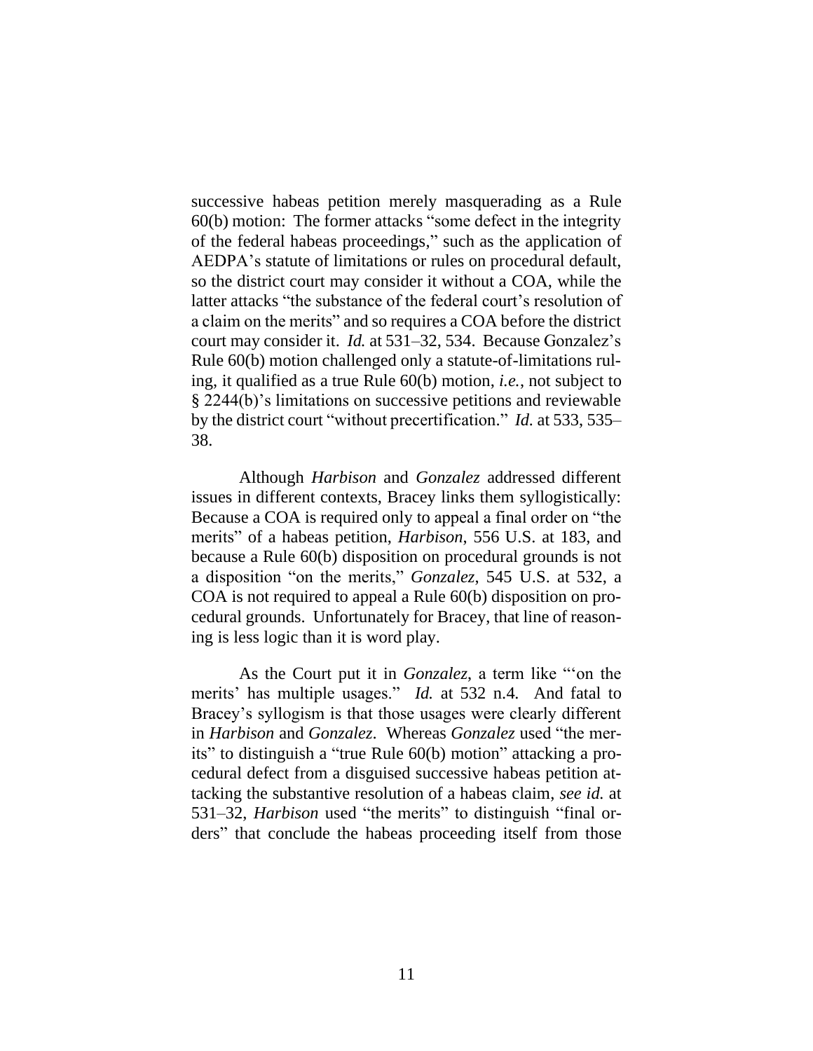successive habeas petition merely masquerading as a Rule 60(b) motion: The former attacks "some defect in the integrity of the federal habeas proceedings," such as the application of AEDPA's statute of limitations or rules on procedural default, so the district court may consider it without a COA, while the latter attacks "the substance of the federal court's resolution of a claim on the merits" and so requires a COA before the district court may consider it. *Id.* at 531–32, 534. Because Gonzalez's Rule 60(b) motion challenged only a statute-of-limitations ruling, it qualified as a true Rule 60(b) motion, *i.e.*, not subject to § 2244(b)'s limitations on successive petitions and reviewable by the district court "without precertification." *Id.* at 533, 535–38.

Although *Harbison* and *Gonzalez* addressed different issues in different contexts, Bracey links them syllogistically: Because a COA is required only to appeal a final order on "the merits" of a habeas petition, *Harbison*, 556 U.S. at 183, and because a Rule 60(b) disposition on procedural grounds is not a disposition "on the merits," *Gonzalez*, 545 U.S. at 532, a COA is not required to appeal a Rule 60(b) disposition on procedural grounds. Unfortunately for Bracey, that line of reasoning is less logic than it is word play.

As the Court put it in *Gonzalez*, a term like "'on the merits' has multiple usages." *Id.* at 532 n.4. And fatal to Bracey's syllogism is that those usages were clearly different in *Harbison* and *Gonzalez*. Whereas *Gonzalez* used "the merits" to distinguish a "true Rule 60(b) motion" attacking a procedural defect from a disguised successive habeas petition attacking the substantive resolution of a habeas claim, *see id.* at 531–32, *Harbison* used "the merits" to distinguish "final orders" that conclude the habeas proceeding itself from those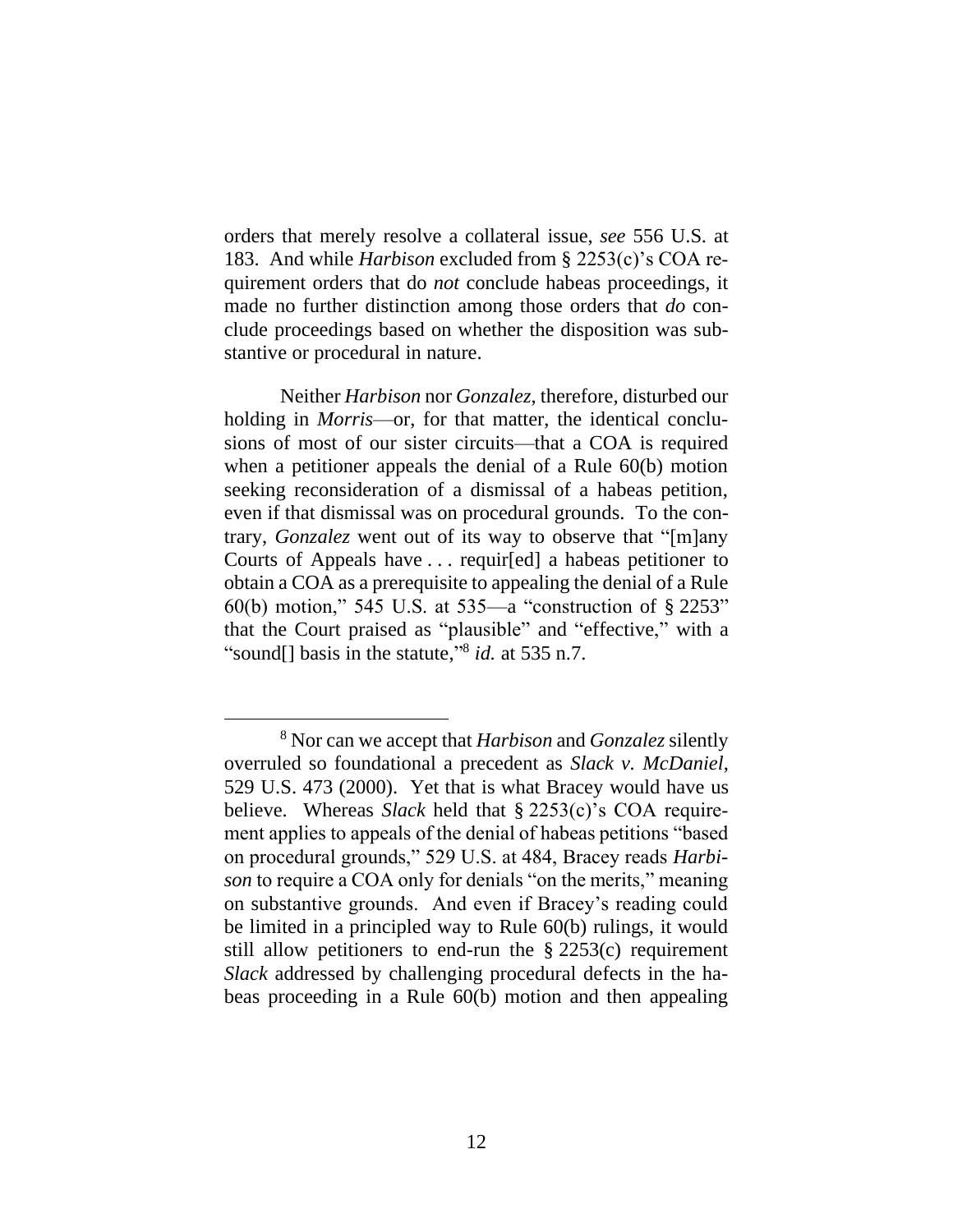orders that merely resolve a collateral issue, *see* 556 U.S. at 183. And while *Harbison* excluded from § 2253(c)'s COA requirement orders that do *not* conclude habeas proceedings, it made no further distinction among those orders that *do* conclude proceedings based on whether the disposition was substantive or procedural in nature.

Neither *Harbison* nor *Gonzalez*, therefore, disturbed our holding in *Morris*—or, for that matter, the identical conclusions of most of our sister circuits—that a COA is required when a petitioner appeals the denial of a Rule 60(b) motion seeking reconsideration of a dismissal of a habeas petition, even if that dismissal was on procedural grounds. To the contrary, *Gonzalez* went out of its way to observe that "[m]any Courts of Appeals have . . . requir[ed] a habeas petitioner to obtain a COA as a prerequisite to appealing the denial of a Rule 60(b) motion," 545 U.S. at 535—a "construction of § 2253" that the Court praised as "plausible" and "effective," with a "sound[] basis in the statute,"[8] *id.* at 535 n.7.

[8] Nor can we accept that *Harbison* and *Gonzalez* silently overruled so foundational a precedent as *Slack v. McDaniel*, 529 U.S. 473 (2000). Yet that is what Bracey would have us believe. Whereas *Slack* held that § 2253(c)'s COA requirement applies to appeals of the denial of habeas petitions "based on procedural grounds," 529 U.S. at 484, Bracey reads *Harbison* to require a COA only for denials "on the merits," meaning on substantive grounds. And even if Bracey's reading could be limited in a principled way to Rule 60(b) rulings, it would still allow petitioners to end-run the § 2253(c) requirement *Slack* addressed by challenging procedural defects in the habeas proceeding in a Rule 60(b) motion and then appealing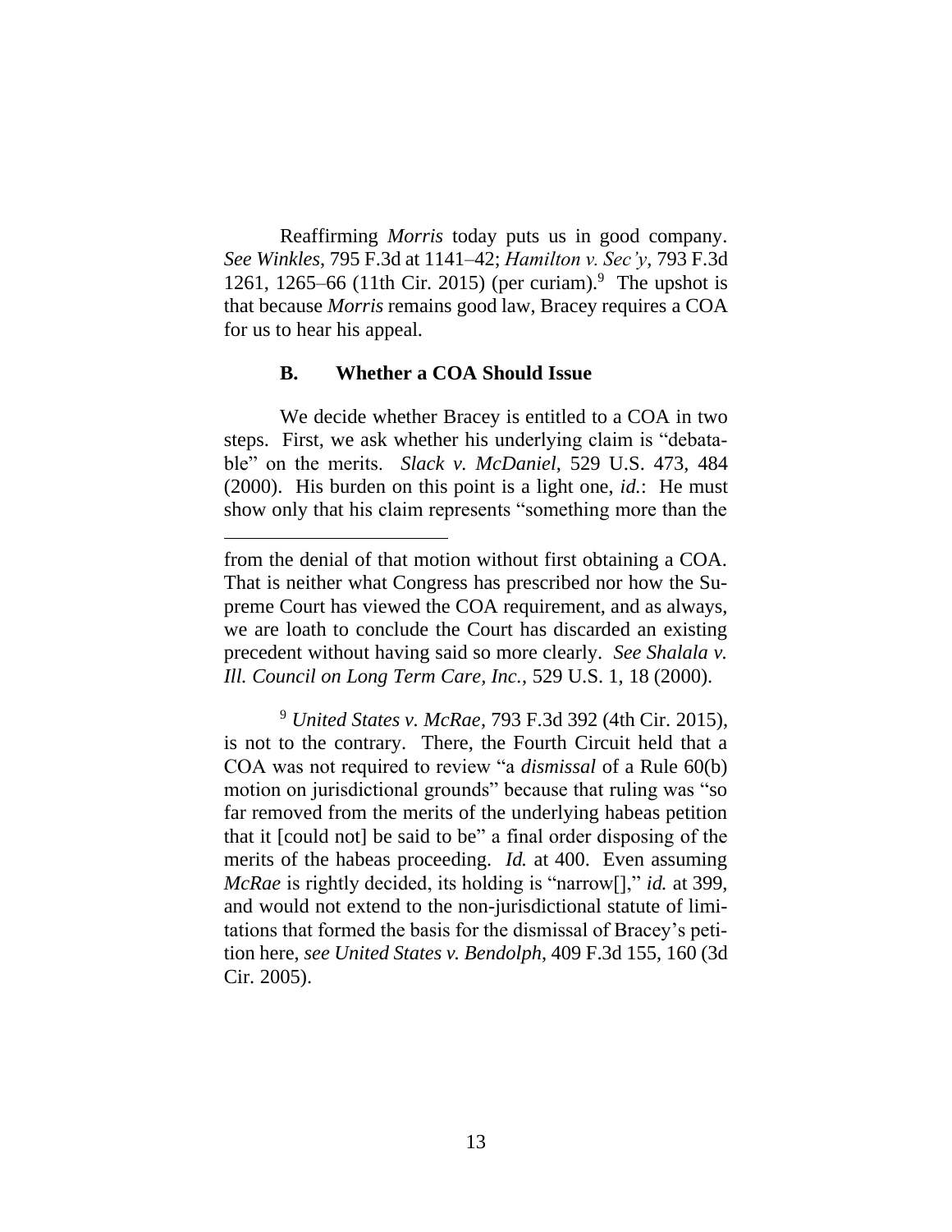Reaffirming *Morris* today puts us in good company. *See Winkles*, 795 F.3d at 1141–42; *Hamilton v. Sec'y*, 793 F.3d 1261, 1265–66 (11th Cir. 2015) (per curiam).[9] The upshot is that because *Morris* remains good law, Bracey requires a COA for us to hear his appeal.

### B. Whether a COA Should Issue

We decide whether Bracey is entitled to a COA in two steps. First, we ask whether his underlying claim is "debatable" on the merits. *Slack v. McDaniel*, 529 U.S. 473, 484 (2000). His burden on this point is a light one, *id.*: He must show only that his claim represents "something more than the

---

from the denial of that motion without first obtaining a COA. That is neither what Congress has prescribed nor how the Supreme Court has viewed the COA requirement, and as always, we are loath to conclude the Court has discarded an existing precedent without having said so more clearly. *See Shalala v. Ill. Council on Long Term Care, Inc.*, 529 U.S. 1, 18 (2000).

[9] *United States v. McRae*, 793 F.3d 392 (4th Cir. 2015), is not to the contrary. There, the Fourth Circuit held that a COA was not required to review "a *dismissal* of a Rule 60(b) motion on jurisdictional grounds" because that ruling was "so far removed from the merits of the underlying habeas petition that it [could not] be said to be" a final order disposing of the merits of the habeas proceeding. *Id.* at 400. Even assuming *McRae* is rightly decided, its holding is "narrow[]," *id.* at 399, and would not extend to the non-jurisdictional statute of limitations that formed the basis for the dismissal of Bracey's petition here, *see United States v. Bendolph*, 409 F.3d 155, 160 (3d Cir. 2005).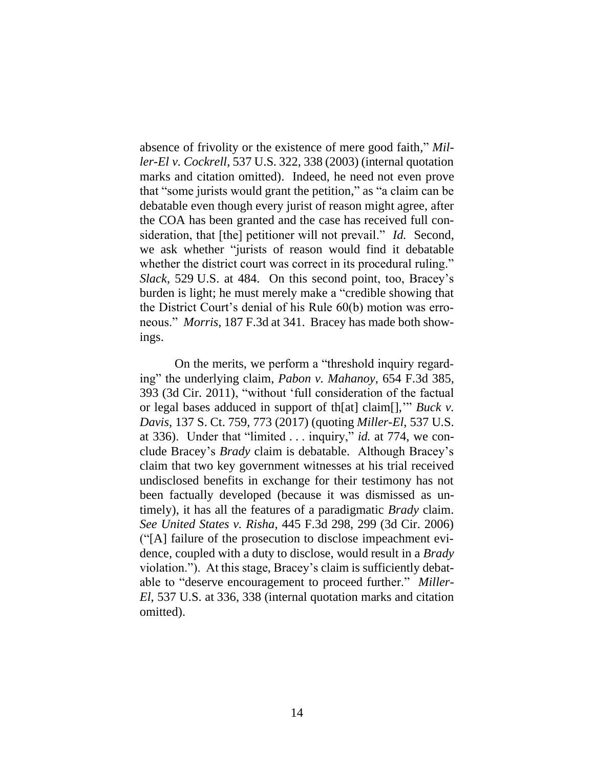absence of frivolity or the existence of mere good faith," *Miller-El v. Cockrell*, 537 U.S. 322, 338 (2003) (internal quotation marks and citation omitted). Indeed, he need not even prove that "some jurists would grant the petition," as "a claim can be debatable even though every jurist of reason might agree, after the COA has been granted and the case has received full consideration, that [the] petitioner will not prevail." *Id.* Second, we ask whether "jurists of reason would find it debatable whether the district court was correct in its procedural ruling." *Slack*, 529 U.S. at 484. On this second point, too, Bracey's burden is light; he must merely make a "credible showing that the District Court's denial of his Rule 60(b) motion was erroneous." *Morris*, 187 F.3d at 341. Bracey has made both showings.

On the merits, we perform a "threshold inquiry regarding" the underlying claim, *Pabon v. Mahanoy*, 654 F.3d 385, 393 (3d Cir. 2011), "without 'full consideration of the factual or legal bases adduced in support of th[at] claim[],'" *Buck v. Davis*, 137 S. Ct. 759, 773 (2017) (quoting *Miller-El*, 537 U.S. at 336). Under that "limited . . . inquiry," *id.* at 774, we conclude Bracey's *Brady* claim is debatable. Although Bracey's claim that two key government witnesses at his trial received undisclosed benefits in exchange for their testimony has not been factually developed (because it was dismissed as untimely), it has all the features of a paradigmatic *Brady* claim. *See United States v. Risha*, 445 F.3d 298, 299 (3d Cir. 2006) ("[A] failure of the prosecution to disclose impeachment evidence, coupled with a duty to disclose, would result in a *Brady* violation."). At this stage, Bracey's claim is sufficiently debatable to "deserve encouragement to proceed further." *Miller-El*, 537 U.S. at 336, 338 (internal quotation marks and citation omitted).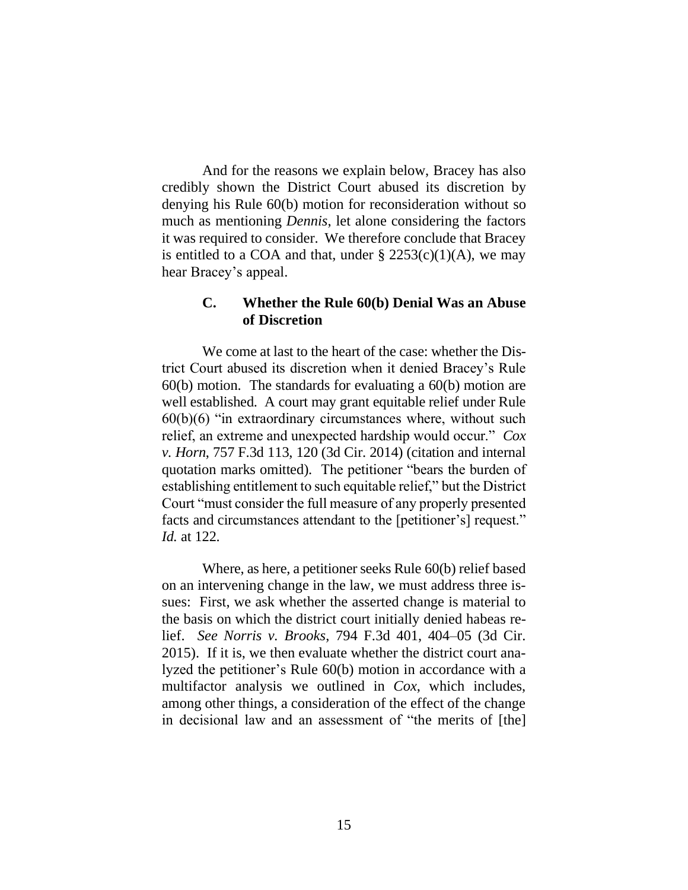And for the reasons we explain below, Bracey has also credibly shown the District Court abused its discretion by denying his Rule 60(b) motion for reconsideration without so much as mentioning *Dennis*, let alone considering the factors it was required to consider. We therefore conclude that Bracey is entitled to a COA and that, under § 2253(c)(1)(A), we may hear Bracey's appeal.

### C. Whether the Rule 60(b) Denial Was an Abuse of Discretion

We come at last to the heart of the case: whether the District Court abused its discretion when it denied Bracey's Rule 60(b) motion. The standards for evaluating a 60(b) motion are well established. A court may grant equitable relief under Rule 60(b)(6) "in extraordinary circumstances where, without such relief, an extreme and unexpected hardship would occur." *Cox v. Horn*, 757 F.3d 113, 120 (3d Cir. 2014) (citation and internal quotation marks omitted). The petitioner "bears the burden of establishing entitlement to such equitable relief," but the District Court "must consider the full measure of any properly presented facts and circumstances attendant to the [petitioner's] request." *Id.* at 122.

Where, as here, a petitioner seeks Rule 60(b) relief based on an intervening change in the law, we must address three issues: First, we ask whether the asserted change is material to the basis on which the district court initially denied habeas relief. *See Norris v. Brooks*, 794 F.3d 401, 404–05 (3d Cir. 2015). If it is, we then evaluate whether the district court analyzed the petitioner's Rule 60(b) motion in accordance with a multifactor analysis we outlined in *Cox*, which includes, among other things, a consideration of the effect of the change in decisional law and an assessment of "the merits of [the]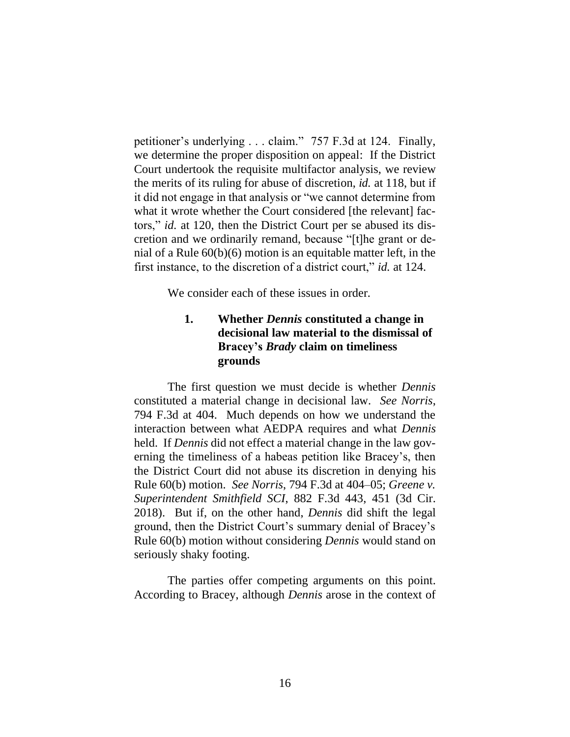petitioner's underlying . . . claim." 757 F.3d at 124. Finally, we determine the proper disposition on appeal: If the District Court undertook the requisite multifactor analysis, we review the merits of its ruling for abuse of discretion, *id.* at 118, but if it did not engage in that analysis or "we cannot determine from what it wrote whether the Court considered [the relevant] factors," *id.* at 120, then the District Court per se abused its discretion and we ordinarily remand, because "[t]he grant or denial of a Rule 60(b)(6) motion is an equitable matter left, in the first instance, to the discretion of a district court," *id.* at 124.

We consider each of these issues in order.

### 1. Whether *Dennis* constituted a change in decisional law material to the dismissal of Bracey's *Brady* claim on timeliness grounds

The first question we must decide is whether *Dennis* constituted a material change in decisional law. *See Norris*, 794 F.3d at 404. Much depends on how we understand the interaction between what AEDPA requires and what *Dennis* held. If *Dennis* did not effect a material change in the law governing the timeliness of a habeas petition like Bracey's, then the District Court did not abuse its discretion in denying his Rule 60(b) motion. *See Norris*, 794 F.3d at 404–05; *Greene v. Superintendent Smithfield SCI*, 882 F.3d 443, 451 (3d Cir. 2018). But if, on the other hand, *Dennis* did shift the legal ground, then the District Court's summary denial of Bracey's Rule 60(b) motion without considering *Dennis* would stand on seriously shaky footing.

The parties offer competing arguments on this point. According to Bracey, although *Dennis* arose in the context of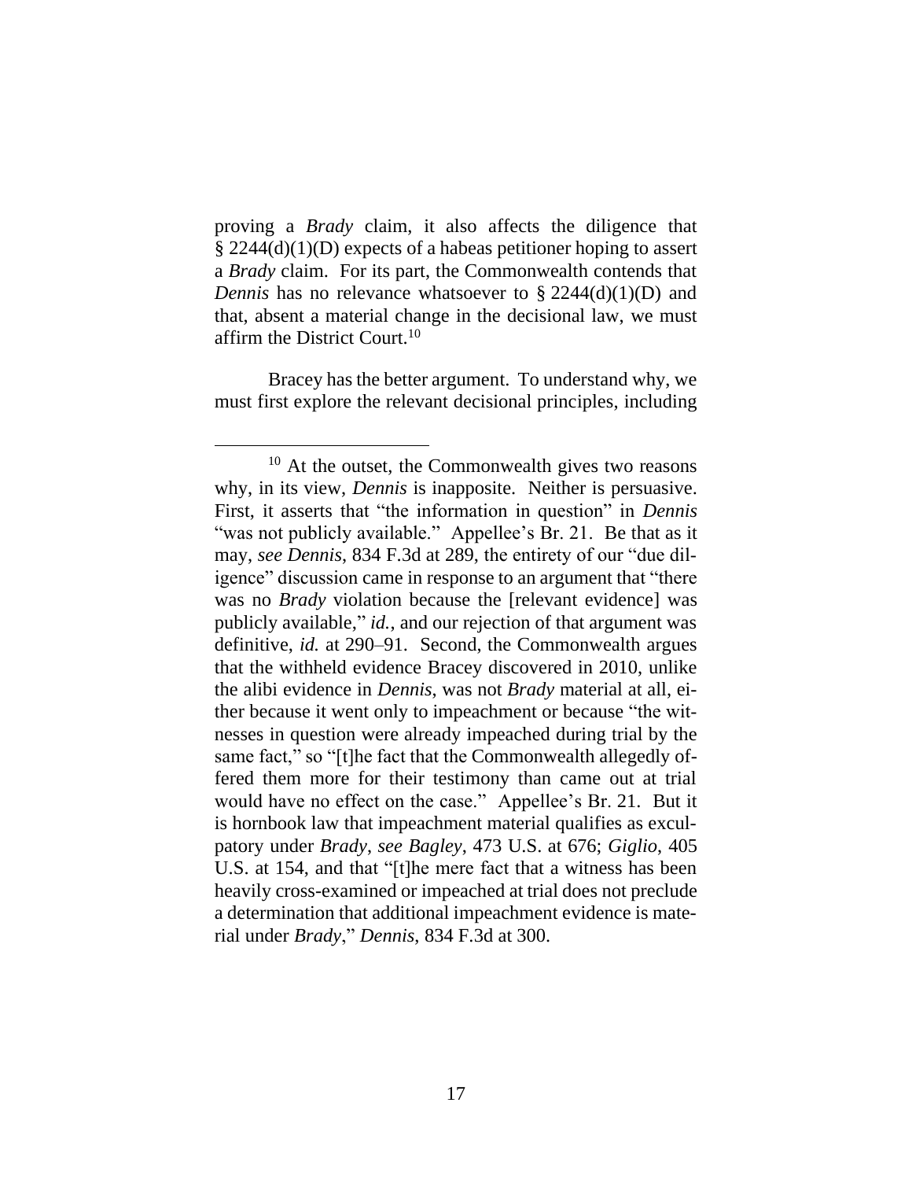proving a *Brady* claim, it also affects the diligence that § 2244(d)(1)(D) expects of a habeas petitioner hoping to assert a *Brady* claim. For its part, the Commonwealth contends that *Dennis* has no relevance whatsoever to § 2244(d)(1)(D) and that, absent a material change in the decisional law, we must affirm the District Court.[10]

Bracey has the better argument. To understand why, we must first explore the relevant decisional principles, including

---

[10] At the outset, the Commonwealth gives two reasons why, in its view, *Dennis* is inapposite. Neither is persuasive. First, it asserts that "the information in question" in *Dennis* "was not publicly available." Appellee's Br. 21. Be that as it may, *see Dennis*, 834 F.3d at 289, the entirety of our "due diligence" discussion came in response to an argument that "there was no *Brady* violation because the [relevant evidence] was publicly available," *id.*, and our rejection of that argument was definitive, *id.* at 290–91. Second, the Commonwealth argues that the withheld evidence Bracey discovered in 2010, unlike the alibi evidence in *Dennis*, was not *Brady* material at all, either because it went only to impeachment or because "the witnesses in question were already impeached during trial by the same fact," so "[t]he fact that the Commonwealth allegedly offered them more for their testimony than came out at trial would have no effect on the case." Appellee's Br. 21. But it is hornbook law that impeachment material qualifies as exculpatory under *Brady*, *see Bagley*, 473 U.S. at 676; *Giglio*, 405 U.S. at 154, and that "[t]he mere fact that a witness has been heavily cross-examined or impeached at trial does not preclude a determination that additional impeachment evidence is material under *Brady*," *Dennis*, 834 F.3d at 300.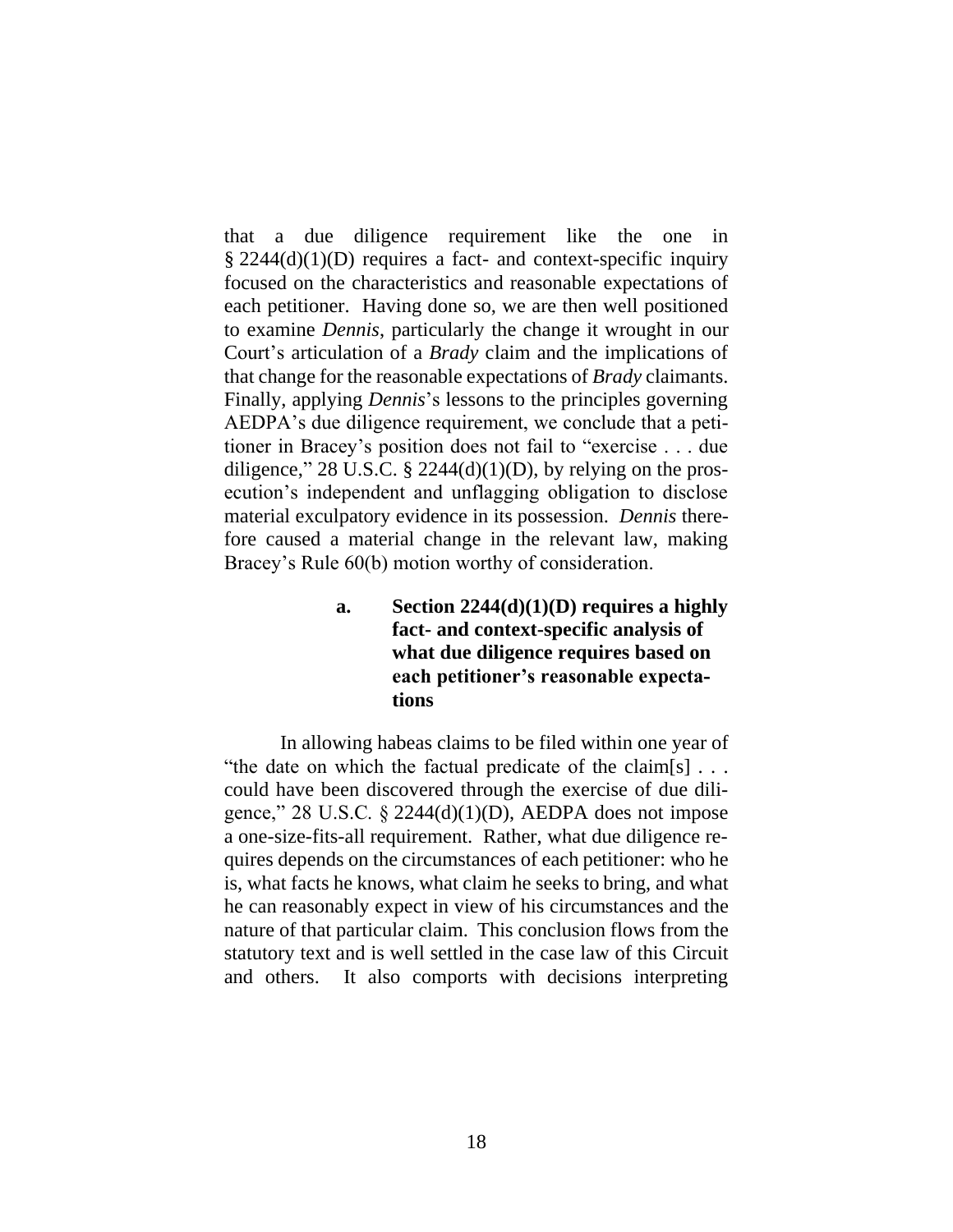that a due diligence requirement like the one in § 2244(d)(1)(D) requires a fact- and context-specific inquiry focused on the characteristics and reasonable expectations of each petitioner. Having done so, we are then well positioned to examine *Dennis*, particularly the change it wrought in our Court's articulation of a *Brady* claim and the implications of that change for the reasonable expectations of *Brady* claimants. Finally, applying *Dennis*'s lessons to the principles governing AEDPA's due diligence requirement, we conclude that a petitioner in Bracey's position does not fail to "exercise . . . due diligence," 28 U.S.C. § 2244(d)(1)(D), by relying on the prosecution's independent and unflagging obligation to disclose material exculpatory evidence in its possession. *Dennis* therefore caused a material change in the relevant law, making Bracey's Rule 60(b) motion worthy of consideration.

#### a. Section 2244(d)(1)(D) requires a highly fact- and context-specific analysis of what due diligence requires based on each petitioner's reasonable expectations

In allowing habeas claims to be filed within one year of "the date on which the factual predicate of the claim[s] . . . could have been discovered through the exercise of due diligence," 28 U.S.C. § 2244(d)(1)(D), AEDPA does not impose a one-size-fits-all requirement. Rather, what due diligence requires depends on the circumstances of each petitioner: who he is, what facts he knows, what claim he seeks to bring, and what he can reasonably expect in view of his circumstances and the nature of that particular claim. This conclusion flows from the statutory text and is well settled in the case law of this Circuit and others. It also comports with decisions interpreting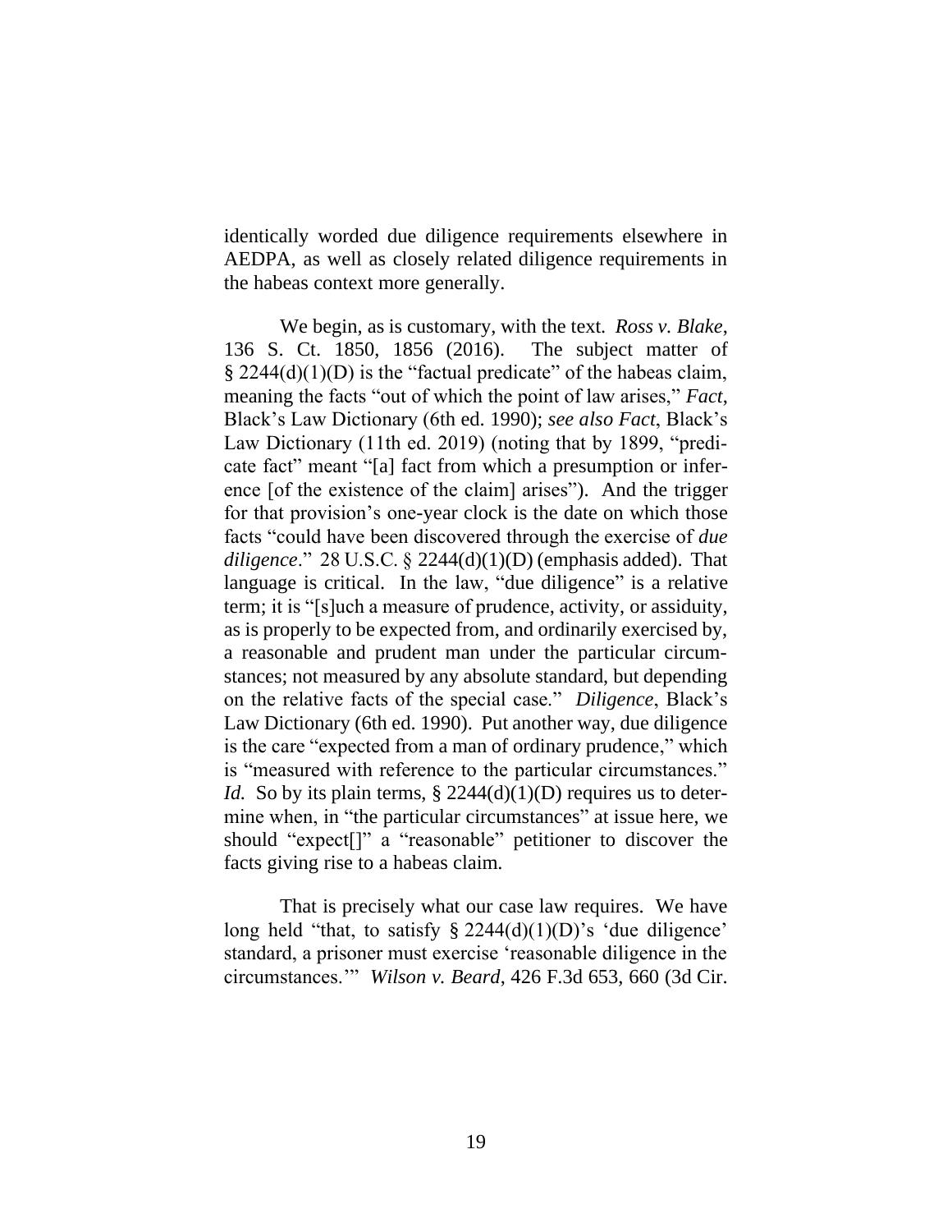identically worded due diligence requirements elsewhere in AEDPA, as well as closely related diligence requirements in the habeas context more generally.

We begin, as is customary, with the text. *Ross v. Blake*, 136 S. Ct. 1850, 1856 (2016). The subject matter of § 2244(d)(1)(D) is the "factual predicate" of the habeas claim, meaning the facts "out of which the point of law arises," *Fact*, Black's Law Dictionary (6th ed. 1990); *see also Fact*, Black's Law Dictionary (11th ed. 2019) (noting that by 1899, "predicate fact" meant "[a] fact from which a presumption or inference [of the existence of the claim] arises"). And the trigger for that provision's one-year clock is the date on which those facts "could have been discovered through the exercise of *due diligence*." 28 U.S.C. § 2244(d)(1)(D) (emphasis added). That language is critical. In the law, "due diligence" is a relative term; it is "[s]uch a measure of prudence, activity, or assiduity, as is properly to be expected from, and ordinarily exercised by, a reasonable and prudent man under the particular circumstances; not measured by any absolute standard, but depending on the relative facts of the special case." *Diligence*, Black's Law Dictionary (6th ed. 1990). Put another way, due diligence is the care "expected from a man of ordinary prudence," which is "measured with reference to the particular circumstances." *Id.* So by its plain terms, § 2244(d)(1)(D) requires us to determine when, in "the particular circumstances" at issue here, we should "expect[]" a "reasonable" petitioner to discover the facts giving rise to a habeas claim.

That is precisely what our case law requires. We have long held "that, to satisfy § 2244(d)(1)(D)'s 'due diligence' standard, a prisoner must exercise 'reasonable diligence in the circumstances.'" *Wilson v. Beard*, 426 F.3d 653, 660 (3d Cir.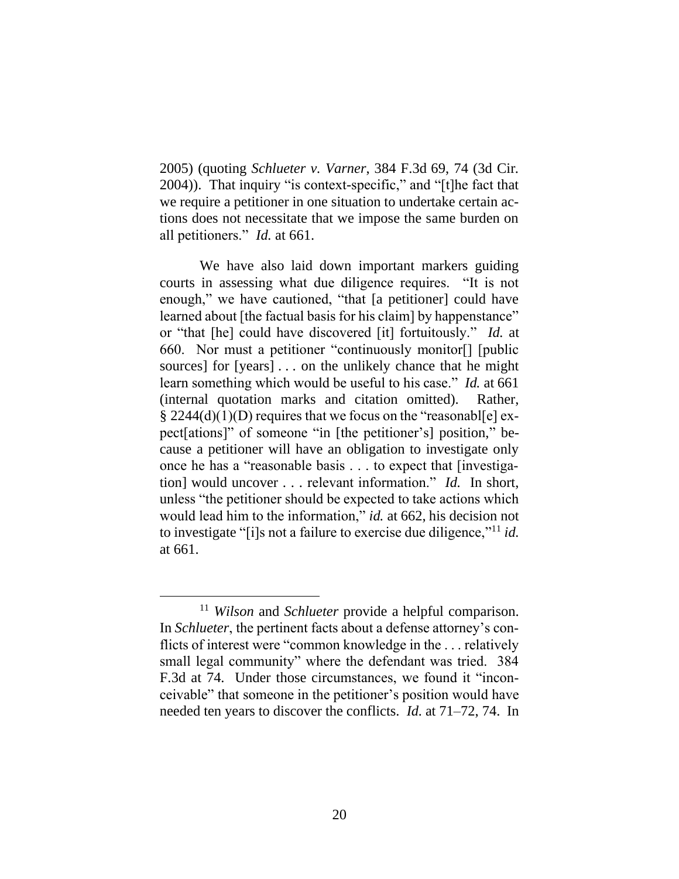2005) (quoting *Schlueter v. Varner*, 384 F.3d 69, 74 (3d Cir. 2004)). That inquiry "is context-specific," and "[t]he fact that we require a petitioner in one situation to undertake certain actions does not necessitate that we impose the same burden on all petitioners." *Id.* at 661.

We have also laid down important markers guiding courts in assessing what due diligence requires. "It is not enough," we have cautioned, "that [a petitioner] could have learned about [the factual basis for his claim] by happenstance" or "that [he] could have discovered [it] fortuitously." *Id.* at 660. Nor must a petitioner "continuously monitor[] [public sources] for [years] . . . on the unlikely chance that he might learn something which would be useful to his case." *Id.* at 661 (internal quotation marks and citation omitted). Rather, § 2244(d)(1)(D) requires that we focus on the "reasonabl[e] expect[ations]" of someone "in [the petitioner's] position," because a petitioner will have an obligation to investigate only once he has a "reasonable basis . . . to expect that [investigation] would uncover . . . relevant information." *Id.* In short, unless "the petitioner should be expected to take actions which would lead him to the information," *id.* at 662, his decision not to investigate "[i]s not a failure to exercise due diligence,"[11] *id.* at 661.

[11] *Wilson* and *Schlueter* provide a helpful comparison. In *Schlueter*, the pertinent facts about a defense attorney's conflicts of interest were "common knowledge in the . . . relatively small legal community" where the defendant was tried. 384 F.3d at 74. Under those circumstances, we found it "inconceivable" that someone in the petitioner's position would have needed ten years to discover the conflicts. *Id.* at 71–72, 74. In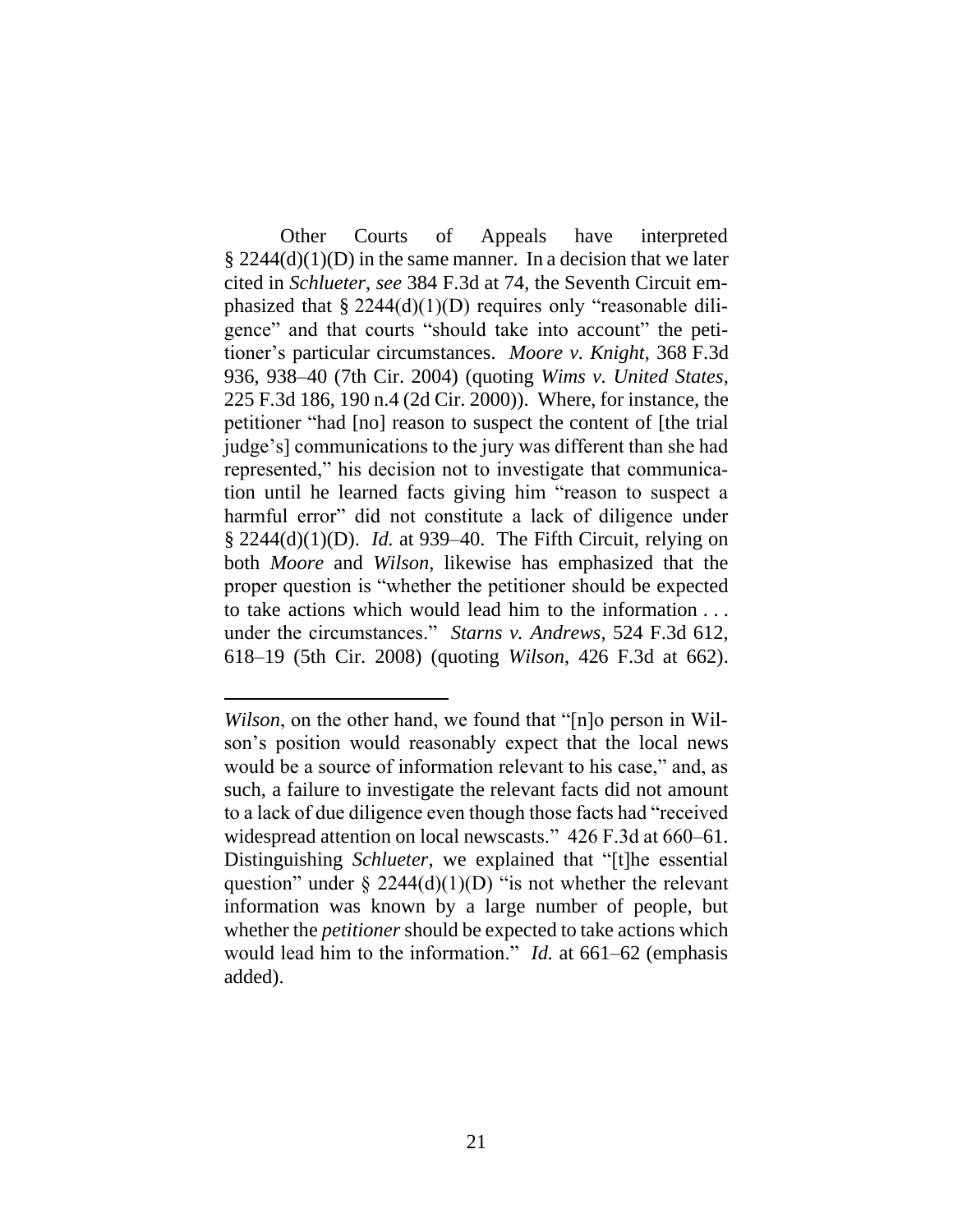Other Courts of Appeals have interpreted § 2244(d)(1)(D) in the same manner. In a decision that we later cited in *Schlueter*, *see* 384 F.3d at 74, the Seventh Circuit emphasized that § 2244(d)(1)(D) requires only "reasonable diligence" and that courts "should take into account" the petitioner's particular circumstances. *Moore v. Knight*, 368 F.3d 936, 938–40 (7th Cir. 2004) (quoting *Wims v. United States*, 225 F.3d 186, 190 n.4 (2d Cir. 2000)). Where, for instance, the petitioner "had [no] reason to suspect the content of [the trial judge's] communications to the jury was different than she had represented," his decision not to investigate that communication until he learned facts giving him "reason to suspect a harmful error" did not constitute a lack of diligence under § 2244(d)(1)(D). *Id.* at 939–40. The Fifth Circuit, relying on both *Moore* and *Wilson*, likewise has emphasized that the proper question is "whether the petitioner should be expected to take actions which would lead him to the information . . . under the circumstances." *Starns v. Andrews*, 524 F.3d 612, 618–19 (5th Cir. 2008) (quoting *Wilson*, 426 F.3d at 662).

---

*Wilson*, on the other hand, we found that "[n]o person in Wilson's position would reasonably expect that the local news would be a source of information relevant to his case," and, as such, a failure to investigate the relevant facts did not amount to a lack of due diligence even though those facts had "received widespread attention on local newscasts." 426 F.3d at 660–61. Distinguishing *Schlueter*, we explained that "[t]he essential question" under § 2244(d)(1)(D) "is not whether the relevant information was known by a large number of people, but whether the *petitioner* should be expected to take actions which would lead him to the information." *Id.* at 661–62 (emphasis added).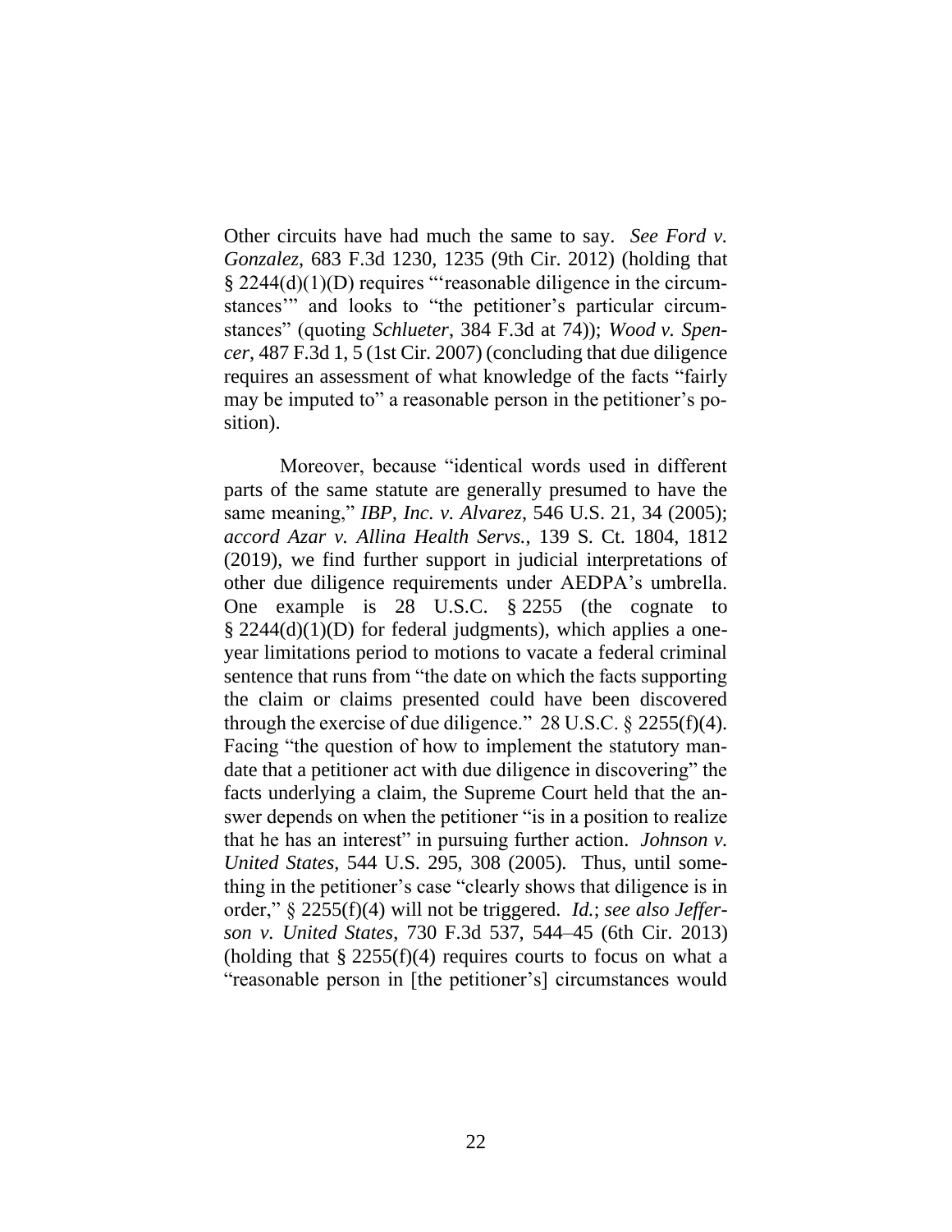Other circuits have had much the same to say. *See Ford v. Gonzalez*, 683 F.3d 1230, 1235 (9th Cir. 2012) (holding that § 2244(d)(1)(D) requires "'reasonable diligence in the circumstances'" and looks to "the petitioner's particular circumstances" (quoting *Schlueter*, 384 F.3d at 74)); *Wood v. Spencer*, 487 F.3d 1, 5 (1st Cir. 2007) (concluding that due diligence requires an assessment of what knowledge of the facts "fairly may be imputed to" a reasonable person in the petitioner's position).

Moreover, because "identical words used in different parts of the same statute are generally presumed to have the same meaning," *IBP, Inc. v. Alvarez*, 546 U.S. 21, 34 (2005); *accord Azar v. Allina Health Servs.*, 139 S. Ct. 1804, 1812 (2019), we find further support in judicial interpretations of other due diligence requirements under AEDPA's umbrella. One example is 28 U.S.C. § 2255 (the cognate to § 2244(d)(1)(D) for federal judgments), which applies a one-year limitations period to motions to vacate a federal criminal sentence that runs from "the date on which the facts supporting the claim or claims presented could have been discovered through the exercise of due diligence." 28 U.S.C. § 2255(f)(4). Facing "the question of how to implement the statutory mandate that a petitioner act with due diligence in discovering" the facts underlying a claim, the Supreme Court held that the answer depends on when the petitioner "is in a position to realize that he has an interest" in pursuing further action. *Johnson v. United States*, 544 U.S. 295, 308 (2005). Thus, until something in the petitioner's case "clearly shows that diligence is in order," § 2255(f)(4) will not be triggered. *Id.*; *see also Jefferson v. United States*, 730 F.3d 537, 544–45 (6th Cir. 2013) (holding that § 2255(f)(4) requires courts to focus on what a "reasonable person in [the petitioner's] circumstances would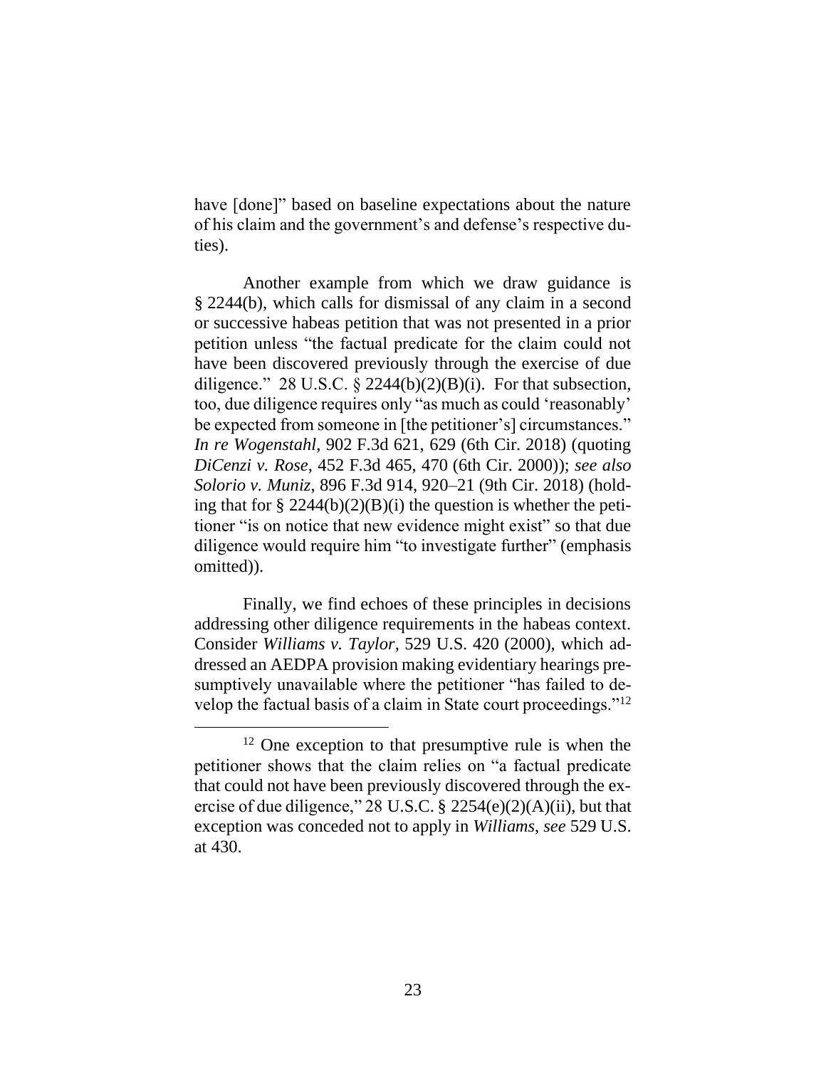have [done]" based on baseline expectations about the nature of his claim and the government's and defense's respective duties).

Another example from which we draw guidance is § 2244(b), which calls for dismissal of any claim in a second or successive habeas petition that was not presented in a prior petition unless "the factual predicate for the claim could not have been discovered previously through the exercise of due diligence." 28 U.S.C. § 2244(b)(2)(B)(i). For that subsection, too, due diligence requires only "as much as could 'reasonably' be expected from someone in [the petitioner's] circumstances." *In re Wogenstahl*, 902 F.3d 621, 629 (6th Cir. 2018) (quoting *DiCenzi v. Rose*, 452 F.3d 465, 470 (6th Cir. 2000)); *see also Solorio v. Muniz*, 896 F.3d 914, 920–21 (9th Cir. 2018) (holding that for § 2244(b)(2)(B)(i) the question is whether the petitioner "is on notice that new evidence might exist" so that due diligence would require him "to investigate further" (emphasis omitted)).

Finally, we find echoes of these principles in decisions addressing other diligence requirements in the habeas context. Consider *Williams v. Taylor*, 529 U.S. 420 (2000), which addressed an AEDPA provision making evidentiary hearings presumptively unavailable where the petitioner "has failed to develop the factual basis of a claim in State court proceedings."[12]

[12] One exception to that presumptive rule is when the petitioner shows that the claim relies on "a factual predicate that could not have been previously discovered through the exercise of due diligence," 28 U.S.C. § 2254(e)(2)(A)(ii), but that exception was conceded not to apply in *Williams*, *see* 529 U.S. at 430.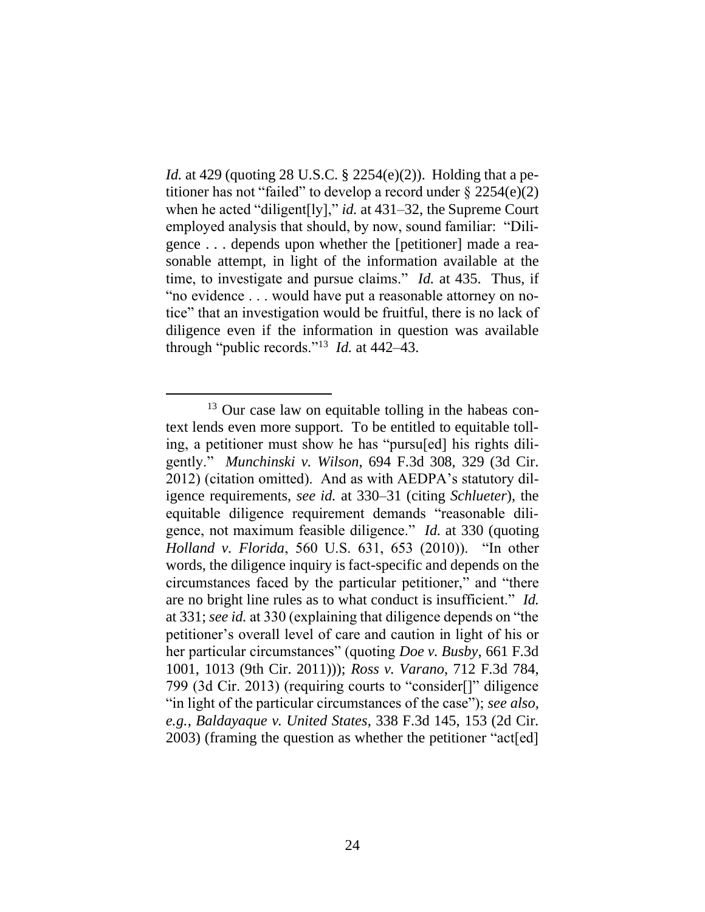*Id.* at 429 (quoting 28 U.S.C. § 2254(e)(2)). Holding that a petitioner has not "failed" to develop a record under § 2254(e)(2) when he acted "diligent[ly]," *id.* at 431–32, the Supreme Court employed analysis that should, by now, sound familiar: "Diligence . . . depends upon whether the [petitioner] made a reasonable attempt, in light of the information available at the time, to investigate and pursue claims." *Id.* at 435. Thus, if "no evidence . . . would have put a reasonable attorney on notice" that an investigation would be fruitful, there is no lack of diligence even if the information in question was available through "public records."[13] *Id.* at 442–43.

---

[13] Our case law on equitable tolling in the habeas context lends even more support. To be entitled to equitable tolling, a petitioner must show he has "pursu[ed] his rights diligently." *Munchinski v. Wilson*, 694 F.3d 308, 329 (3d Cir. 2012) (citation omitted). And as with AEDPA's statutory diligence requirements, *see id.* at 330–31 (citing *Schlueter*), the equitable diligence requirement demands "reasonable diligence, not maximum feasible diligence." *Id.* at 330 (quoting *Holland v. Florida*, 560 U.S. 631, 653 (2010)). "In other words, the diligence inquiry is fact-specific and depends on the circumstances faced by the particular petitioner," and "there are no bright line rules as to what conduct is insufficient." *Id.* at 331; *see id.* at 330 (explaining that diligence depends on "the petitioner's overall level of care and caution in light of his or her particular circumstances" (quoting *Doe v. Busby*, 661 F.3d 1001, 1013 (9th Cir. 2011))); *Ross v. Varano*, 712 F.3d 784, 799 (3d Cir. 2013) (requiring courts to "consider[]" diligence "in light of the particular circumstances of the case"); *see also, e.g.*, *Baldayaque v. United States*, 338 F.3d 145, 153 (2d Cir. 2003) (framing the question as whether the petitioner "act[ed]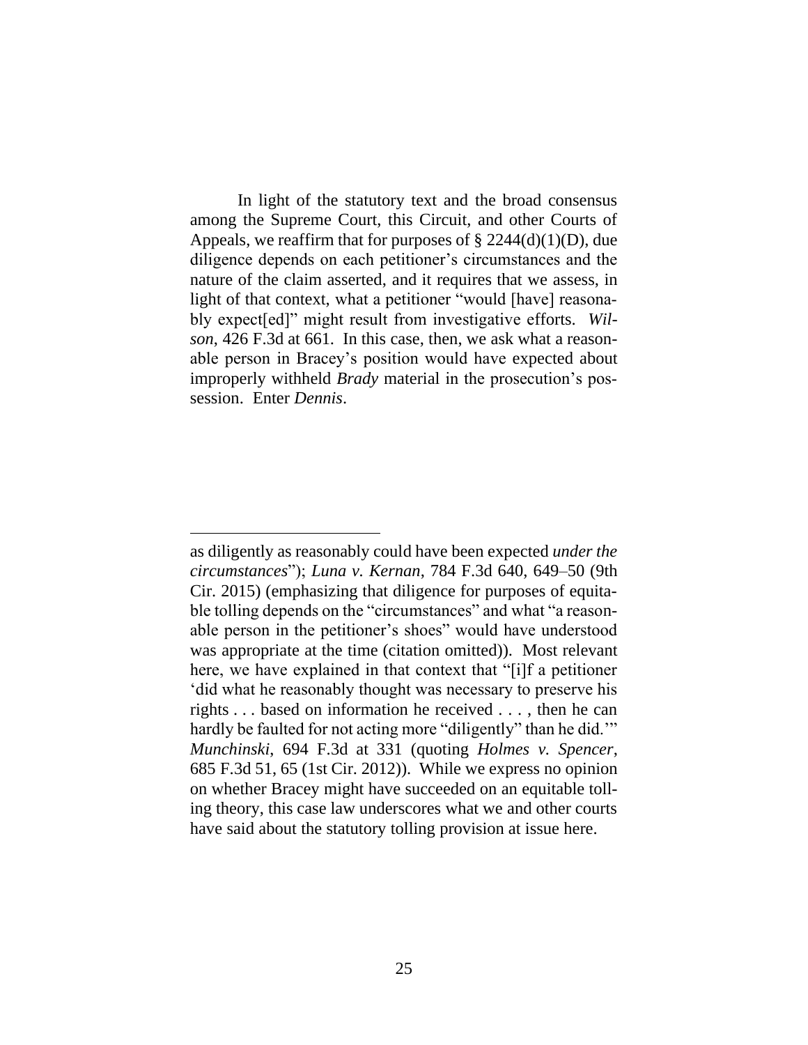In light of the statutory text and the broad consensus among the Supreme Court, this Circuit, and other Courts of Appeals, we reaffirm that for purposes of § 2244(d)(1)(D), due diligence depends on each petitioner's circumstances and the nature of the claim asserted, and it requires that we assess, in light of that context, what a petitioner "would [have] reasonably expect[ed]" might result from investigative efforts. *Wilson*, 426 F.3d at 661. In this case, then, we ask what a reasonable person in Bracey's position would have expected about improperly withheld *Brady* material in the prosecution's possession. Enter *Dennis*.

---

as diligently as reasonably could have been expected *under the circumstances*"); *Luna v. Kernan*, 784 F.3d 640, 649–50 (9th Cir. 2015) (emphasizing that diligence for purposes of equitable tolling depends on the "circumstances" and what "a reasonable person in the petitioner's shoes" would have understood was appropriate at the time (citation omitted)). Most relevant here, we have explained in that context that "[i]f a petitioner 'did what he reasonably thought was necessary to preserve his rights . . . based on information he received . . . , then he can hardly be faulted for not acting more "diligently" than he did.'" *Munchinski*, 694 F.3d at 331 (quoting *Holmes v. Spencer*, 685 F.3d 51, 65 (1st Cir. 2012)). While we express no opinion on whether Bracey might have succeeded on an equitable tolling theory, this case law underscores what we and other courts have said about the statutory tolling provision at issue here.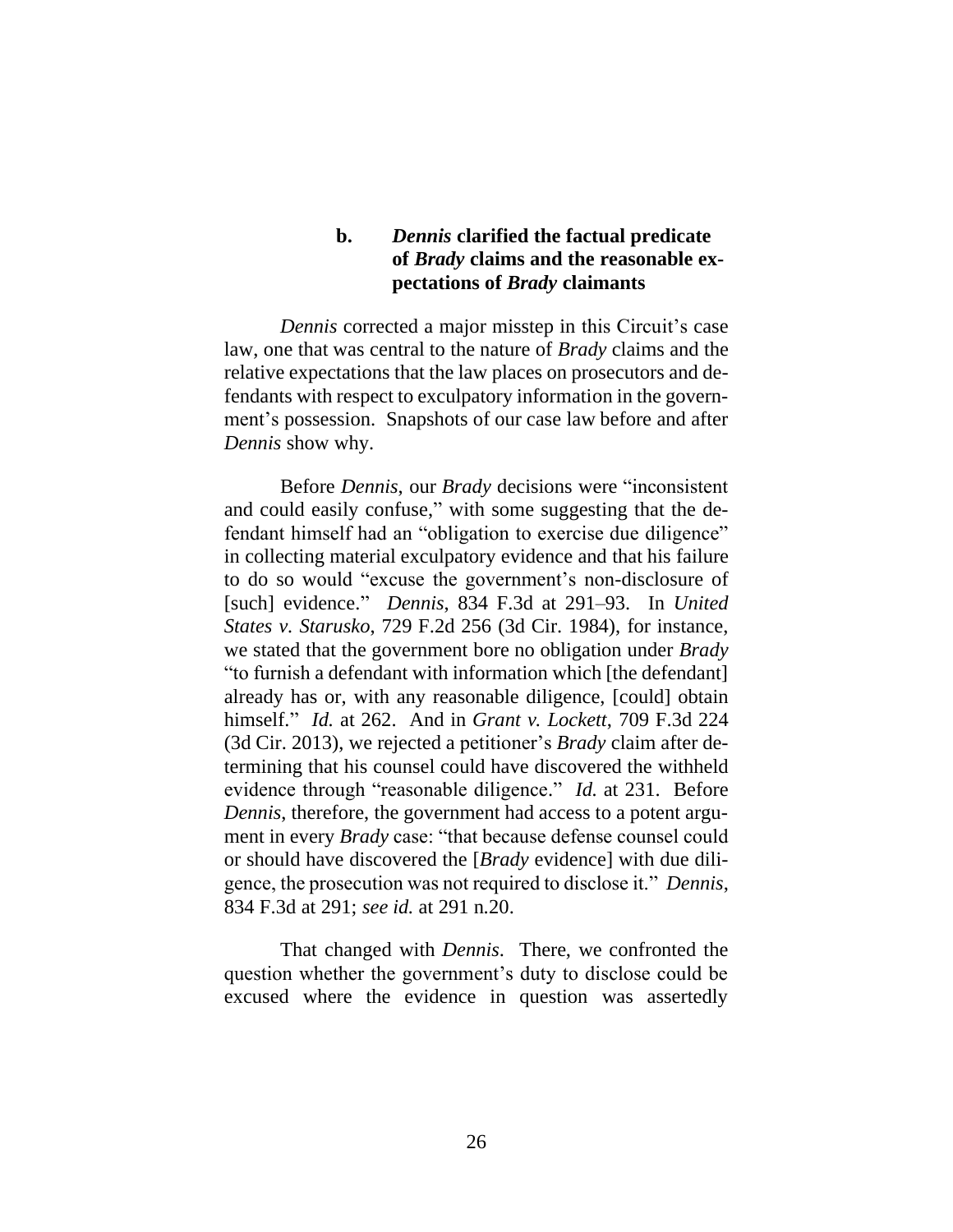### b. *Dennis* clarified the factual predicate of *Brady* claims and the reasonable expectations of *Brady* claimants

*Dennis* corrected a major misstep in this Circuit's case law, one that was central to the nature of *Brady* claims and the relative expectations that the law places on prosecutors and defendants with respect to exculpatory information in the government's possession. Snapshots of our case law before and after *Dennis* show why.

Before *Dennis*, our *Brady* decisions were "inconsistent and could easily confuse," with some suggesting that the defendant himself had an "obligation to exercise due diligence" in collecting material exculpatory evidence and that his failure to do so would "excuse the government's non-disclosure of [such] evidence." *Dennis*, 834 F.3d at 291–93. In *United States v. Starusko*, 729 F.2d 256 (3d Cir. 1984), for instance, we stated that the government bore no obligation under *Brady* "to furnish a defendant with information which [the defendant] already has or, with any reasonable diligence, [could] obtain himself." *Id.* at 262. And in *Grant v. Lockett*, 709 F.3d 224 (3d Cir. 2013), we rejected a petitioner's *Brady* claim after determining that his counsel could have discovered the withheld evidence through "reasonable diligence." *Id.* at 231. Before *Dennis*, therefore, the government had access to a potent argument in every *Brady* case: "that because defense counsel could or should have discovered the [*Brady* evidence] with due diligence, the prosecution was not required to disclose it." *Dennis*, 834 F.3d at 291; *see id.* at 291 n.20.

That changed with *Dennis*. There, we confronted the question whether the government's duty to disclose could be excused where the evidence in question was assertedly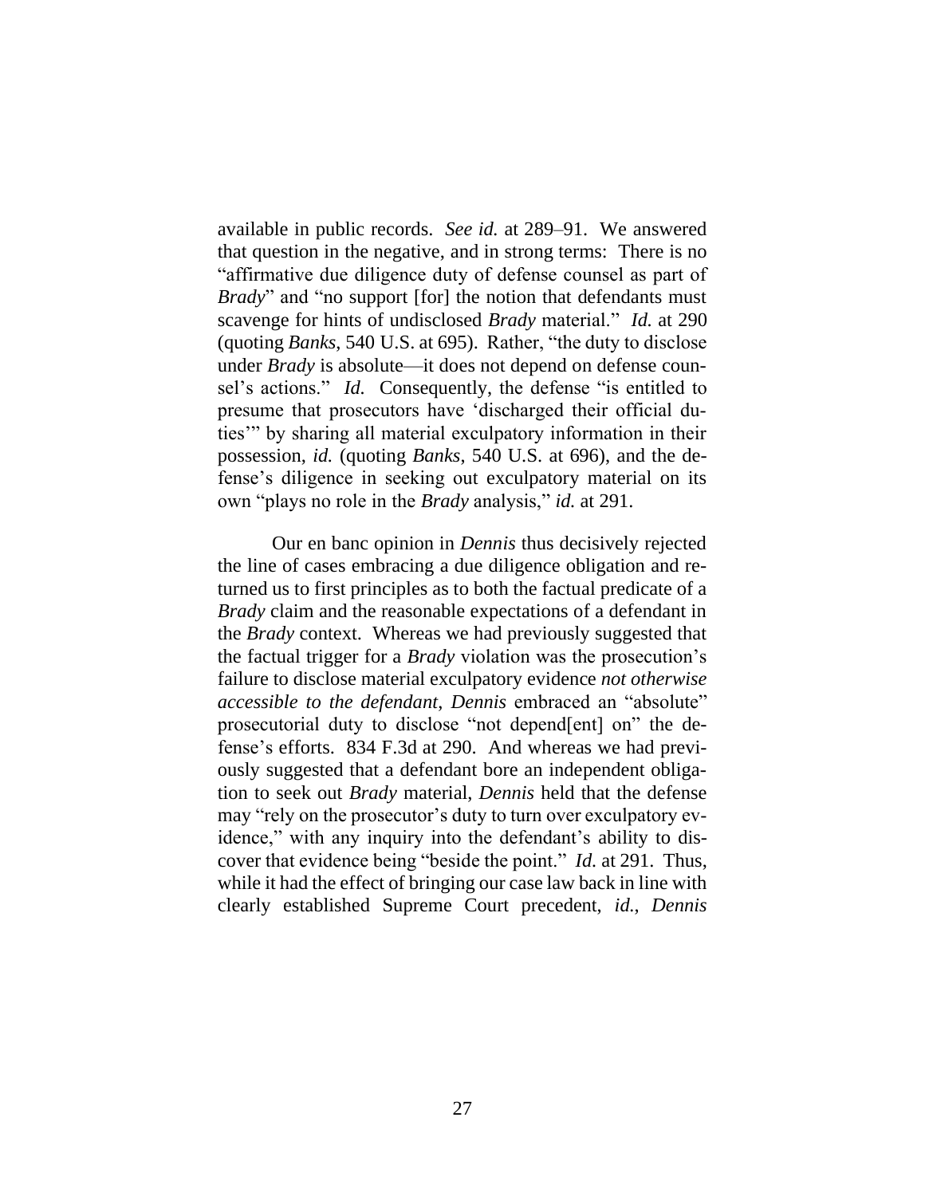available in public records. *See id.* at 289–91. We answered that question in the negative, and in strong terms: There is no "affirmative due diligence duty of defense counsel as part of *Brady*" and "no support [for] the notion that defendants must scavenge for hints of undisclosed *Brady* material." *Id.* at 290 (quoting *Banks*, 540 U.S. at 695). Rather, "the duty to disclose under *Brady* is absolute—it does not depend on defense counsel's actions." *Id.* Consequently, the defense "is entitled to presume that prosecutors have 'discharged their official duties'" by sharing all material exculpatory information in their possession, *id.* (quoting *Banks*, 540 U.S. at 696), and the defense's diligence in seeking out exculpatory material on its own "plays no role in the *Brady* analysis," *id.* at 291.

Our en banc opinion in *Dennis* thus decisively rejected the line of cases embracing a due diligence obligation and returned us to first principles as to both the factual predicate of a *Brady* claim and the reasonable expectations of a defendant in the *Brady* context. Whereas we had previously suggested that the factual trigger for a *Brady* violation was the prosecution's failure to disclose material exculpatory evidence *not otherwise accessible to the defendant*, *Dennis* embraced an "absolute" prosecutorial duty to disclose "not depend[ent] on" the defense's efforts. 834 F.3d at 290. And whereas we had previously suggested that a defendant bore an independent obligation to seek out *Brady* material, *Dennis* held that the defense may "rely on the prosecutor's duty to turn over exculpatory evidence," with any inquiry into the defendant's ability to discover that evidence being "beside the point." *Id.* at 291. Thus, while it had the effect of bringing our case law back in line with clearly established Supreme Court precedent, *id.*, *Dennis*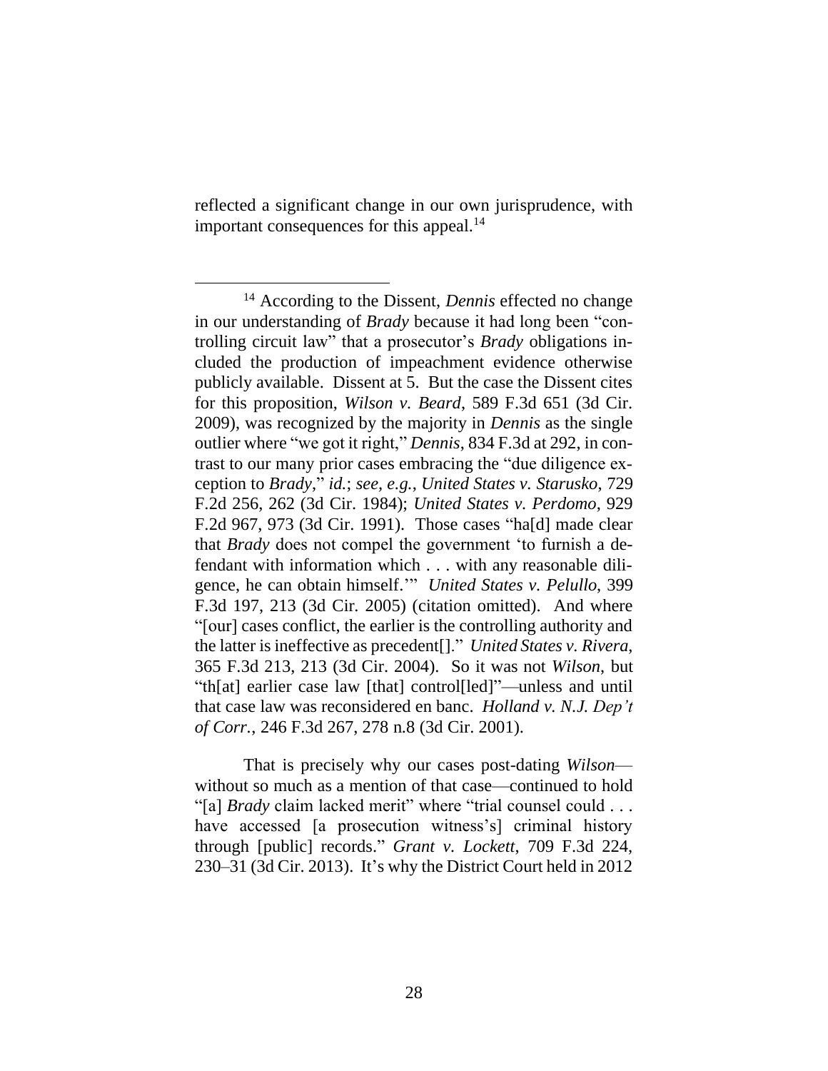reflected a significant change in our own jurisprudence, with important consequences for this appeal.[14]

---

[14] According to the Dissent, *Dennis* effected no change in our understanding of *Brady* because it had long been "controlling circuit law" that a prosecutor's *Brady* obligations included the production of impeachment evidence otherwise publicly available. Dissent at 5. But the case the Dissent cites for this proposition, *Wilson v. Beard*, 589 F.3d 651 (3d Cir. 2009), was recognized by the majority in *Dennis* as the single outlier where "we got it right," *Dennis*, 834 F.3d at 292, in contrast to our many prior cases embracing the "due diligence exception to *Brady*," *id.*; *see, e.g.*, *United States v. Starusko*, 729 F.2d 256, 262 (3d Cir. 1984); *United States v. Perdomo*, 929 F.2d 967, 973 (3d Cir. 1991). Those cases "ha[d] made clear that *Brady* does not compel the government 'to furnish a defendant with information which . . . with any reasonable diligence, he can obtain himself.'" *United States v. Pelullo*, 399 F.3d 197, 213 (3d Cir. 2005) (citation omitted). And where "[our] cases conflict, the earlier is the controlling authority and the latter is ineffective as precedent[]." *United States v. Rivera*, 365 F.3d 213, 213 (3d Cir. 2004). So it was not *Wilson*, but "th[at] earlier case law [that] control[led]"—unless and until that case law was reconsidered en banc. *Holland v. N.J. Dep't of Corr.*, 246 F.3d 267, 278 n.8 (3d Cir. 2001).

That is precisely why our cases post-dating *Wilson*—without so much as a mention of that case—continued to hold "[a] *Brady* claim lacked merit" where "trial counsel could . . . have accessed [a prosecution witness's] criminal history through [public] records." *Grant v. Lockett*, 709 F.3d 224, 230–31 (3d Cir. 2013). It's why the District Court held in 2012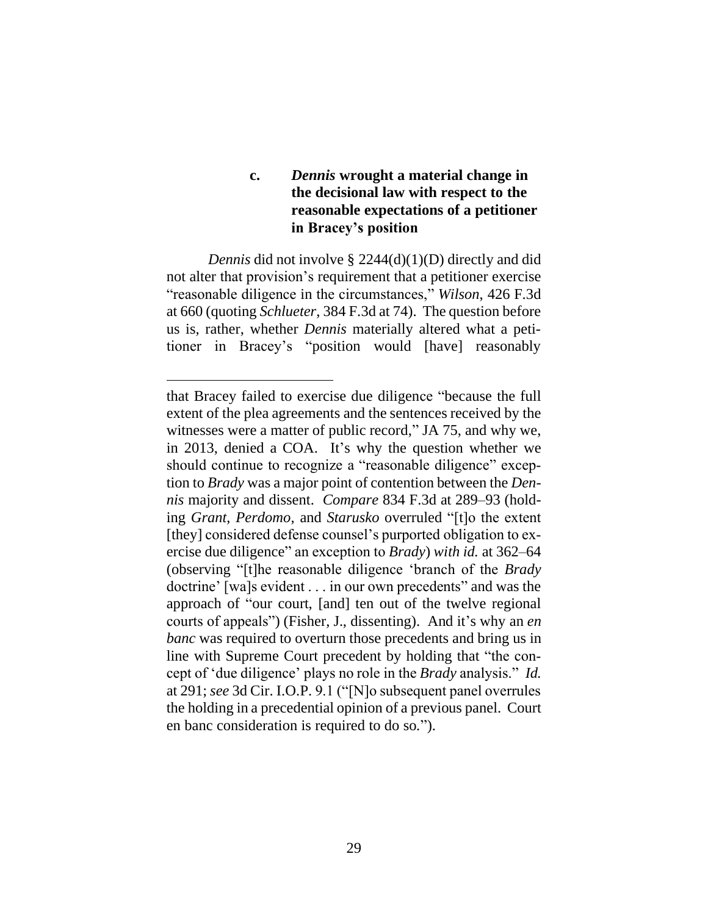#### c. *Dennis* wrought a material change in the decisional law with respect to the reasonable expectations of a petitioner in Bracey's position

*Dennis* did not involve § 2244(d)(1)(D) directly and did not alter that provision's requirement that a petitioner exercise "reasonable diligence in the circumstances," *Wilson*, 426 F.3d at 660 (quoting *Schlueter*, 384 F.3d at 74). The question before us is, rather, whether *Dennis* materially altered what a petitioner in Bracey's "position would [have] reasonably

---

that Bracey failed to exercise due diligence "because the full extent of the plea agreements and the sentences received by the witnesses were a matter of public record," JA 75, and why we, in 2013, denied a COA. It's why the question whether we should continue to recognize a "reasonable diligence" exception to *Brady* was a major point of contention between the *Dennis* majority and dissent. *Compare* 834 F.3d at 289–93 (holding *Grant*, *Perdomo*, and *Starusko* overruled "[t]o the extent [they] considered defense counsel's purported obligation to exercise due diligence" an exception to *Brady*) *with id.* at 362–64 (observing "[t]he reasonable diligence 'branch of the *Brady* doctrine' [wa]s evident . . . in our own precedents" and was the approach of "our court, [and] ten out of the twelve regional courts of appeals") (Fisher, J., dissenting). And it's why an *en banc* was required to overturn those precedents and bring us in line with Supreme Court precedent by holding that "the concept of 'due diligence' plays no role in the *Brady* analysis." *Id.* at 291; *see* 3d Cir. I.O.P. 9.1 ("[N]o subsequent panel overrules the holding in a precedential opinion of a previous panel. Court en banc consideration is required to do so.").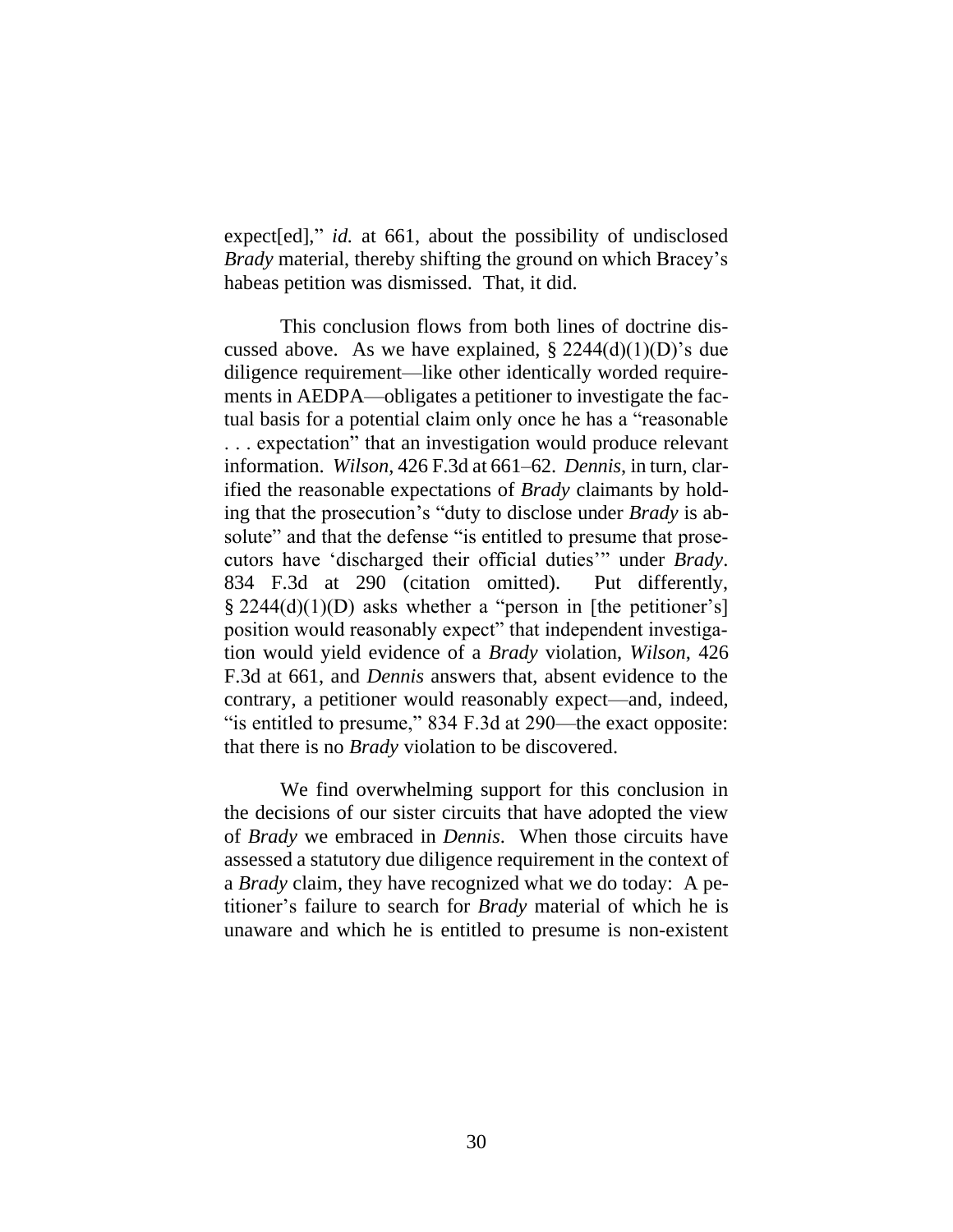expect[ed]," *id.* at 661, about the possibility of undisclosed *Brady* material, thereby shifting the ground on which Bracey's habeas petition was dismissed. That, it did.

This conclusion flows from both lines of doctrine discussed above. As we have explained, § 2244(d)(1)(D)'s due diligence requirement—like other identically worded requirements in AEDPA—obligates a petitioner to investigate the factual basis for a potential claim only once he has a "reasonable . . . expectation" that an investigation would produce relevant information. *Wilson*, 426 F.3d at 661–62. *Dennis*, in turn, clarified the reasonable expectations of *Brady* claimants by holding that the prosecution's "duty to disclose under *Brady* is absolute" and that the defense "is entitled to presume that prosecutors have 'discharged their official duties'" under *Brady*. 834 F.3d at 290 (citation omitted). Put differently, § 2244(d)(1)(D) asks whether a "person in [the petitioner's] position would reasonably expect" that independent investigation would yield evidence of a *Brady* violation, *Wilson*, 426 F.3d at 661, and *Dennis* answers that, absent evidence to the contrary, a petitioner would reasonably expect—and, indeed, "is entitled to presume," 834 F.3d at 290—the exact opposite: that there is no *Brady* violation to be discovered.

We find overwhelming support for this conclusion in the decisions of our sister circuits that have adopted the view of *Brady* we embraced in *Dennis*. When those circuits have assessed a statutory due diligence requirement in the context of a *Brady* claim, they have recognized what we do today: A petitioner's failure to search for *Brady* material of which he is unaware and which he is entitled to presume is non-existent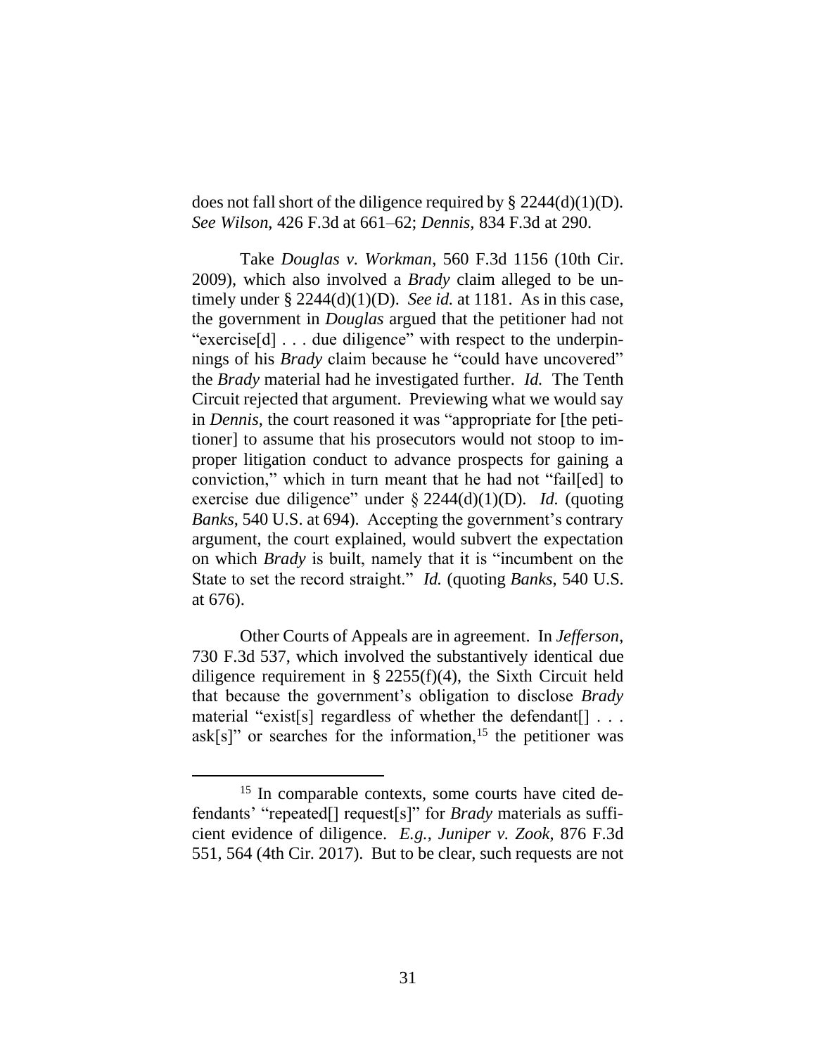does not fall short of the diligence required by § 2244(d)(1)(D). *See Wilson*, 426 F.3d at 661–62; *Dennis*, 834 F.3d at 290.

Take *Douglas v. Workman*, 560 F.3d 1156 (10th Cir. 2009), which also involved a *Brady* claim alleged to be untimely under § 2244(d)(1)(D). *See id.* at 1181. As in this case, the government in *Douglas* argued that the petitioner had not "exercise[d] . . . due diligence" with respect to the underpinnings of his *Brady* claim because he "could have uncovered" the *Brady* material had he investigated further. *Id.* The Tenth Circuit rejected that argument. Previewing what we would say in *Dennis*, the court reasoned it was "appropriate for [the petitioner] to assume that his prosecutors would not stoop to improper litigation conduct to advance prospects for gaining a conviction," which in turn meant that he had not "fail[ed] to exercise due diligence" under § 2244(d)(1)(D). *Id.* (quoting *Banks*, 540 U.S. at 694). Accepting the government's contrary argument, the court explained, would subvert the expectation on which *Brady* is built, namely that it is "incumbent on the State to set the record straight." *Id.* (quoting *Banks*, 540 U.S. at 676).

Other Courts of Appeals are in agreement. In *Jefferson*, 730 F.3d 537, which involved the substantively identical due diligence requirement in § 2255(f)(4), the Sixth Circuit held that because the government's obligation to disclose *Brady* material "exist[s] regardless of whether the defendant[] . . . ask[s]" or searches for the information,[15] the petitioner was

[15] In comparable contexts, some courts have cited defendants' "repeated[] request[s]" for *Brady* materials as sufficient evidence of diligence. *E.g.*, *Juniper v. Zook*, 876 F.3d 551, 564 (4th Cir. 2017). But to be clear, such requests are not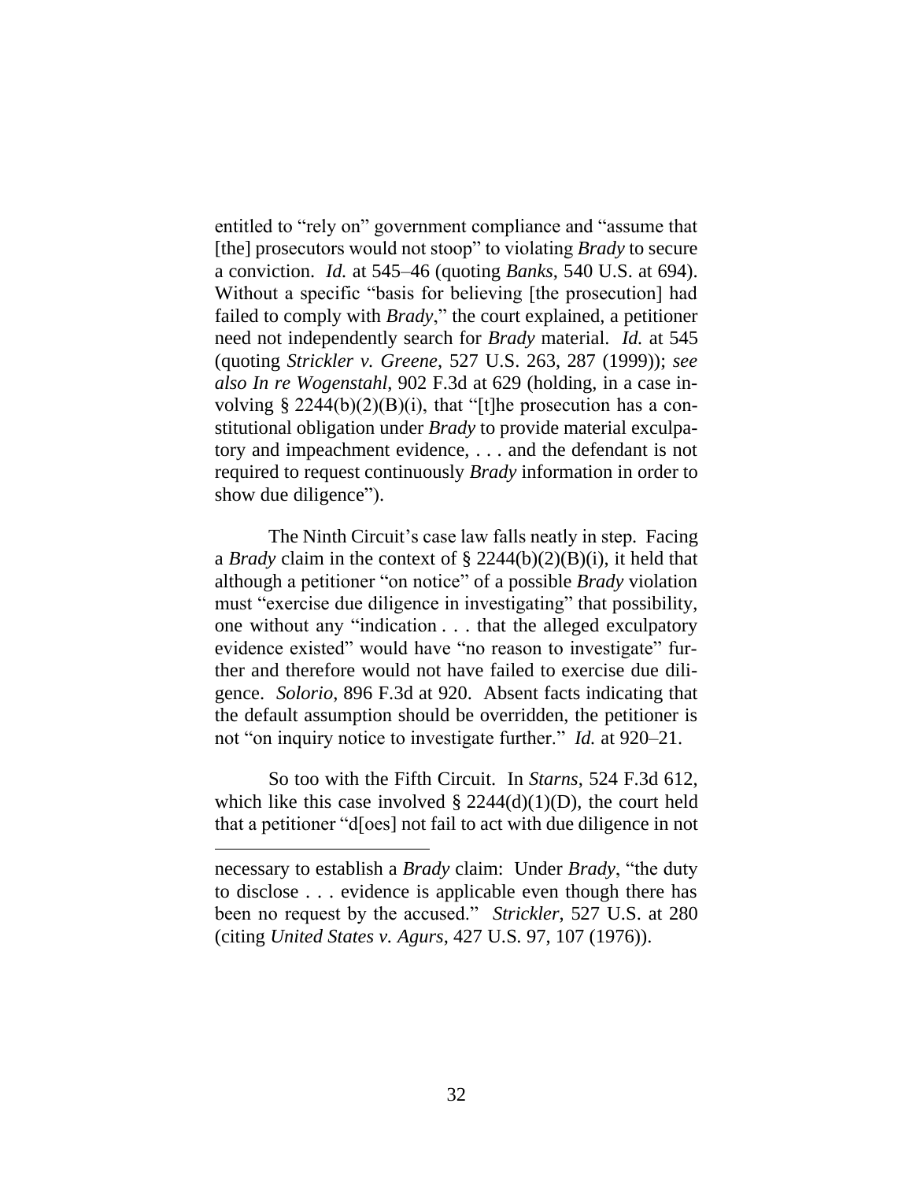entitled to "rely on" government compliance and "assume that [the] prosecutors would not stoop" to violating *Brady* to secure a conviction. *Id.* at 545–46 (quoting *Banks*, 540 U.S. at 694). Without a specific "basis for believing [the prosecution] had failed to comply with *Brady*," the court explained, a petitioner need not independently search for *Brady* material. *Id.* at 545 (quoting *Strickler v. Greene*, 527 U.S. 263, 287 (1999)); *see also In re Wogenstahl*, 902 F.3d at 629 (holding, in a case involving § 2244(b)(2)(B)(i), that "[t]he prosecution has a constitutional obligation under *Brady* to provide material exculpatory and impeachment evidence, . . . and the defendant is not required to request continuously *Brady* information in order to show due diligence").

The Ninth Circuit's case law falls neatly in step. Facing a *Brady* claim in the context of § 2244(b)(2)(B)(i), it held that although a petitioner "on notice" of a possible *Brady* violation must "exercise due diligence in investigating" that possibility, one without any "indication . . . that the alleged exculpatory evidence existed" would have "no reason to investigate" further and therefore would not have failed to exercise due diligence. *Solorio*, 896 F.3d at 920. Absent facts indicating that the default assumption should be overridden, the petitioner is not "on inquiry notice to investigate further." *Id.* at 920–21.

So too with the Fifth Circuit. In *Starns*, 524 F.3d 612, which like this case involved § 2244(d)(1)(D), the court held that a petitioner "d[oes] not fail to act with due diligence in not

---

necessary to establish a *Brady* claim: Under *Brady*, "the duty to disclose . . . evidence is applicable even though there has been no request by the accused." *Strickler*, 527 U.S. at 280 (citing *United States v. Agurs*, 427 U.S. 97, 107 (1976)).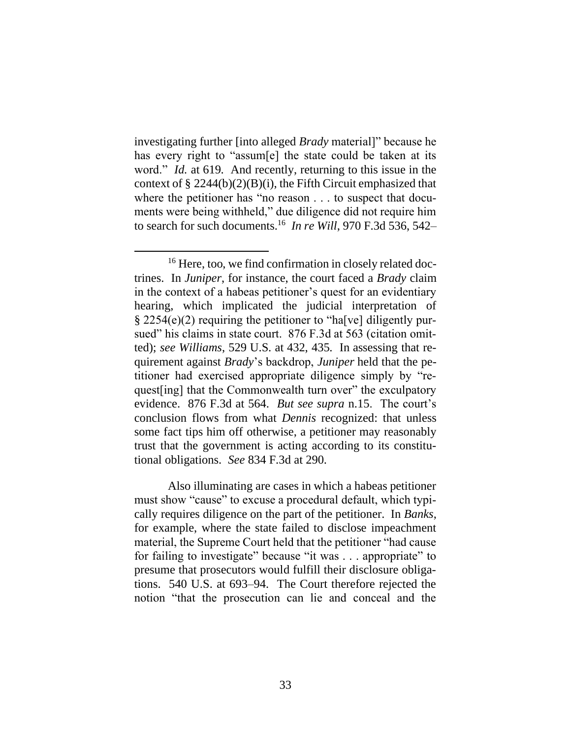investigating further [into alleged *Brady* material]" because he has every right to "assum[e] the state could be taken at its word." *Id.* at 619. And recently, returning to this issue in the context of § 2244(b)(2)(B)(i), the Fifth Circuit emphasized that where the petitioner has "no reason . . . to suspect that documents were being withheld," due diligence did not require him to search for such documents.[16] *In re Will*, 970 F.3d 536, 542–

---

[16] Here, too, we find confirmation in closely related doctrines. In *Juniper*, for instance, the court faced a *Brady* claim in the context of a habeas petitioner's quest for an evidentiary hearing, which implicated the judicial interpretation of § 2254(e)(2) requiring the petitioner to "ha[ve] diligently pursued" his claims in state court. 876 F.3d at 563 (citation omitted); *see Williams*, 529 U.S. at 432, 435. In assessing that requirement against *Brady*'s backdrop, *Juniper* held that the petitioner had exercised appropriate diligence simply by "request[ing] that the Commonwealth turn over" the exculpatory evidence. 876 F.3d at 564. *But see supra* n.15. The court's conclusion flows from what *Dennis* recognized: that unless some fact tips him off otherwise, a petitioner may reasonably trust that the government is acting according to its constitutional obligations. *See* 834 F.3d at 290.

Also illuminating are cases in which a habeas petitioner must show "cause" to excuse a procedural default, which typically requires diligence on the part of the petitioner. In *Banks*, for example, where the state failed to disclose impeachment material, the Supreme Court held that the petitioner "had cause for failing to investigate" because "it was . . . appropriate" to presume that prosecutors would fulfill their disclosure obligations. 540 U.S. at 693–94. The Court therefore rejected the notion "that the prosecution can lie and conceal and the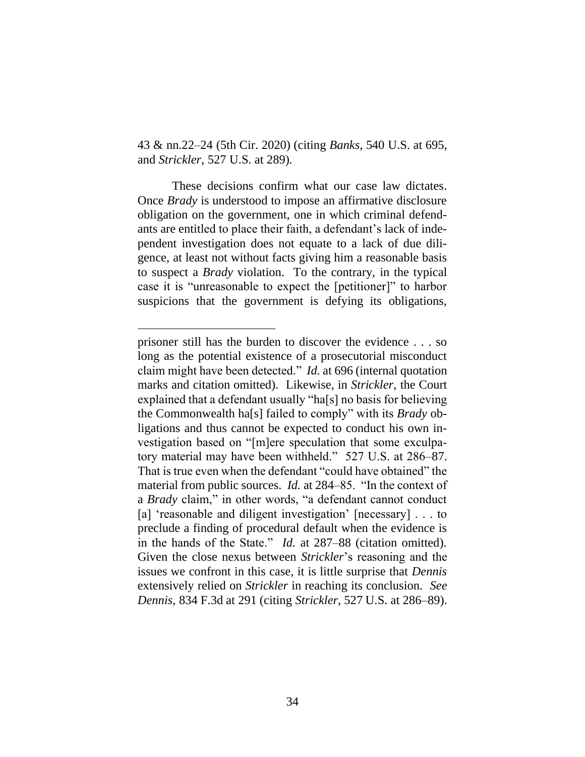43 & nn.22–24 (5th Cir. 2020) (citing *Banks*, 540 U.S. at 695, and *Strickler*, 527 U.S. at 289).

These decisions confirm what our case law dictates. Once *Brady* is understood to impose an affirmative disclosure obligation on the government, one in which criminal defendants are entitled to place their faith, a defendant's lack of independent investigation does not equate to a lack of due diligence, at least not without facts giving him a reasonable basis to suspect a *Brady* violation. To the contrary, in the typical case it is "unreasonable to expect the [petitioner]" to harbor suspicions that the government is defying its obligations,

---

prisoner still has the burden to discover the evidence . . . so long as the potential existence of a prosecutorial misconduct claim might have been detected." *Id.* at 696 (internal quotation marks and citation omitted). Likewise, in *Strickler*, the Court explained that a defendant usually "ha[s] no basis for believing the Commonwealth ha[s] failed to comply" with its *Brady* obligations and thus cannot be expected to conduct his own investigation based on "[m]ere speculation that some exculpatory material may have been withheld." 527 U.S. at 286–87. That is true even when the defendant "could have obtained" the material from public sources. *Id.* at 284–85. "In the context of a *Brady* claim," in other words, "a defendant cannot conduct [a] 'reasonable and diligent investigation' [necessary] . . . to preclude a finding of procedural default when the evidence is in the hands of the State." *Id.* at 287–88 (citation omitted). Given the close nexus between *Strickler*'s reasoning and the issues we confront in this case, it is little surprise that *Dennis* extensively relied on *Strickler* in reaching its conclusion. *See Dennis*, 834 F.3d at 291 (citing *Strickler*, 527 U.S. at 286–89).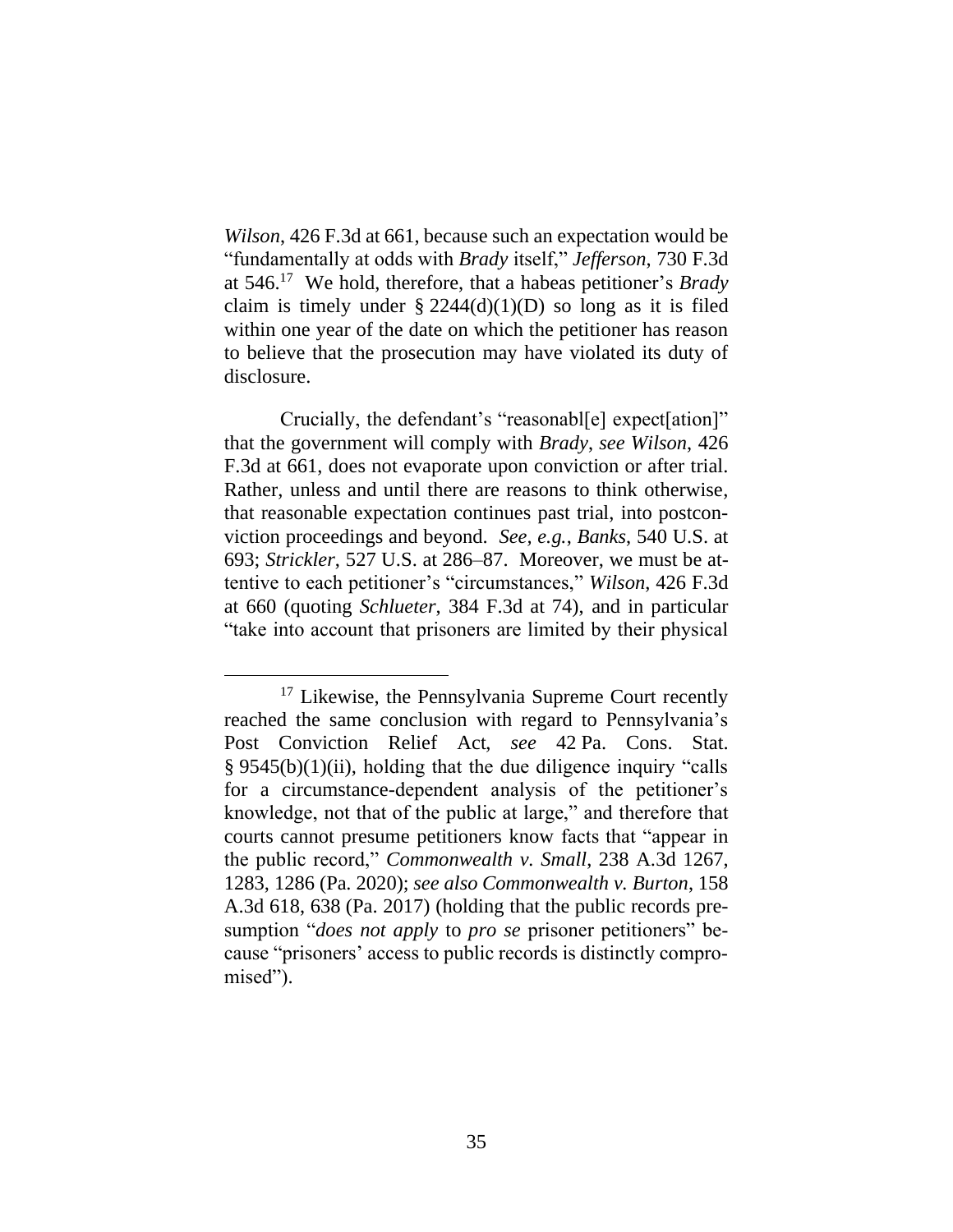*Wilson*, 426 F.3d at 661, because such an expectation would be "fundamentally at odds with *Brady* itself," *Jefferson*, 730 F.3d at 546.[17] We hold, therefore, that a habeas petitioner's *Brady* claim is timely under § 2244(d)(1)(D) so long as it is filed within one year of the date on which the petitioner has reason to believe that the prosecution may have violated its duty of disclosure.

Crucially, the defendant's "reasonabl[e] expect[ation]" that the government will comply with *Brady*, *see Wilson*, 426 F.3d at 661, does not evaporate upon conviction or after trial. Rather, unless and until there are reasons to think otherwise, that reasonable expectation continues past trial, into postconviction proceedings and beyond. *See, e.g.*, *Banks*, 540 U.S. at 693; *Strickler*, 527 U.S. at 286–87. Moreover, we must be attentive to each petitioner's "circumstances," *Wilson*, 426 F.3d at 660 (quoting *Schlueter*, 384 F.3d at 74), and in particular "take into account that prisoners are limited by their physical

---

[17] Likewise, the Pennsylvania Supreme Court recently reached the same conclusion with regard to Pennsylvania's Post Conviction Relief Act, *see* 42 Pa. Cons. Stat. § 9545(b)(1)(ii), holding that the due diligence inquiry "calls for a circumstance-dependent analysis of the petitioner's knowledge, not that of the public at large," and therefore that courts cannot presume petitioners know facts that "appear in the public record," *Commonwealth v. Small*, 238 A.3d 1267, 1283, 1286 (Pa. 2020); *see also Commonwealth v. Burton*, 158 A.3d 618, 638 (Pa. 2017) (holding that the public records presumption "*does not apply* to *pro se* prisoner petitioners" because "prisoners' access to public records is distinctly compromised").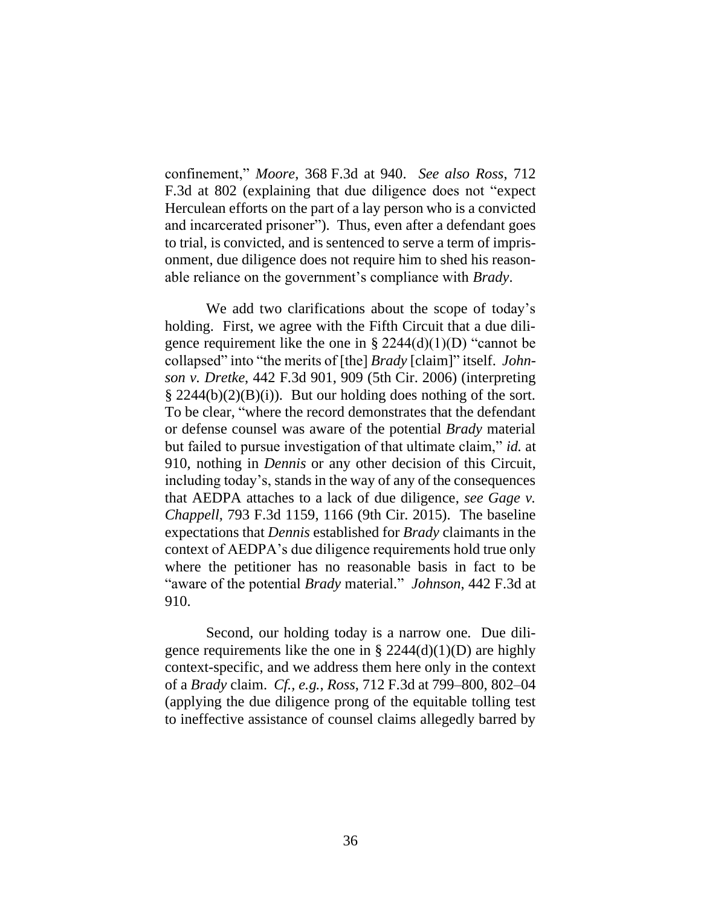confinement," *Moore*, 368 F.3d at 940. *See also Ross*, 712 F.3d at 802 (explaining that due diligence does not "expect Herculean efforts on the part of a lay person who is a convicted and incarcerated prisoner"). Thus, even after a defendant goes to trial, is convicted, and is sentenced to serve a term of imprisonment, due diligence does not require him to shed his reasonable reliance on the government's compliance with *Brady*.

We add two clarifications about the scope of today's holding. First, we agree with the Fifth Circuit that a due diligence requirement like the one in § 2244(d)(1)(D) "cannot be collapsed" into "the merits of [the] *Brady* [claim]" itself. *Johnson v. Dretke*, 442 F.3d 901, 909 (5th Cir. 2006) (interpreting § 2244(b)(2)(B)(i)). But our holding does nothing of the sort. To be clear, "where the record demonstrates that the defendant or defense counsel was aware of the potential *Brady* material but failed to pursue investigation of that ultimate claim," *id.* at 910, nothing in *Dennis* or any other decision of this Circuit, including today's, stands in the way of any of the consequences that AEDPA attaches to a lack of due diligence, *see Gage v. Chappell*, 793 F.3d 1159, 1166 (9th Cir. 2015). The baseline expectations that *Dennis* established for *Brady* claimants in the context of AEDPA's due diligence requirements hold true only where the petitioner has no reasonable basis in fact to be "aware of the potential *Brady* material." *Johnson*, 442 F.3d at 910.

Second, our holding today is a narrow one. Due diligence requirements like the one in § 2244(d)(1)(D) are highly context-specific, and we address them here only in the context of a *Brady* claim. *Cf., e.g.*, *Ross*, 712 F.3d at 799–800, 802–04 (applying the due diligence prong of the equitable tolling test to ineffective assistance of counsel claims allegedly barred by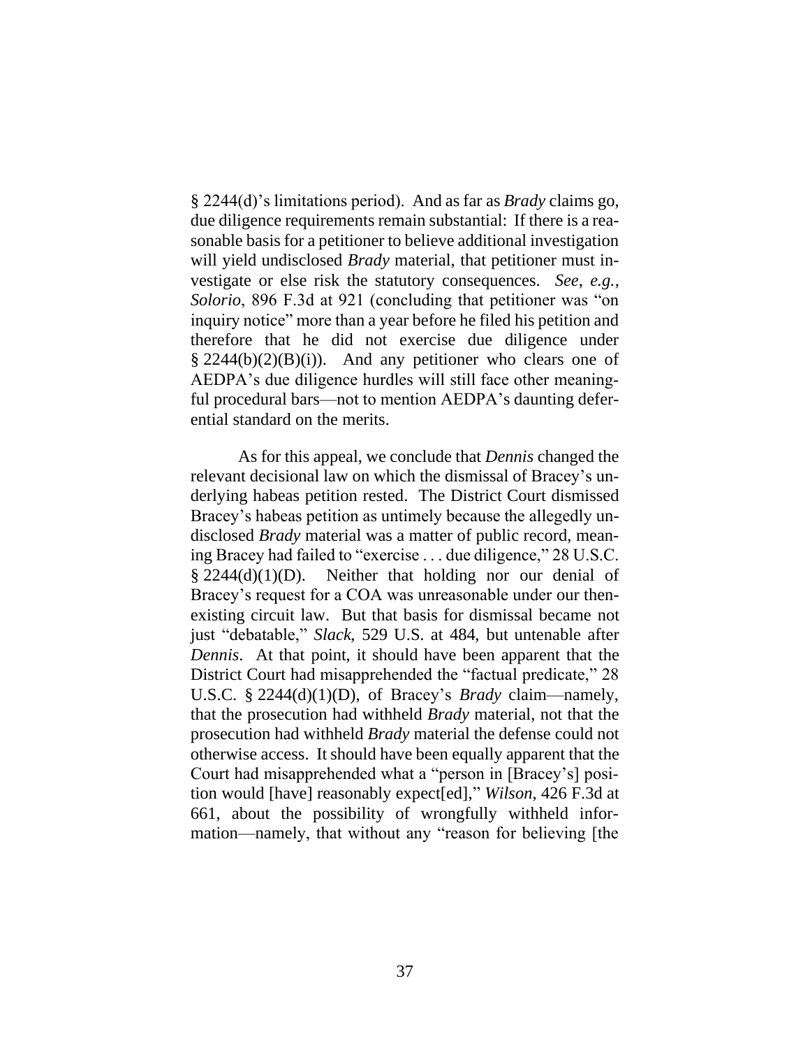§ 2244(d)'s limitations period). And as far as *Brady* claims go, due diligence requirements remain substantial: If there is a reasonable basis for a petitioner to believe additional investigation will yield undisclosed *Brady* material, that petitioner must investigate or else risk the statutory consequences. *See*, *e.g.*, *Solorio*, 896 F.3d at 921 (concluding that petitioner was "on inquiry notice" more than a year before he filed his petition and therefore that he did not exercise due diligence under § 2244(b)(2)(B)(i)). And any petitioner who clears one of AEDPA's due diligence hurdles will still face other meaningful procedural bars—not to mention AEDPA's daunting deferential standard on the merits.

As for this appeal, we conclude that *Dennis* changed the relevant decisional law on which the dismissal of Bracey's underlying habeas petition rested. The District Court dismissed Bracey's habeas petition as untimely because the allegedly undisclosed *Brady* material was a matter of public record, meaning Bracey had failed to "exercise . . . due diligence," 28 U.S.C. § 2244(d)(1)(D). Neither that holding nor our denial of Bracey's request for a COA was unreasonable under our then-existing circuit law. But that basis for dismissal became not just "debatable," *Slack*, 529 U.S. at 484, but untenable after *Dennis*. At that point, it should have been apparent that the District Court had misapprehended the "factual predicate," 28 U.S.C. § 2244(d)(1)(D), of Bracey's *Brady* claim—namely, that the prosecution had withheld *Brady* material, not that the prosecution had withheld *Brady* material the defense could not otherwise access. It should have been equally apparent that the Court had misapprehended what a "person in [Bracey's] position would [have] reasonably expect[ed]," *Wilson*, 426 F.3d at 661, about the possibility of wrongfully withheld information—namely, that without any "reason for believing [the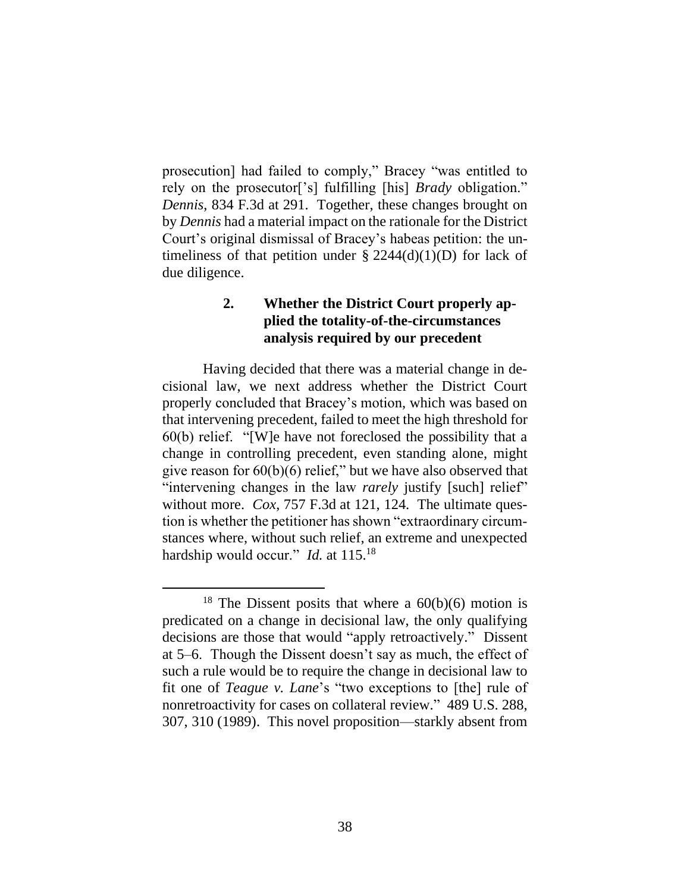prosecution] had failed to comply," Bracey "was entitled to rely on the prosecutor['s] fulfilling [his] *Brady* obligation." *Dennis*, 834 F.3d at 291. Together, these changes brought on by *Dennis* had a material impact on the rationale for the District Court's original dismissal of Bracey's habeas petition: the untimeliness of that petition under § 2244(d)(1)(D) for lack of due diligence.

### 2. Whether the District Court properly applied the totality-of-the-circumstances analysis required by our precedent

Having decided that there was a material change in decisional law, we next address whether the District Court properly concluded that Bracey's motion, which was based on that intervening precedent, failed to meet the high threshold for 60(b) relief. "[W]e have not foreclosed the possibility that a change in controlling precedent, even standing alone, might give reason for 60(b)(6) relief," but we have also observed that "intervening changes in the law *rarely* justify [such] relief" without more. *Cox*, 757 F.3d at 121, 124. The ultimate question is whether the petitioner has shown "extraordinary circumstances where, without such relief, an extreme and unexpected hardship would occur." *Id.* at 115.[18]

[18] The Dissent posits that where a 60(b)(6) motion is predicated on a change in decisional law, the only qualifying decisions are those that would "apply retroactively." Dissent at 5–6. Though the Dissent doesn't say as much, the effect of such a rule would be to require the change in decisional law to fit one of *Teague v. Lane*'s "two exceptions to [the] rule of nonretroactivity for cases on collateral review." 489 U.S. 288, 307, 310 (1989). This novel proposition—starkly absent from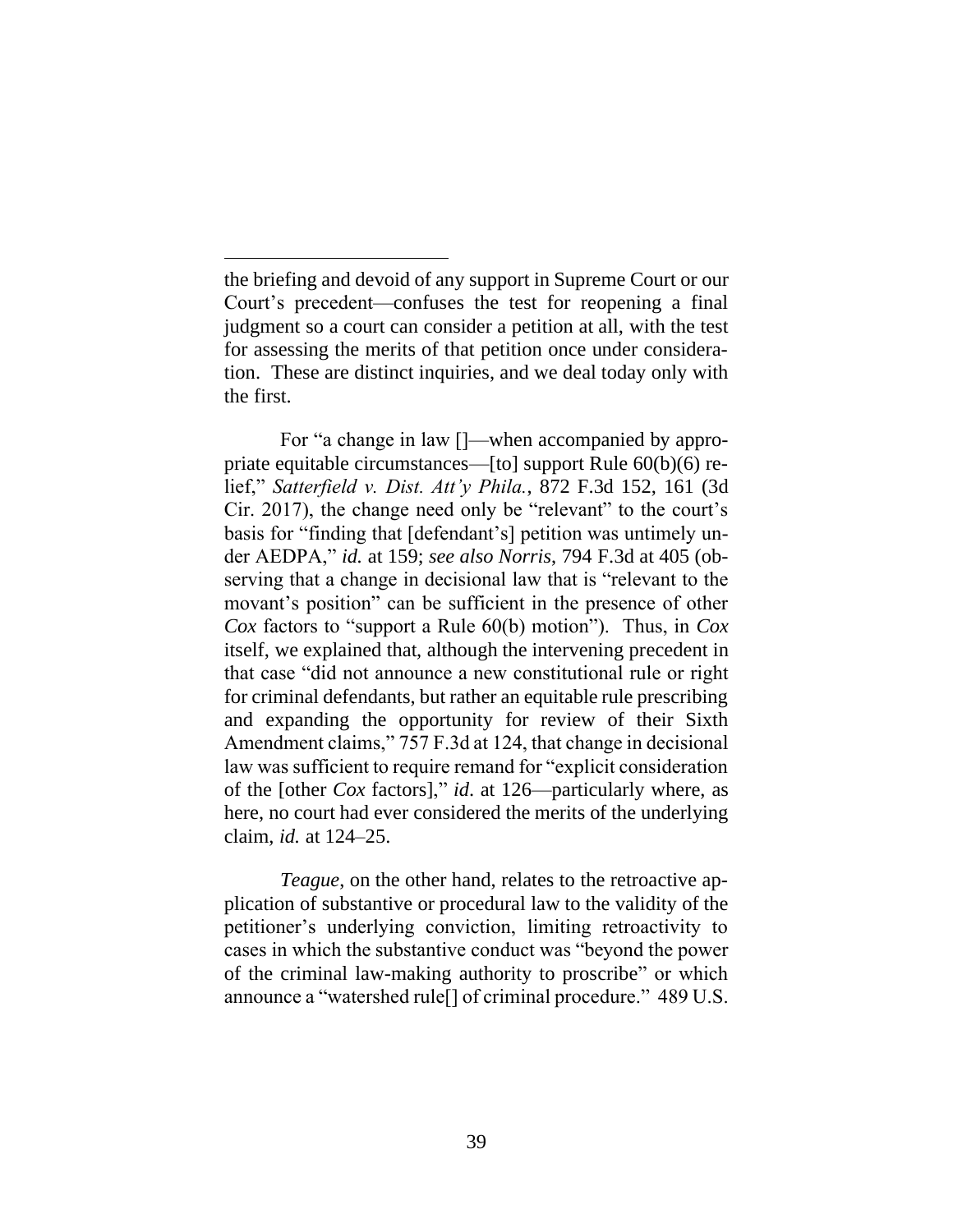the briefing and devoid of any support in Supreme Court or our Court's precedent—confuses the test for reopening a final judgment so a court can consider a petition at all, with the test for assessing the merits of that petition once under consideration. These are distinct inquiries, and we deal today only with the first.

For "a change in law []—when accompanied by appropriate equitable circumstances—[to] support Rule 60(b)(6) relief," *Satterfield v. Dist. Att'y Phila.*, 872 F.3d 152, 161 (3d Cir. 2017), the change need only be "relevant" to the court's basis for "finding that [defendant's] petition was untimely under AEDPA," *id.* at 159; *see also Norris*, 794 F.3d at 405 (observing that a change in decisional law that is "relevant to the movant's position" can be sufficient in the presence of other *Cox* factors to "support a Rule 60(b) motion"). Thus, in *Cox* itself, we explained that, although the intervening precedent in that case "did not announce a new constitutional rule or right for criminal defendants, but rather an equitable rule prescribing and expanding the opportunity for review of their Sixth Amendment claims," 757 F.3d at 124, that change in decisional law was sufficient to require remand for "explicit consideration of the [other *Cox* factors]," *id*. at 126—particularly where, as here, no court had ever considered the merits of the underlying claim, *id.* at 124–25.

*Teague*, on the other hand, relates to the retroactive application of substantive or procedural law to the validity of the petitioner's underlying conviction, limiting retroactivity to cases in which the substantive conduct was "beyond the power of the criminal law-making authority to proscribe" or which announce a "watershed rule[] of criminal procedure." 489 U.S.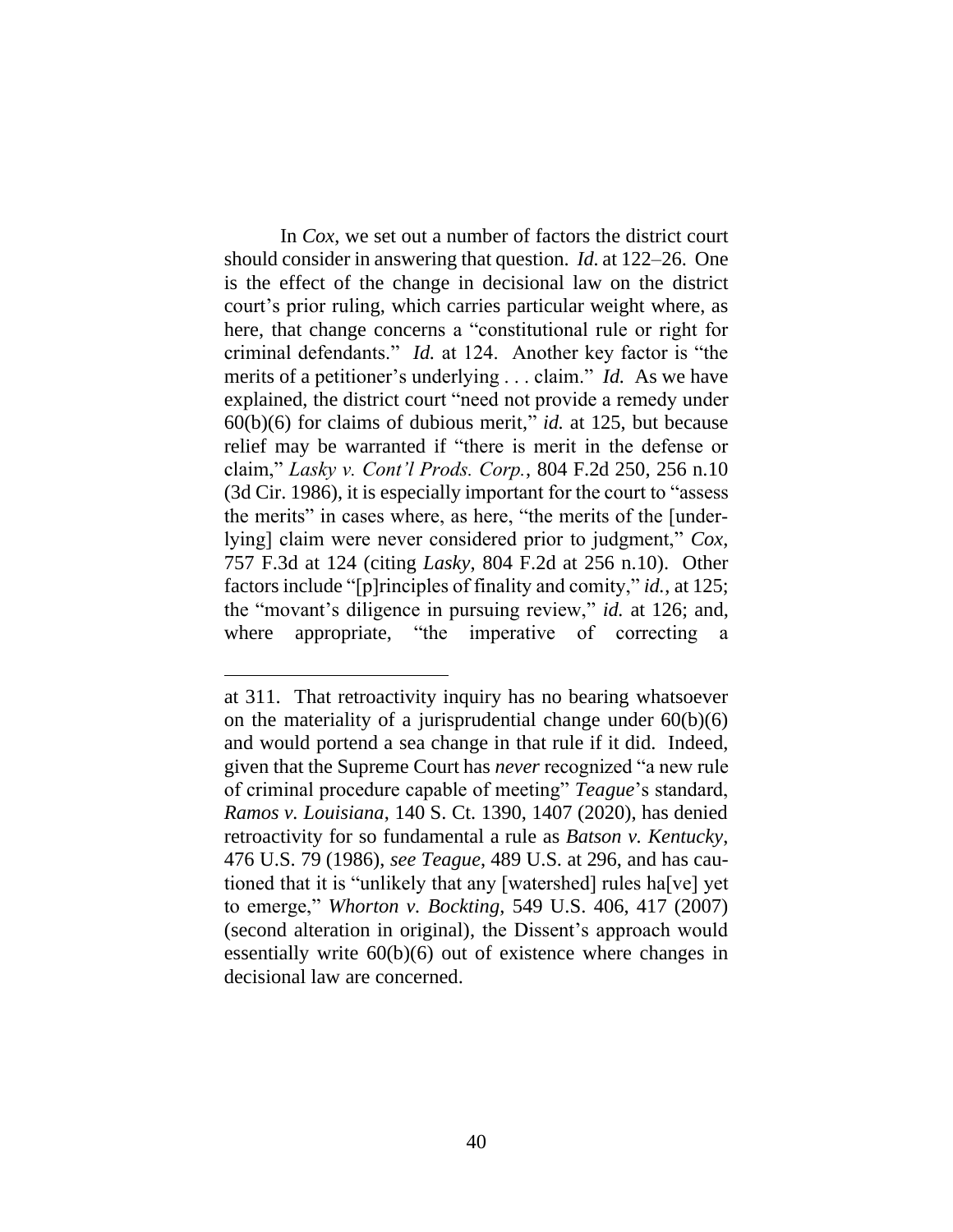In *Cox*, we set out a number of factors the district court should consider in answering that question. *Id.* at 122–26. One is the effect of the change in decisional law on the district court's prior ruling, which carries particular weight where, as here, that change concerns a "constitutional rule or right for criminal defendants." *Id.* at 124. Another key factor is "the merits of a petitioner's underlying . . . claim." *Id.* As we have explained, the district court "need not provide a remedy under 60(b)(6) for claims of dubious merit," *id.* at 125, but because relief may be warranted if "there is merit in the defense or claim," *Lasky v. Cont'l Prods. Corp.*, 804 F.2d 250, 256 n.10 (3d Cir. 1986), it is especially important for the court to "assess the merits" in cases where, as here, "the merits of the [underlying] claim were never considered prior to judgment," *Cox*, 757 F.3d at 124 (citing *Lasky*, 804 F.2d at 256 n.10). Other factors include "[p]rinciples of finality and comity," *id.*, at 125; the "movant's diligence in pursuing review," *id.* at 126; and, where appropriate, "the imperative of correcting a

---

at 311. That retroactivity inquiry has no bearing whatsoever on the materiality of a jurisprudential change under 60(b)(6) and would portend a sea change in that rule if it did. Indeed, given that the Supreme Court has *never* recognized "a new rule of criminal procedure capable of meeting" *Teague*'s standard, *Ramos v. Louisiana*, 140 S. Ct. 1390, 1407 (2020), has denied retroactivity for so fundamental a rule as *Batson v. Kentucky*, 476 U.S. 79 (1986), *see Teague*, 489 U.S. at 296, and has cautioned that it is "unlikely that any [watershed] rules ha[ve] yet to emerge," *Whorton v. Bockting*, 549 U.S. 406, 417 (2007) (second alteration in original), the Dissent's approach would essentially write 60(b)(6) out of existence where changes in decisional law are concerned.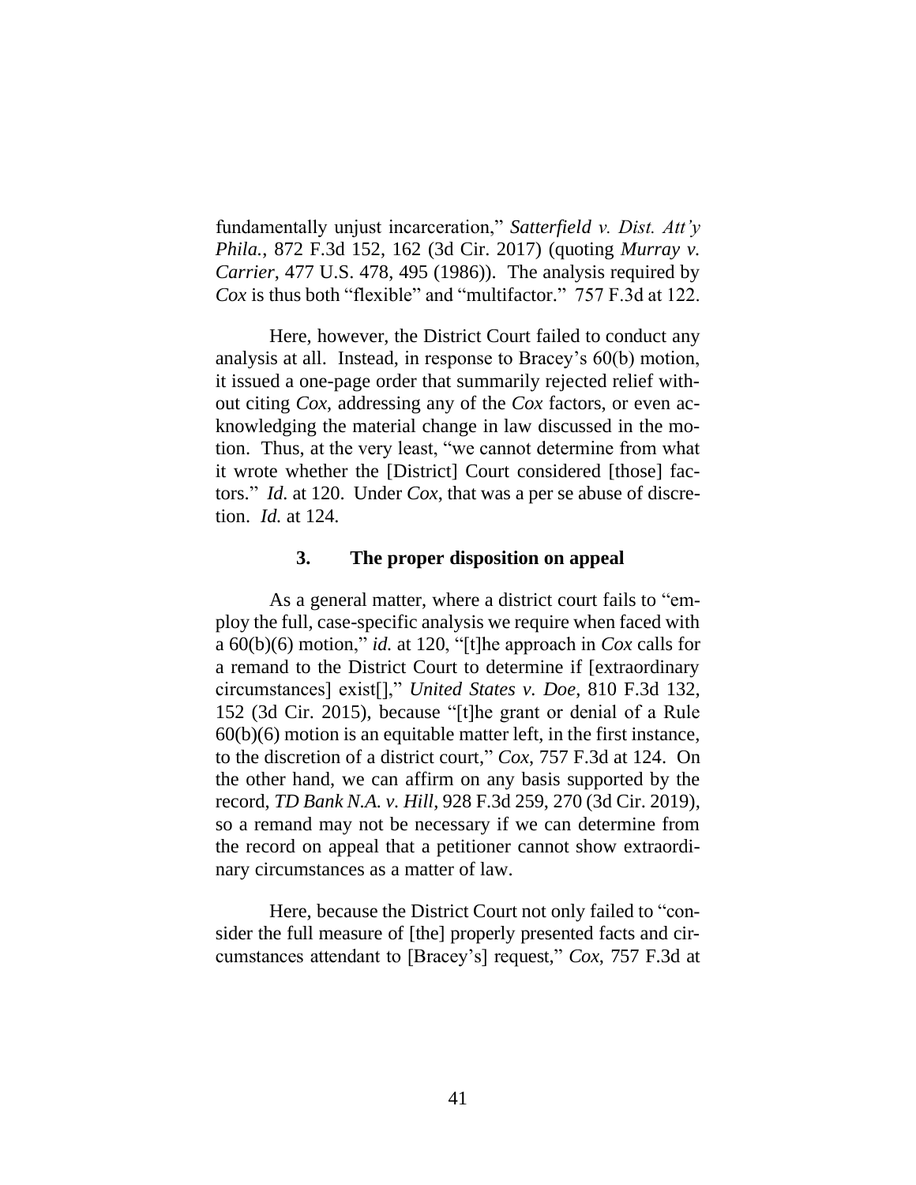fundamentally unjust incarceration," *Satterfield v. Dist. Att'y Phila.*, 872 F.3d 152, 162 (3d Cir. 2017) (quoting *Murray v. Carrier*, 477 U.S. 478, 495 (1986)). The analysis required by *Cox* is thus both "flexible" and "multifactor." 757 F.3d at 122.

Here, however, the District Court failed to conduct any analysis at all. Instead, in response to Bracey's 60(b) motion, it issued a one-page order that summarily rejected relief without citing *Cox*, addressing any of the *Cox* factors, or even acknowledging the material change in law discussed in the motion. Thus, at the very least, "we cannot determine from what it wrote whether the [District] Court considered [those] factors." *Id.* at 120. Under *Cox*, that was a per se abuse of discretion. *Id.* at 124.

### 3. The proper disposition on appeal

As a general matter, where a district court fails to "employ the full, case-specific analysis we require when faced with a 60(b)(6) motion," *id.* at 120, "[t]he approach in *Cox* calls for a remand to the District Court to determine if [extraordinary circumstances] exist[]," *United States v. Doe*, 810 F.3d 132, 152 (3d Cir. 2015), because "[t]he grant or denial of a Rule 60(b)(6) motion is an equitable matter left, in the first instance, to the discretion of a district court," *Cox*, 757 F.3d at 124. On the other hand, we can affirm on any basis supported by the record, *TD Bank N.A. v. Hill*, 928 F.3d 259, 270 (3d Cir. 2019), so a remand may not be necessary if we can determine from the record on appeal that a petitioner cannot show extraordinary circumstances as a matter of law.

Here, because the District Court not only failed to "consider the full measure of [the] properly presented facts and circumstances attendant to [Bracey's] request," *Cox*, 757 F.3d at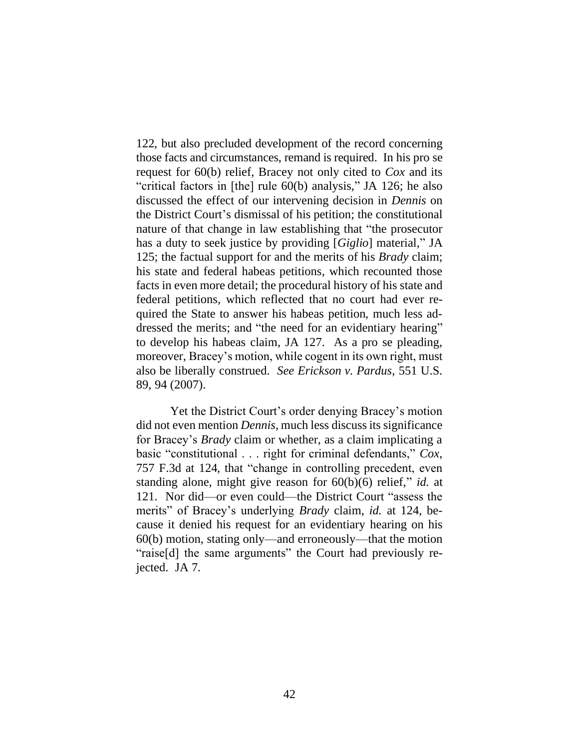122, but also precluded development of the record concerning those facts and circumstances, remand is required. In his pro se request for 60(b) relief, Bracey not only cited to *Cox* and its "critical factors in [the] rule 60(b) analysis," JA 126; he also discussed the effect of our intervening decision in *Dennis* on the District Court's dismissal of his petition; the constitutional nature of that change in law establishing that "the prosecutor has a duty to seek justice by providing [*Giglio*] material," JA 125; the factual support for and the merits of his *Brady* claim; his state and federal habeas petitions, which recounted those facts in even more detail; the procedural history of his state and federal petitions, which reflected that no court had ever required the State to answer his habeas petition, much less addressed the merits; and "the need for an evidentiary hearing" to develop his habeas claim, JA 127. As a pro se pleading, moreover, Bracey's motion, while cogent in its own right, must also be liberally construed. *See Erickson v. Pardus*, 551 U.S. 89, 94 (2007).

Yet the District Court's order denying Bracey's motion did not even mention *Dennis*, much less discuss its significance for Bracey's *Brady* claim or whether, as a claim implicating a basic "constitutional . . . right for criminal defendants," *Cox*, 757 F.3d at 124, that "change in controlling precedent, even standing alone, might give reason for 60(b)(6) relief," *id.* at 121. Nor did—or even could—the District Court "assess the merits" of Bracey's underlying *Brady* claim, *id.* at 124, because it denied his request for an evidentiary hearing on his 60(b) motion, stating only—and erroneously—that the motion "raise[d] the same arguments" the Court had previously rejected. JA 7.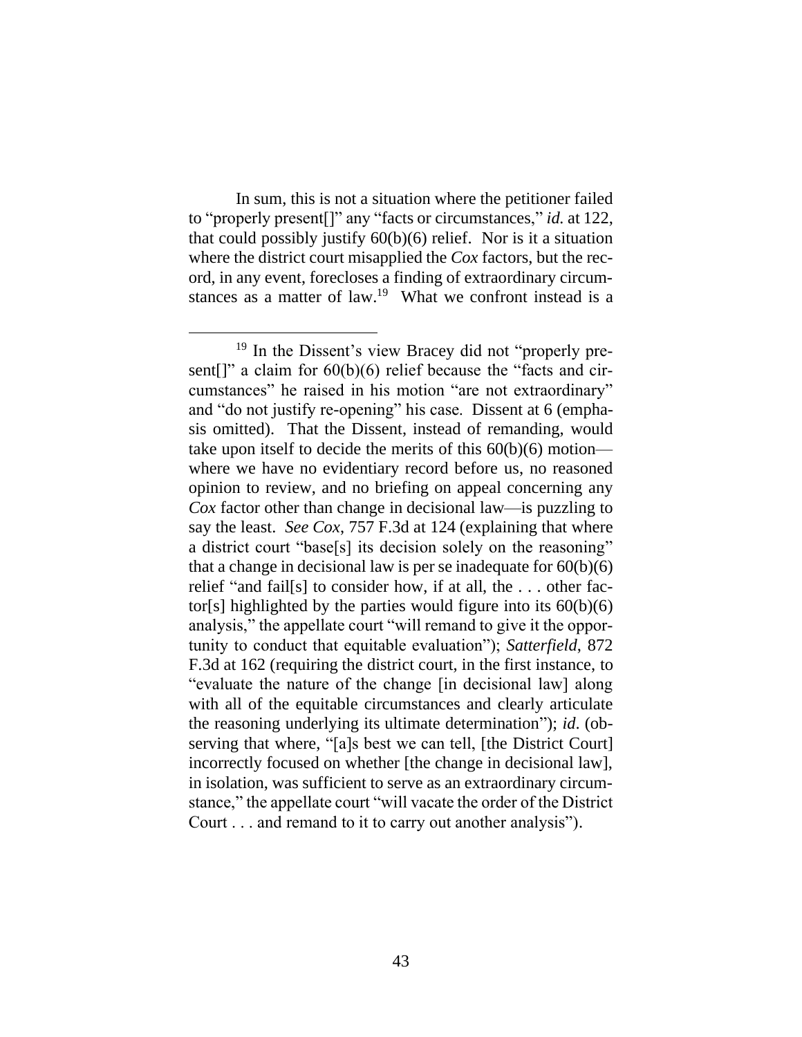In sum, this is not a situation where the petitioner failed to "properly present[]" any "facts or circumstances," *id.* at 122, that could possibly justify 60(b)(6) relief. Nor is it a situation where the district court misapplied the *Cox* factors, but the record, in any event, forecloses a finding of extraordinary circumstances as a matter of law.[19] What we confront instead is a

[19] In the Dissent's view Bracey did not "properly present[]" a claim for 60(b)(6) relief because the "facts and circumstances" he raised in his motion "are not extraordinary" and "do not justify re-opening" his case. Dissent at 6 (emphasis omitted). That the Dissent, instead of remanding, would take upon itself to decide the merits of this 60(b)(6) motion—where we have no evidentiary record before us, no reasoned opinion to review, and no briefing on appeal concerning any *Cox* factor other than change in decisional law—is puzzling to say the least. *See Cox*, 757 F.3d at 124 (explaining that where a district court "base[s] its decision solely on the reasoning" that a change in decisional law is per se inadequate for 60(b)(6) relief "and fail[s] to consider how, if at all, the . . . other factor[s] highlighted by the parties would figure into its 60(b)(6) analysis," the appellate court "will remand to give it the opportunity to conduct that equitable evaluation"); *Satterfield*, 872 F.3d at 162 (requiring the district court, in the first instance, to "evaluate the nature of the change [in decisional law] along with all of the equitable circumstances and clearly articulate the reasoning underlying its ultimate determination"); *id*. (observing that where, "[a]s best we can tell, [the District Court] incorrectly focused on whether [the change in decisional law], in isolation, was sufficient to serve as an extraordinary circumstance," the appellate court "will vacate the order of the District Court . . . and remand to it to carry out another analysis").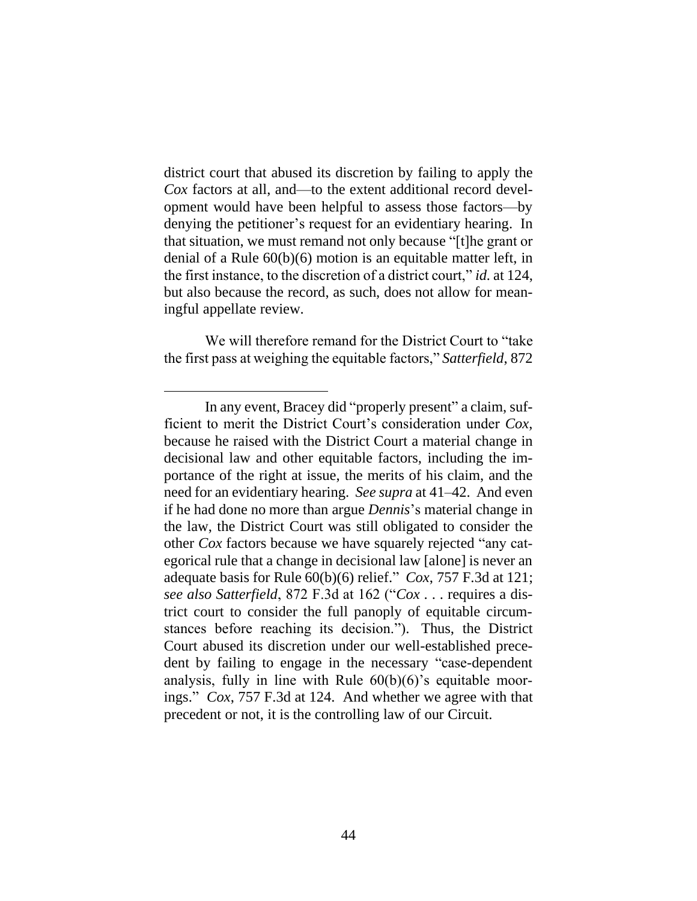district court that abused its discretion by failing to apply the *Cox* factors at all, and—to the extent additional record development would have been helpful to assess those factors—by denying the petitioner's request for an evidentiary hearing. In that situation, we must remand not only because "[t]he grant or denial of a Rule 60(b)(6) motion is an equitable matter left, in the first instance, to the discretion of a district court," *id.* at 124, but also because the record, as such, does not allow for meaningful appellate review.

We will therefore remand for the District Court to "take the first pass at weighing the equitable factors," *Satterfield*, 872

---

In any event, Bracey did "properly present" a claim, sufficient to merit the District Court's consideration under *Cox*, because he raised with the District Court a material change in decisional law and other equitable factors, including the importance of the right at issue, the merits of his claim, and the need for an evidentiary hearing. *See supra* at 41–42. And even if he had done no more than argue *Dennis*'s material change in the law, the District Court was still obligated to consider the other *Cox* factors because we have squarely rejected "any categorical rule that a change in decisional law [alone] is never an adequate basis for Rule 60(b)(6) relief." *Cox*, 757 F.3d at 121; *see also Satterfield*, 872 F.3d at 162 ("*Cox* . . . requires a district court to consider the full panoply of equitable circumstances before reaching its decision."). Thus, the District Court abused its discretion under our well-established precedent by failing to engage in the necessary "case-dependent analysis, fully in line with Rule 60(b)(6)'s equitable moorings." *Cox*, 757 F.3d at 124. And whether we agree with that precedent or not, it is the controlling law of our Circuit.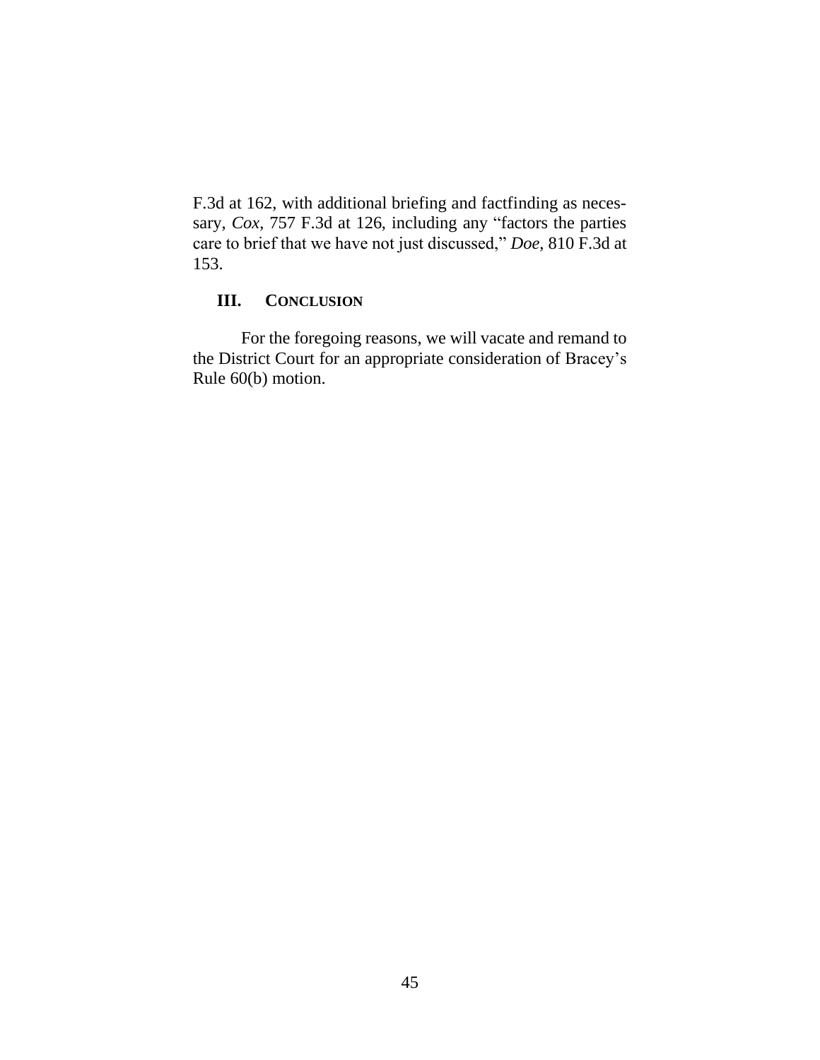F.3d at 162, with additional briefing and factfinding as necessary, *Cox*, 757 F.3d at 126, including any "factors the parties care to brief that we have not just discussed," *Doe*, 810 F.3d at 153.

## III. CONCLUSION

For the foregoing reasons, we will vacate and remand to the District Court for an appropriate consideration of Bracey's Rule 60(b) motion.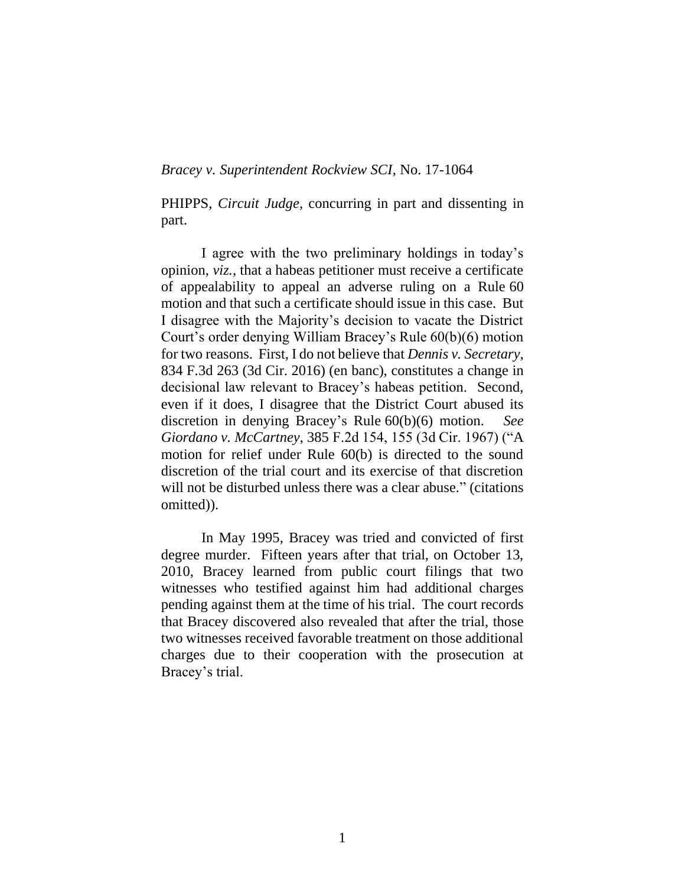*Bracey v. Superintendent Rockview SCI*, No. 17-1064

PHIPPS, *Circuit Judge*, concurring in part and dissenting in part.

I agree with the two preliminary holdings in today's opinion, *viz.*, that a habeas petitioner must receive a certificate of appealability to appeal an adverse ruling on a Rule 60 motion and that such a certificate should issue in this case. But I disagree with the Majority's decision to vacate the District Court's order denying William Bracey's Rule 60(b)(6) motion for two reasons. First, I do not believe that *Dennis v. Secretary*, 834 F.3d 263 (3d Cir. 2016) (en banc), constitutes a change in decisional law relevant to Bracey's habeas petition. Second, even if it does, I disagree that the District Court abused its discretion in denying Bracey's Rule 60(b)(6) motion. *See Giordano v. McCartney*, 385 F.2d 154, 155 (3d Cir. 1967) ("A motion for relief under Rule 60(b) is directed to the sound discretion of the trial court and its exercise of that discretion will not be disturbed unless there was a clear abuse." (citations omitted)).

In May 1995, Bracey was tried and convicted of first degree murder. Fifteen years after that trial, on October 13, 2010, Bracey learned from public court filings that two witnesses who testified against him had additional charges pending against them at the time of his trial. The court records that Bracey discovered also revealed that after the trial, those two witnesses received favorable treatment on those additional charges due to their cooperation with the prosecution at Bracey's trial.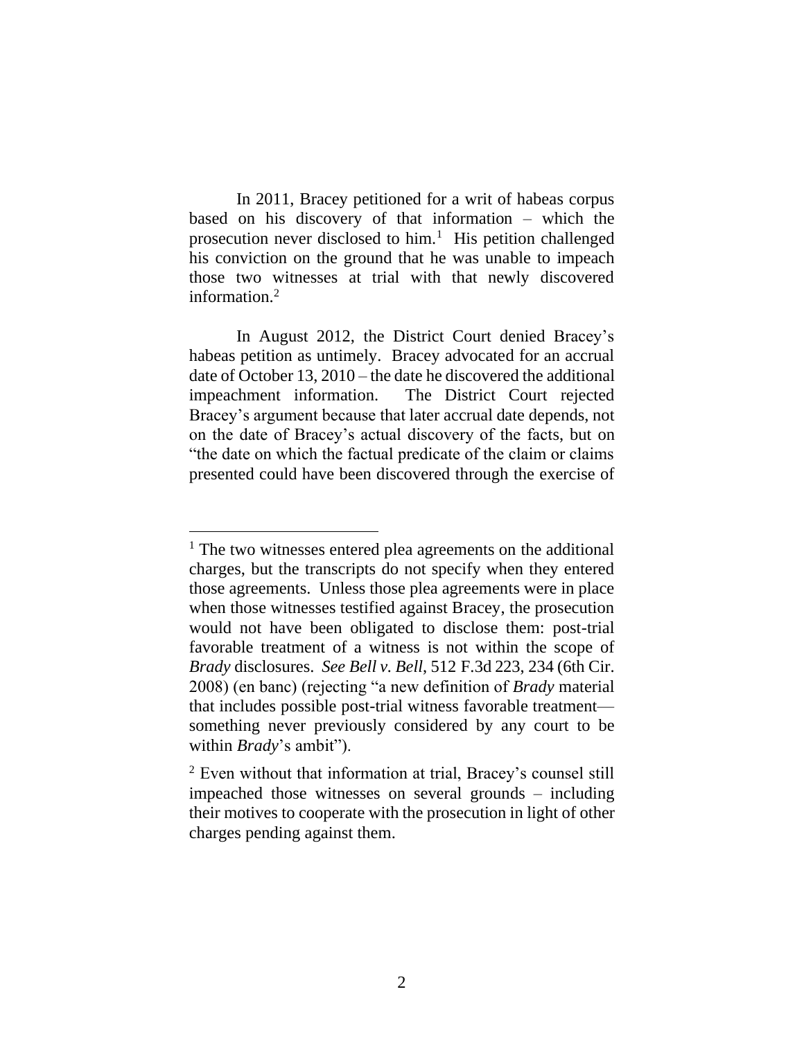In 2011, Bracey petitioned for a writ of habeas corpus based on his discovery of that information – which the prosecution never disclosed to him.[1] His petition challenged his conviction on the ground that he was unable to impeach those two witnesses at trial with that newly discovered information.[2]

In August 2012, the District Court denied Bracey's habeas petition as untimely. Bracey advocated for an accrual date of October 13, 2010 – the date he discovered the additional impeachment information. The District Court rejected Bracey's argument because that later accrual date depends, not on the date of Bracey's actual discovery of the facts, but on "the date on which the factual predicate of the claim or claims presented could have been discovered through the exercise of

---

[1] The two witnesses entered plea agreements on the additional charges, but the transcripts do not specify when they entered those agreements. Unless those plea agreements were in place when those witnesses testified against Bracey, the prosecution would not have been obligated to disclose them: post-trial favorable treatment of a witness is not within the scope of *Brady* disclosures. *See Bell v. Bell*, 512 F.3d 223, 234 (6th Cir. 2008) (en banc) (rejecting "a new definition of *Brady* material that includes possible post-trial witness favorable treatment—something never previously considered by any court to be within *Brady*'s ambit").

[2] Even without that information at trial, Bracey's counsel still impeached those witnesses on several grounds – including their motives to cooperate with the prosecution in light of other charges pending against them.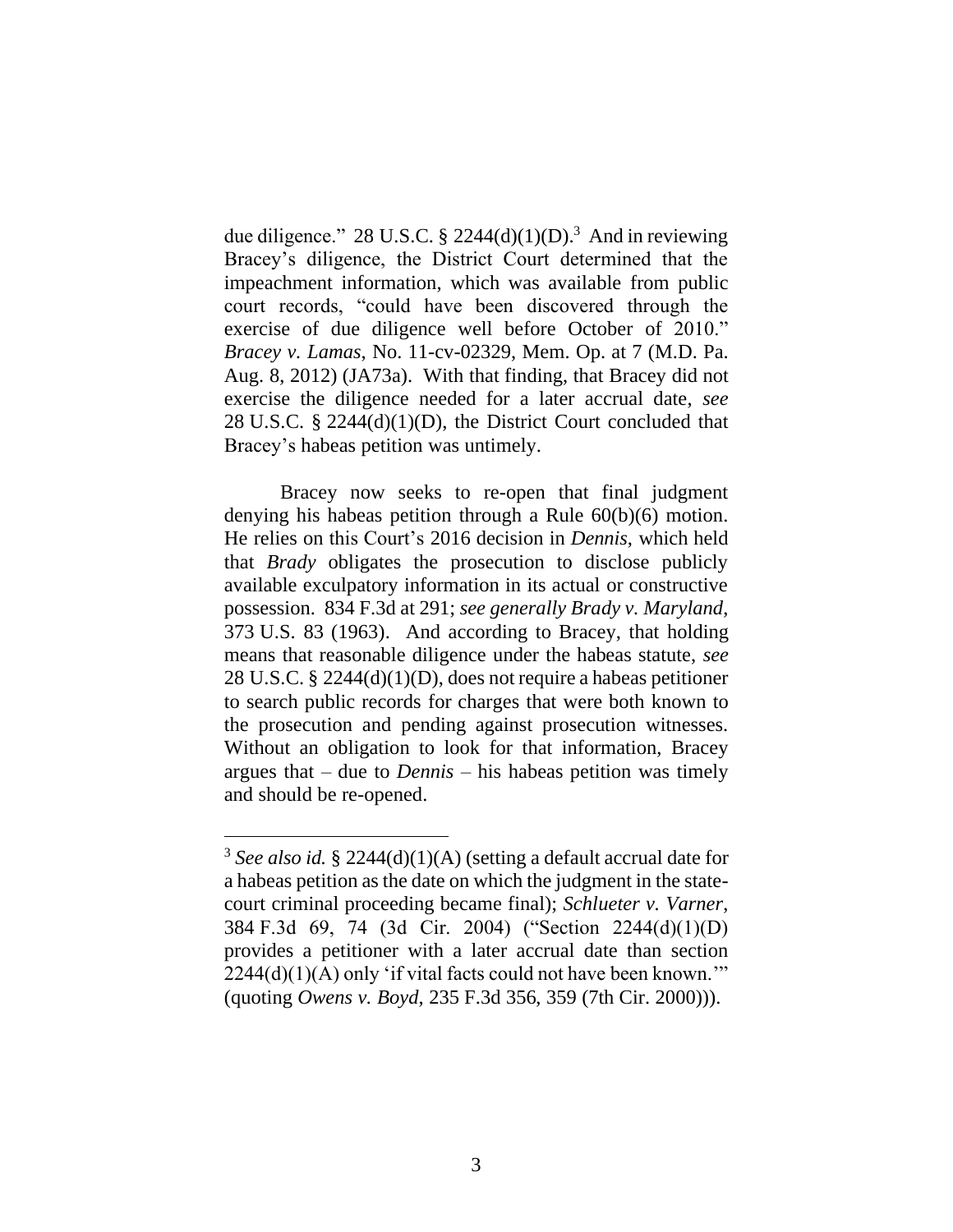due diligence." 28 U.S.C. § 2244(d)(1)(D).[3] And in reviewing Bracey's diligence, the District Court determined that the impeachment information, which was available from public court records, "could have been discovered through the exercise of due diligence well before October of 2010." *Bracey v. Lamas*, No. 11-cv-02329, Mem. Op. at 7 (M.D. Pa. Aug. 8, 2012) (JA73a). With that finding, that Bracey did not exercise the diligence needed for a later accrual date, *see* 28 U.S.C. § 2244(d)(1)(D), the District Court concluded that Bracey's habeas petition was untimely.

Bracey now seeks to re-open that final judgment denying his habeas petition through a Rule 60(b)(6) motion. He relies on this Court's 2016 decision in *Dennis*, which held that *Brady* obligates the prosecution to disclose publicly available exculpatory information in its actual or constructive possession. 834 F.3d at 291; *see generally Brady v. Maryland*, 373 U.S. 83 (1963). And according to Bracey, that holding means that reasonable diligence under the habeas statute, *see* 28 U.S.C. § 2244(d)(1)(D), does not require a habeas petitioner to search public records for charges that were both known to the prosecution and pending against prosecution witnesses. Without an obligation to look for that information, Bracey argues that – due to *Dennis* – his habeas petition was timely and should be re-opened.

[3] *See also id.* § 2244(d)(1)(A) (setting a default accrual date for a habeas petition as the date on which the judgment in the state-court criminal proceeding became final); *Schlueter v. Varner*, 384 F.3d 69, 74 (3d Cir. 2004) ("Section 2244(d)(1)(D) provides a petitioner with a later accrual date than section 2244(d)(1)(A) only 'if vital facts could not have been known.'" (quoting *Owens v. Boyd*, 235 F.3d 356, 359 (7th Cir. 2000))).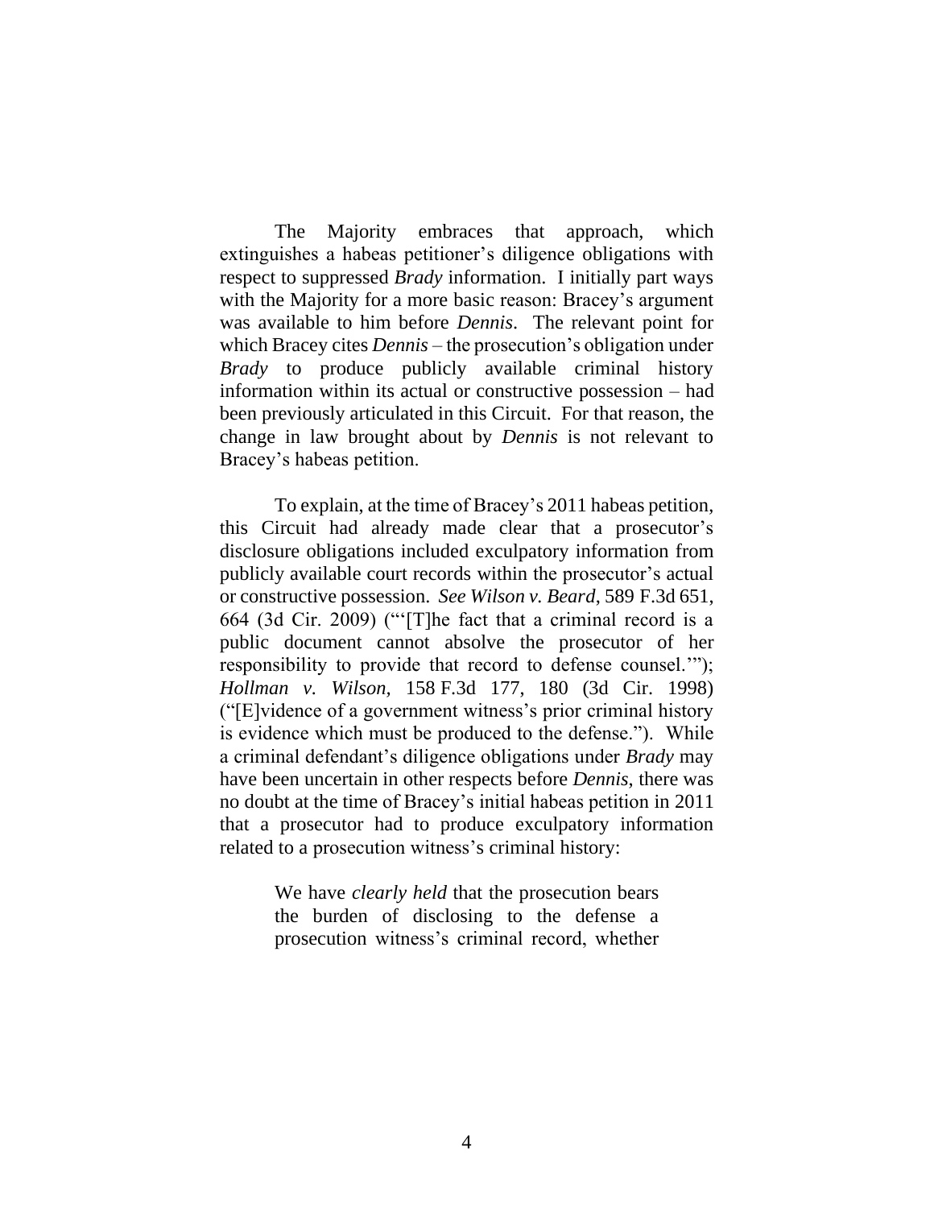The Majority embraces that approach, which extinguishes a habeas petitioner's diligence obligations with respect to suppressed *Brady* information. I initially part ways with the Majority for a more basic reason: Bracey's argument was available to him before *Dennis*. The relevant point for which Bracey cites *Dennis* – the prosecution's obligation under *Brady* to produce publicly available criminal history information within its actual or constructive possession – had been previously articulated in this Circuit. For that reason, the change in law brought about by *Dennis* is not relevant to Bracey's habeas petition.

To explain, at the time of Bracey's 2011 habeas petition, this Circuit had already made clear that a prosecutor's disclosure obligations included exculpatory information from publicly available court records within the prosecutor's actual or constructive possession. *See Wilson v. Beard*, 589 F.3d 651, 664 (3d Cir. 2009) ("'[T]he fact that a criminal record is a public document cannot absolve the prosecutor of her responsibility to provide that record to defense counsel.'"); *Hollman v. Wilson*, 158 F.3d 177, 180 (3d Cir. 1998) ("[E]vidence of a government witness's prior criminal history is evidence which must be produced to the defense."). While a criminal defendant's diligence obligations under *Brady* may have been uncertain in other respects before *Dennis*, there was no doubt at the time of Bracey's initial habeas petition in 2011 that a prosecutor had to produce exculpatory information related to a prosecution witness's criminal history:

> We have *clearly held* that the prosecution bears the burden of disclosing to the defense a prosecution witness's criminal record, whether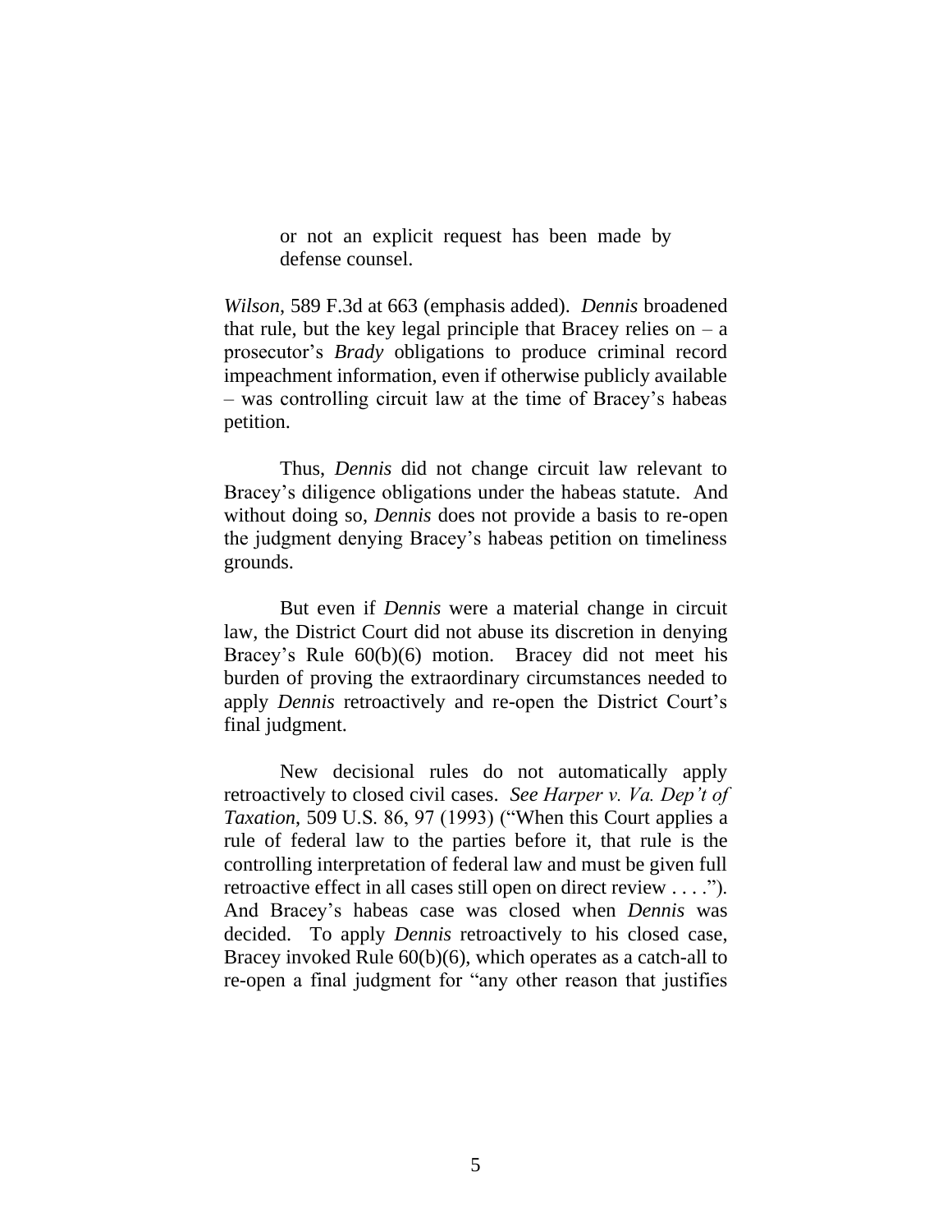> or not an explicit request has been made by defense counsel.

*Wilson*, 589 F.3d at 663 (emphasis added). *Dennis* broadened that rule, but the key legal principle that Bracey relies on – a prosecutor's *Brady* obligations to produce criminal record impeachment information, even if otherwise publicly available – was controlling circuit law at the time of Bracey's habeas petition.

Thus, *Dennis* did not change circuit law relevant to Bracey's diligence obligations under the habeas statute. And without doing so, *Dennis* does not provide a basis to re-open the judgment denying Bracey's habeas petition on timeliness grounds.

But even if *Dennis* were a material change in circuit law, the District Court did not abuse its discretion in denying Bracey's Rule 60(b)(6) motion. Bracey did not meet his burden of proving the extraordinary circumstances needed to apply *Dennis* retroactively and re-open the District Court's final judgment.

New decisional rules do not automatically apply retroactively to closed civil cases. *See Harper v. Va. Dep't of Taxation*, 509 U.S. 86, 97 (1993) ("When this Court applies a rule of federal law to the parties before it, that rule is the controlling interpretation of federal law and must be given full retroactive effect in all cases still open on direct review . . . ."). And Bracey's habeas case was closed when *Dennis* was decided. To apply *Dennis* retroactively to his closed case, Bracey invoked Rule 60(b)(6), which operates as a catch-all to re-open a final judgment for "any other reason that justifies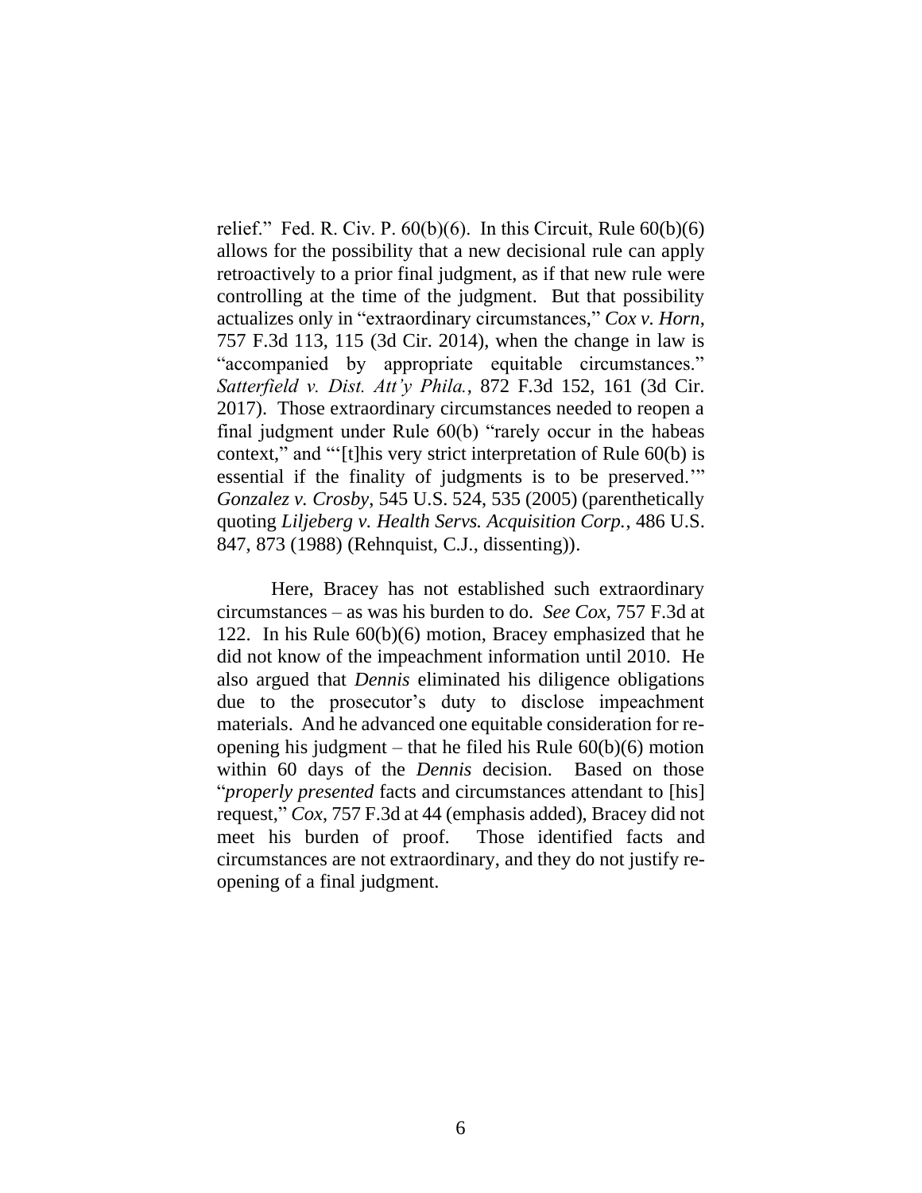relief." Fed. R. Civ. P. 60(b)(6). In this Circuit, Rule 60(b)(6) allows for the possibility that a new decisional rule can apply retroactively to a prior final judgment, as if that new rule were controlling at the time of the judgment. But that possibility actualizes only in "extraordinary circumstances," *Cox v. Horn*, 757 F.3d 113, 115 (3d Cir. 2014), when the change in law is "accompanied by appropriate equitable circumstances." *Satterfield v. Dist. Att'y Phila.*, 872 F.3d 152, 161 (3d Cir. 2017). Those extraordinary circumstances needed to reopen a final judgment under Rule 60(b) "rarely occur in the habeas context," and "'[t]his very strict interpretation of Rule 60(b) is essential if the finality of judgments is to be preserved.'" *Gonzalez v. Crosby*, 545 U.S. 524, 535 (2005) (parenthetically quoting *Liljeberg v. Health Servs. Acquisition Corp.*, 486 U.S. 847, 873 (1988) (Rehnquist, C.J., dissenting)).

Here, Bracey has not established such extraordinary circumstances – as was his burden to do. *See Cox*, 757 F.3d at 122. In his Rule 60(b)(6) motion, Bracey emphasized that he did not know of the impeachment information until 2010. He also argued that *Dennis* eliminated his diligence obligations due to the prosecutor's duty to disclose impeachment materials. And he advanced one equitable consideration for re-opening his judgment – that he filed his Rule 60(b)(6) motion within 60 days of the *Dennis* decision. Based on those "*properly presented* facts and circumstances attendant to [his] request," *Cox*, 757 F.3d at 44 (emphasis added), Bracey did not meet his burden of proof. Those identified facts and circumstances are not extraordinary, and they do not justify re-opening of a final judgment.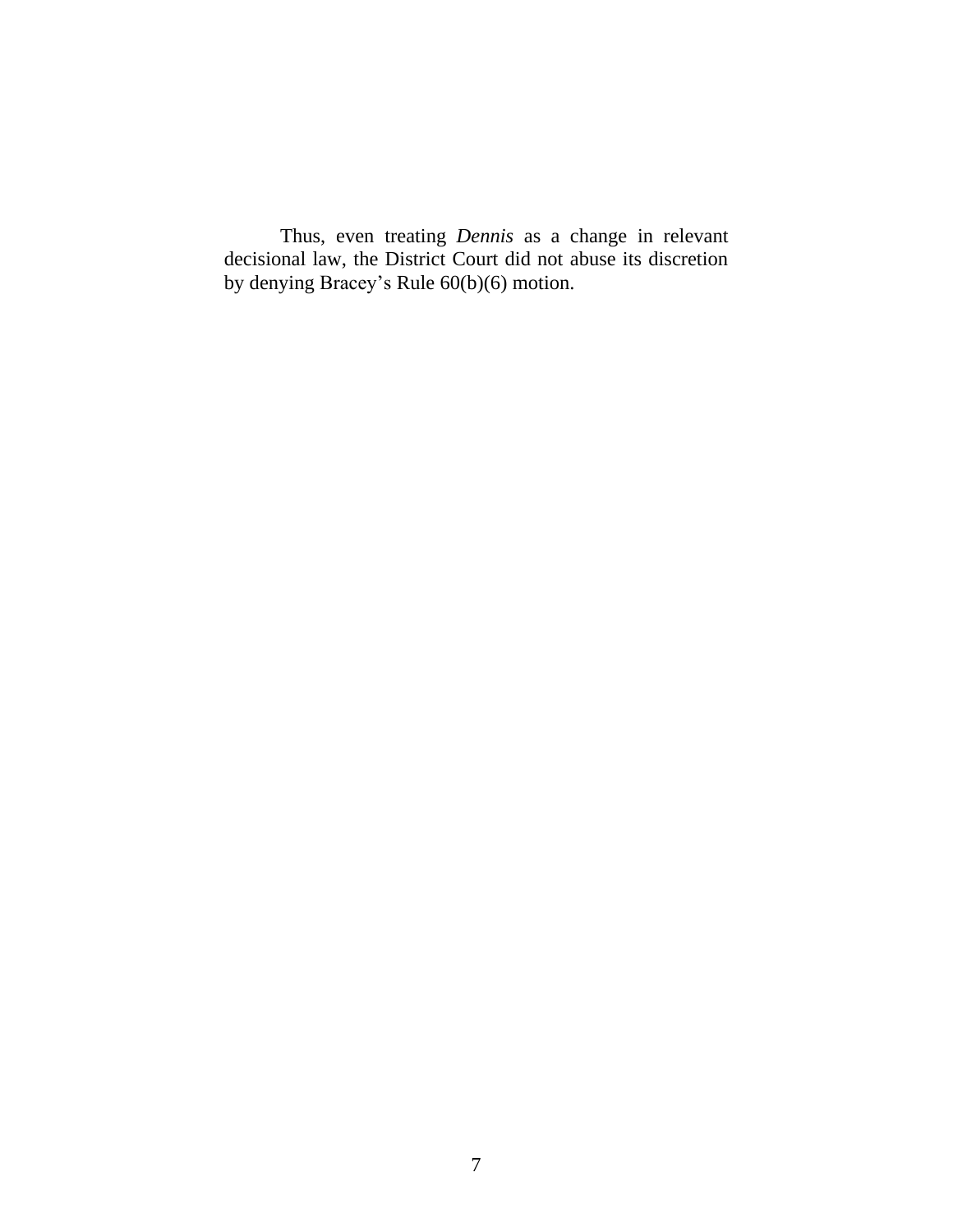Thus, even treating *Dennis* as a change in relevant decisional law, the District Court did not abuse its discretion by denying Bracey's Rule 60(b)(6) motion.